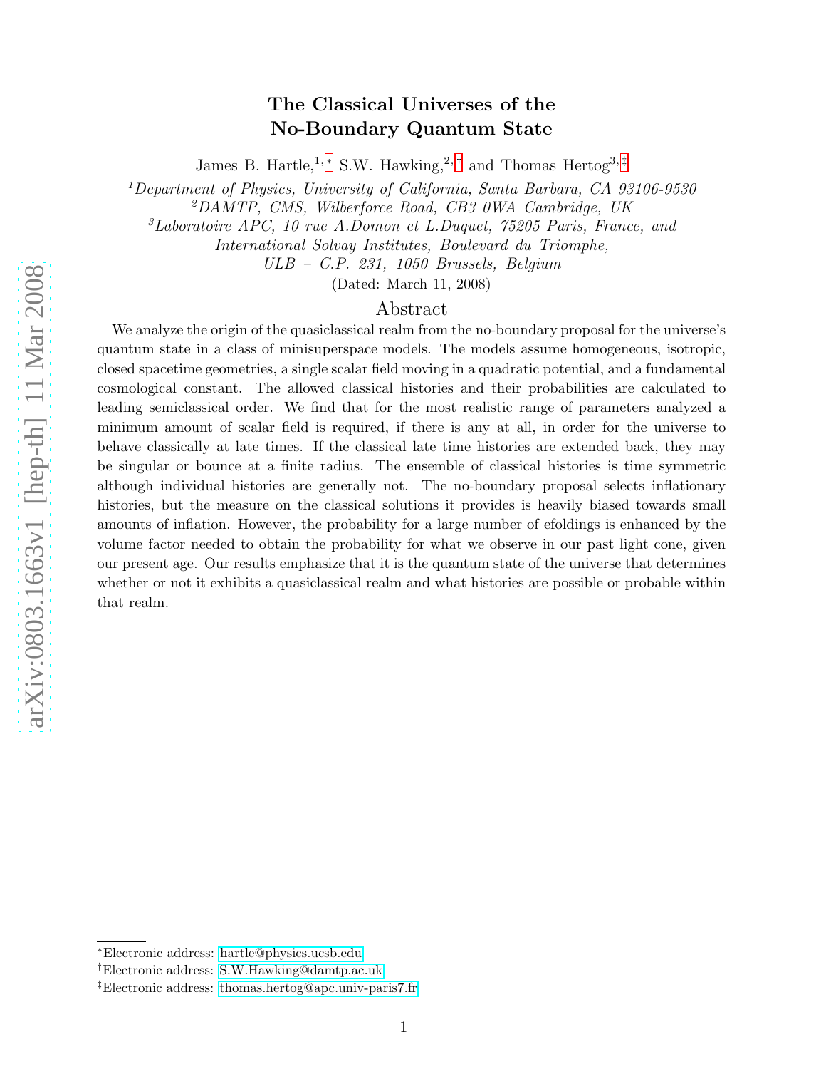# The Classical Universes of the No-Boundary Quantum State

James B. Hartle,[1,*] S.W. Hawking,[2,†] and Thomas Hertog[3,‡]

[1] *Department of Physics, University of California, Santa Barbara, CA 93106-9530*
[2] *DAMTP, CMS, Wilberforce Road, CB3 0WA Cambridge, UK*
[3] *Laboratoire APC, 10 rue A.Domon et L.Duquet, 75205 Paris, France, and International Solvay Institutes, Boulevard du Triomphe, ULB – C.P. 231, 1050 Brussels, Belgium*

(Dated: March 11, 2008)

## Abstract

We analyze the origin of the quasiclassical realm from the no-boundary proposal for the universe's quantum state in a class of minisuperspace models. The models assume homogeneous, isotropic, closed spacetime geometries, a single scalar field moving in a quadratic potential, and a fundamental cosmological constant. The allowed classical histories and their probabilities are calculated to leading semiclassical order. We find that for the most realistic range of parameters analyzed a minimum amount of scalar field is required, if there is any at all, in order for the universe to behave classically at late times. If the classical late time histories are extended back, they may be singular or bounce at a finite radius. The ensemble of classical histories is time symmetric although individual histories are generally not. The no-boundary proposal selects inflationary histories, but the measure on the classical solutions it provides is heavily biased towards small amounts of inflation. However, the probability for a large number of efoldings is enhanced by the volume factor needed to obtain the probability for what we observe in our past light cone, given our present age. Our results emphasize that it is the quantum state of the universe that determines whether or not it exhibits a quasiclassical realm and what histories are possible or probable within that realm.

---

*Electronic address: hartle@physics.ucsb.edu

†Electronic address: S.W.Hawking@damtp.ac.uk

‡Electronic address: thomas.hertog@apc.univ-paris7.fr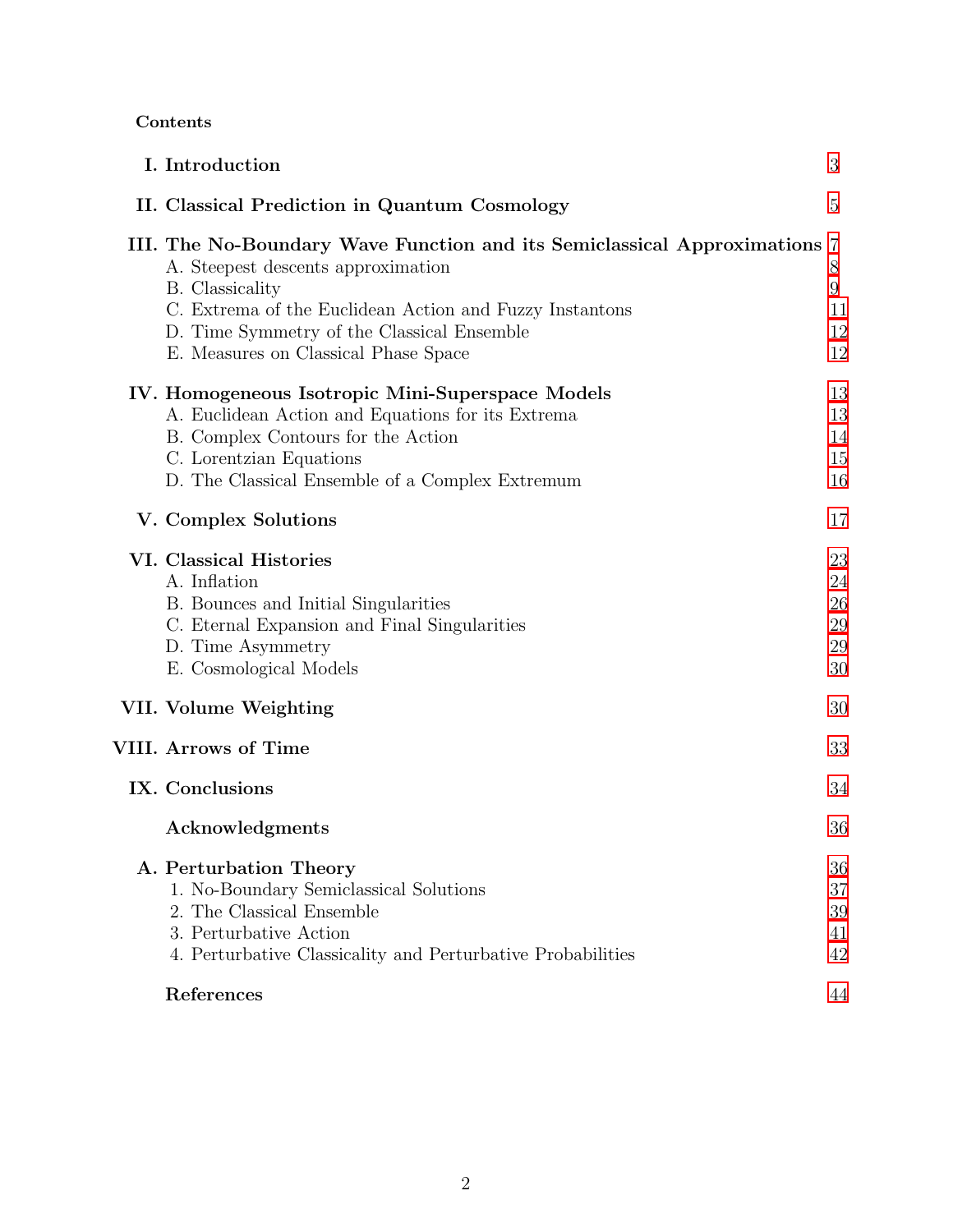## Contents

| | |
|---|---|
| **I. Introduction** | 3 |
| **II. Classical Prediction in Quantum Cosmology** | 5 |
| **III. The No-Boundary Wave Function and its Semiclassical Approximations** | 7 |
| A. Steepest descents approximation | 8 |
| B. Classicality | 9 |
| C. Extrema of the Euclidean Action and Fuzzy Instantons | 11 |
| D. Time Symmetry of the Classical Ensemble | 12 |
| E. Measures on Classical Phase Space | 12 |
| **IV. Homogeneous Isotropic Mini-Superspace Models** | 13 |
| A. Euclidean Action and Equations for its Extrema | 13 |
| B. Complex Contours for the Action | 14 |
| C. Lorentzian Equations | 15 |
| D. The Classical Ensemble of a Complex Extremum | 16 |
| **V. Complex Solutions** | 17 |
| **VI. Classical Histories** | 23 |
| A. Inflation | 24 |
| B. Bounces and Initial Singularities | 26 |
| C. Eternal Expansion and Final Singularities | 29 |
| D. Time Asymmetry | 29 |
| E. Cosmological Models | 30 |
| **VII. Volume Weighting** | 30 |
| **VIII. Arrows of Time** | 33 |
| **IX. Conclusions** | 34 |
| **Acknowledgments** | 36 |
| **A. Perturbation Theory** | 36 |
| 1. No-Boundary Semiclassical Solutions | 37 |
| 2. The Classical Ensemble | 39 |
| 3. Perturbative Action | 41 |
| 4. Perturbative Classicality and Perturbative Probabilities | 42 |
| **References** | 44 |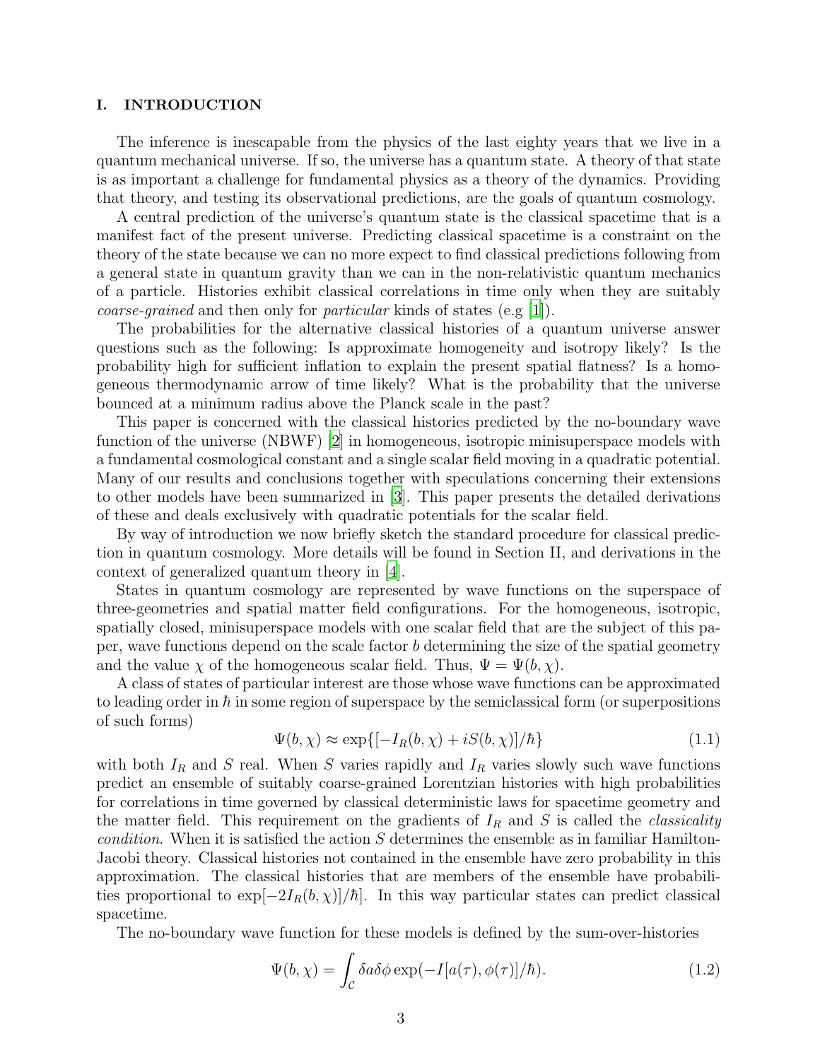## I. INTRODUCTION

The inference is inescapable from the physics of the last eighty years that we live in a quantum mechanical universe. If so, the universe has a quantum state. A theory of that state is as important a challenge for fundamental physics as a theory of the dynamics. Providing that theory, and testing its observational predictions, are the goals of quantum cosmology.

A central prediction of the universe's quantum state is the classical spacetime that is a manifest fact of the present universe. Predicting classical spacetime is a constraint on the theory of the state because we can no more expect to find classical predictions following from a general state in quantum gravity than we can in the non-relativistic quantum mechanics of a particle. Histories exhibit classical correlations in time only when they are suitably *coarse-grained* and then only for *particular* kinds of states (e.g [1]).

The probabilities for the alternative classical histories of a quantum universe answer questions such as the following: Is approximate homogeneity and isotropy likely? Is the probability high for sufficient inflation to explain the present spatial flatness? Is a homogeneous thermodynamic arrow of time likely? What is the probability that the universe bounced at a minimum radius above the Planck scale in the past?

This paper is concerned with the classical histories predicted by the no-boundary wave function of the universe (NBWF) [2] in homogeneous, isotropic minisuperspace models with a fundamental cosmological constant and a single scalar field moving in a quadratic potential. Many of our results and conclusions together with speculations concerning their extensions to other models have been summarized in [3]. This paper presents the detailed derivations of these and deals exclusively with quadratic potentials for the scalar field.

By way of introduction we now briefly sketch the standard procedure for classical prediction in quantum cosmology. More details will be found in Section II, and derivations in the context of generalized quantum theory in [4].

States in quantum cosmology are represented by wave functions on the superspace of three-geometries and spatial matter field configurations. For the homogeneous, isotropic, spatially closed, minisuperspace models with one scalar field that are the subject of this paper, wave functions depend on the scale factor $b$ determining the size of the spatial geometry and the value $\chi$ of the homogeneous scalar field. Thus, $\Psi = \Psi(b, \chi)$.

A class of states of particular interest are those whose wave functions can be approximated to leading order in $\hbar$ in some region of superspace by the semiclassical form (or superpositions of such forms)

$$\Psi(b, \chi) \approx \exp\{[-I_R(b, \chi) + iS(b, \chi)]/\hbar\} \tag{1.1}$$

with both $I_R$ and $S$ real. When $S$ varies rapidly and $I_R$ varies slowly such wave functions predict an ensemble of suitably coarse-grained Lorentzian histories with high probabilities for correlations in time governed by classical deterministic laws for spacetime geometry and the matter field. This requirement on the gradients of $I_R$ and $S$ is called the *classicality condition*. When it is satisfied the action $S$ determines the ensemble as in familiar Hamilton-Jacobi theory. Classical histories not contained in the ensemble have zero probability in this approximation. The classical histories that are members of the ensemble have probabilities proportional to $\exp[-2I_R(b, \chi)]/\hbar]$. In this way particular states can predict classical spacetime.

The no-boundary wave function for these models is defined by the sum-over-histories

$$\Psi(b, \chi) = \int_{\mathcal{C}} \delta a \delta \phi \exp(-I[a(\tau), \phi(\tau)]/\hbar). \tag{1.2}$$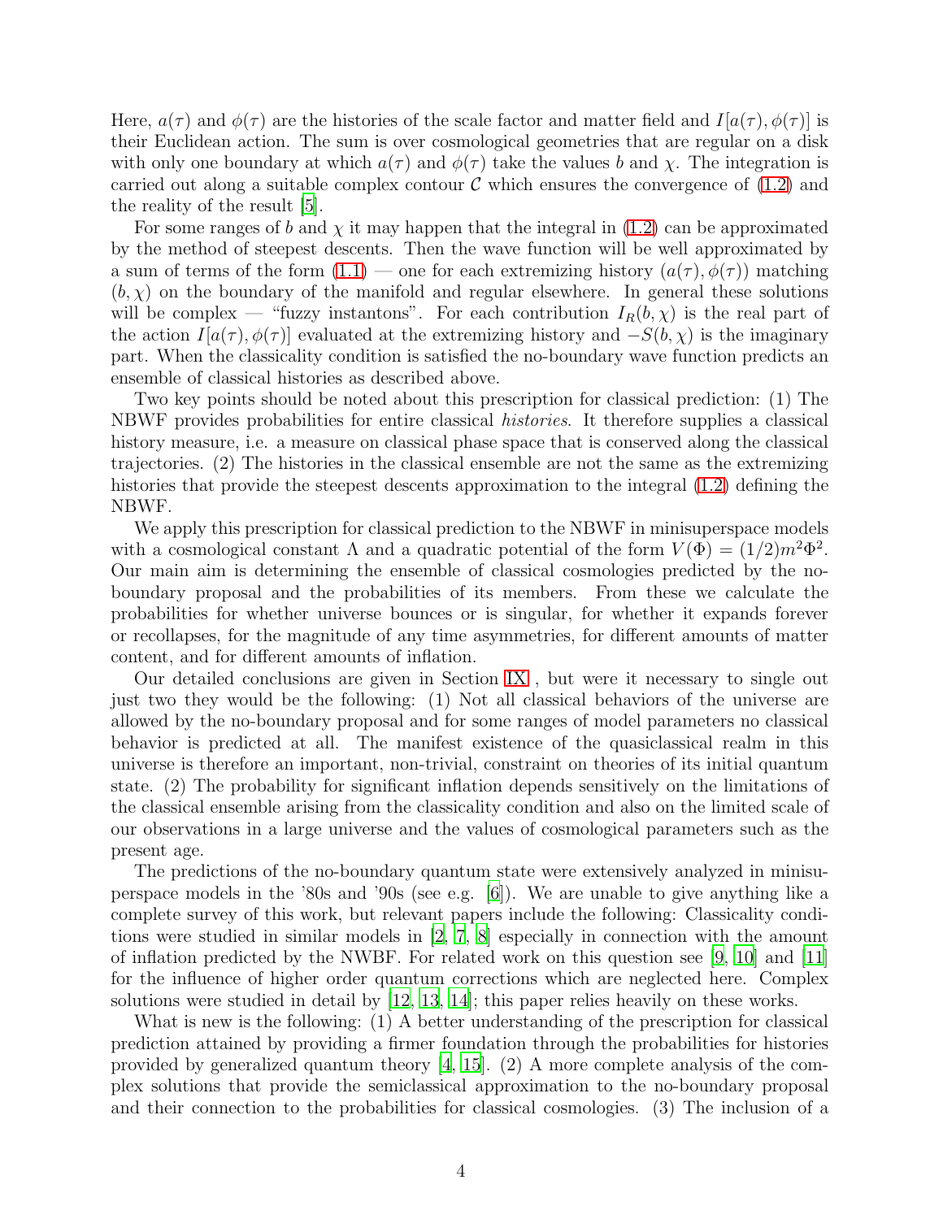Here, $a(\tau)$ and $\phi(\tau)$ are the histories of the scale factor and matter field and $I[a(\tau), \phi(\tau)]$ is their Euclidean action. The sum is over cosmological geometries that are regular on a disk with only one boundary at which $a(\tau)$ and $\phi(\tau)$ take the values $b$ and $\chi$. The integration is carried out along a suitable complex contour $\mathcal{C}$ which ensures the convergence of (1.2) and the reality of the result [5].

For some ranges of $b$ and $\chi$ it may happen that the integral in (1.2) can be approximated by the method of steepest descents. Then the wave function will be well approximated by a sum of terms of the form (1.1) — one for each extremizing history $(a(\tau), \phi(\tau))$ matching $(b, \chi)$ on the boundary of the manifold and regular elsewhere. In general these solutions will be complex — "fuzzy instantons". For each contribution $I_R(b, \chi)$ is the real part of the action $I[a(\tau), \phi(\tau)]$ evaluated at the extremizing history and $-S(b, \chi)$ is the imaginary part. When the classicality condition is satisfied the no-boundary wave function predicts an ensemble of classical histories as described above.

Two key points should be noted about this prescription for classical prediction: (1) The NBWF provides probabilities for entire classical *histories*. It therefore supplies a classical history measure, i.e. a measure on classical phase space that is conserved along the classical trajectories. (2) The histories in the classical ensemble are not the same as the extremizing histories that provide the steepest descents approximation to the integral (1.2) defining the NBWF.

We apply this prescription for classical prediction to the NBWF in minisuperspace models with a cosmological constant $\Lambda$ and a quadratic potential of the form $V(\Phi) = (1/2)m^2\Phi^2$. Our main aim is determining the ensemble of classical cosmologies predicted by the no-boundary proposal and the probabilities of its members. From these we calculate the probabilities for whether universe bounces or is singular, for whether it expands forever or recollapses, for the magnitude of any time asymmetries, for different amounts of matter content, and for different amounts of inflation.

Our detailed conclusions are given in Section IX , but were it necessary to single out just two they would be the following: (1) Not all classical behaviors of the universe are allowed by the no-boundary proposal and for some ranges of model parameters no classical behavior is predicted at all. The manifest existence of the quasiclassical realm in this universe is therefore an important, non-trivial, constraint on theories of its initial quantum state. (2) The probability for significant inflation depends sensitively on the limitations of the classical ensemble arising from the classicality condition and also on the limited scale of our observations in a large universe and the values of cosmological parameters such as the present age.

The predictions of the no-boundary quantum state were extensively analyzed in minisuperspace models in the '80s and '90s (see e.g. [6]). We are unable to give anything like a complete survey of this work, but relevant papers include the following: Classicality conditions were studied in similar models in [2, 7, 8] especially in connection with the amount of inflation predicted by the NWBF. For related work on this question see [9, 10] and [11] for the influence of higher order quantum corrections which are neglected here. Complex solutions were studied in detail by [12, 13, 14]; this paper relies heavily on these works.

What is new is the following: (1) A better understanding of the prescription for classical prediction attained by providing a firmer foundation through the probabilities for histories provided by generalized quantum theory [4, 15]. (2) A more complete analysis of the complex solutions that provide the semiclassical approximation to the no-boundary proposal and their connection to the probabilities for classical cosmologies. (3) The inclusion of a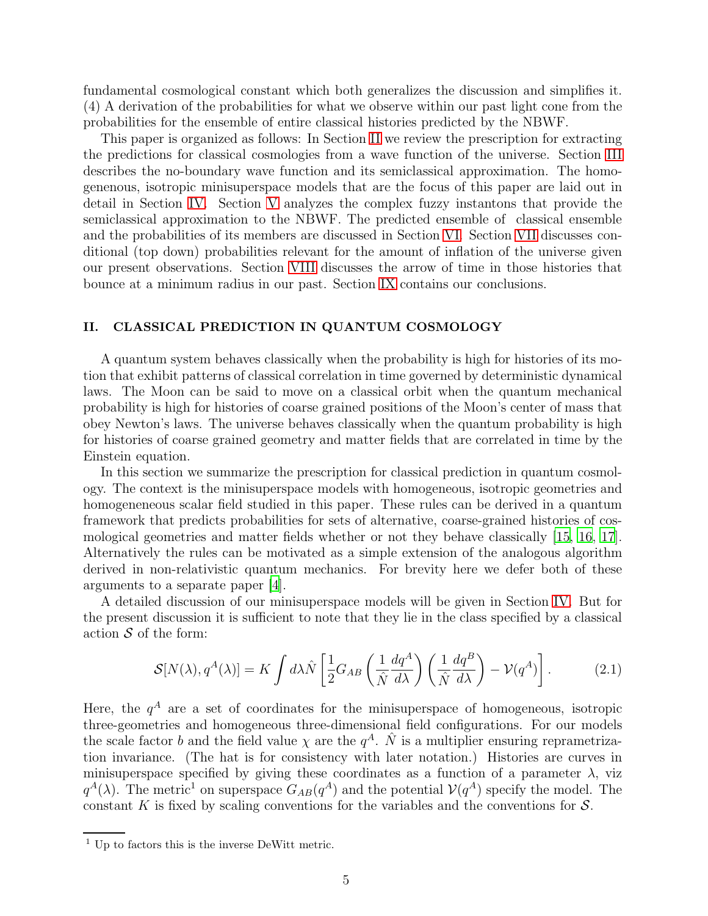fundamental cosmological constant which both generalizes the discussion and simplifies it. (4) A derivation of the probabilities for what we observe within our past light cone from the probabilities for the ensemble of entire classical histories predicted by the NBWF.

This paper is organized as follows: In Section II we review the prescription for extracting the predictions for classical cosmologies from a wave function of the universe. Section III describes the no-boundary wave function and its semiclassical approximation. The homogenous, isotropic minisuperspace models that are the focus of this paper are laid out in detail in Section IV. Section V analyzes the complex fuzzy instantons that provide the semiclassical approximation to the NBWF. The predicted ensemble of classical ensemble and the probabilities of its members are discussed in Section VI. Section VII discusses conditional (top down) probabilities relevant for the amount of inflation of the universe given our present observations. Section VIII discusses the arrow of time in those histories that bounce at a minimum radius in our past. Section IX contains our conclusions.

## II. CLASSICAL PREDICTION IN QUANTUM COSMOLOGY

A quantum system behaves classically when the probability is high for histories of its motion that exhibit patterns of classical correlation in time governed by deterministic dynamical laws. The Moon can be said to move on a classical orbit when the quantum mechanical probability is high for histories of coarse grained positions of the Moon's center of mass that obey Newton's laws. The universe behaves classically when the quantum probability is high for histories of coarse grained geometry and matter fields that are correlated in time by the Einstein equation.

In this section we summarize the prescription for classical prediction in quantum cosmology. The context is the minisuperspace models with homogeneous, isotropic geometries and homogeneneous scalar field studied in this paper. These rules can be derived in a quantum framework that predicts probabilities for sets of alternative, coarse-grained histories of cosmological geometries and matter fields whether or not they behave classically [15, 16, 17]. Alternatively the rules can be motivated as a simple extension of the analogous algorithm derived in non-relativistic quantum mechanics. For brevity here we defer both of these arguments to a separate paper [4].

A detailed discussion of our minisuperspace models will be given in Section IV. But for the present discussion it is sufficient to note that they lie in the class specified by a classical action $\mathcal{S}$ of the form:

$$\mathcal{S}[N(\lambda), q^A(\lambda)] = K \int d\lambda \hat{N} \left[ \frac{1}{2} G_{AB} \left( \frac{1}{\hat{N}} \frac{dq^A}{d\lambda} \right) \left( \frac{1}{\hat{N}} \frac{dq^B}{d\lambda} \right) - \mathcal{V}(q^A) \right]. \tag{2.1}$$

Here, the $q^A$ are a set of coordinates for the minisuperspace of homogeneous, isotropic three-geometries and homogeneous three-dimensional field configurations. For our models the scale factor $b$ and the field value $\chi$ are the $q^A$. $\hat{N}$ is a multiplier ensuring reprametrization invariance. (The hat is for consistency with later notation.) Histories are curves in minisuperspace specified by giving these coordinates as a function of a parameter $\lambda$, viz $q^A(\lambda)$. The metric[1] on superspace $G_{AB}(q^A)$ and the potential $\mathcal{V}(q^A)$ specify the model. The constant $K$ is fixed by scaling conventions for the variables and the conventions for $\mathcal{S}$.

[1] Up to factors this is the inverse DeWitt metric.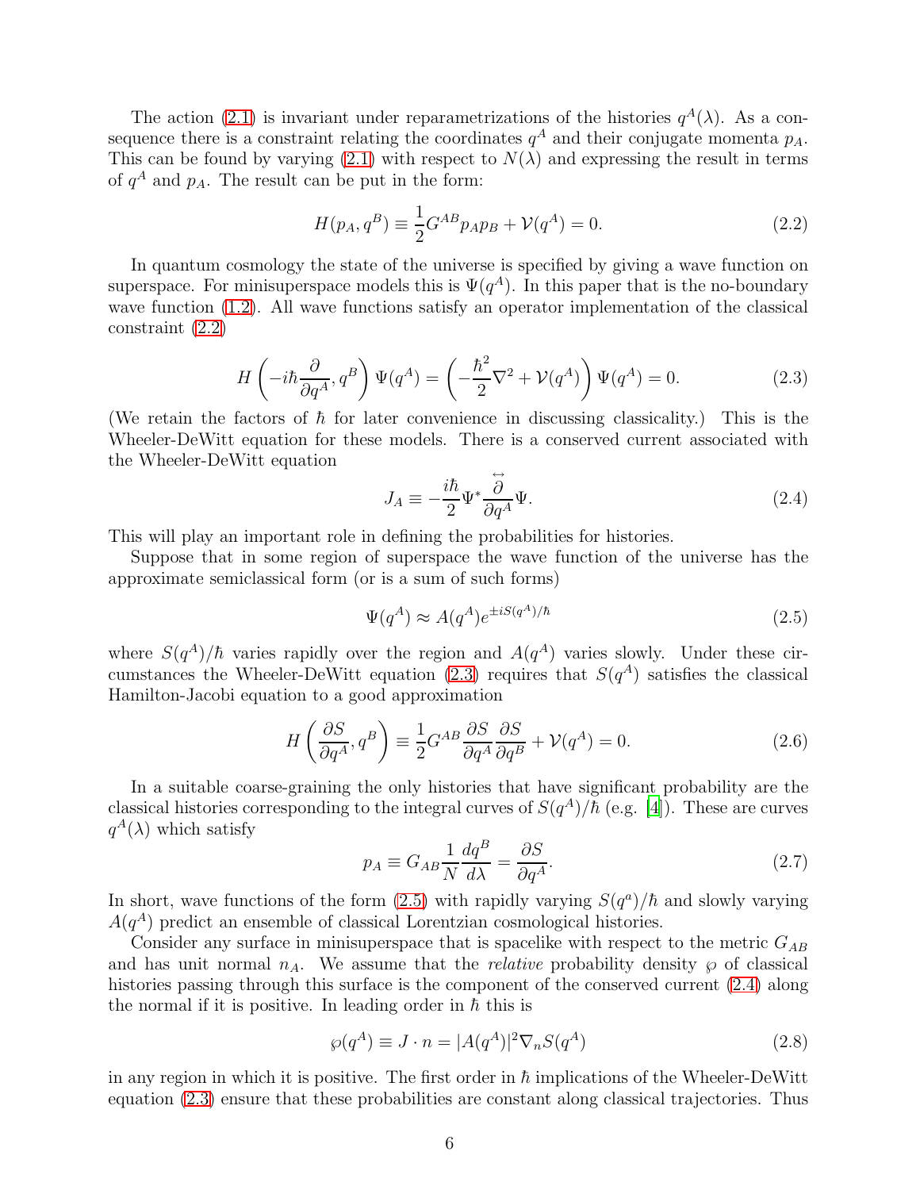The action (2.1) is invariant under reparametrizations of the histories $q^A(\lambda)$. As a consequence there is a constraint relating the coordinates $q^A$ and their conjugate momenta $p_A$. This can be found by varying (2.1) with respect to $N(\lambda)$ and expressing the result in terms of $q^A$ and $p_A$. The result can be put in the form:

$$H(p_A, q^B) \equiv \frac{1}{2} G^{AB} p_A p_B + \mathcal{V}(q^A) = 0. \tag{2.2}$$

In quantum cosmology the state of the universe is specified by giving a wave function on superspace. For minisuperspace models this is $\Psi(q^A)$. In this paper that is the no-boundary wave function (1.2). All wave functions satisfy an operator implementation of the classical constraint (2.2)

$$H\left(-i\hbar \frac{\partial}{\partial q^A}, q^B\right) \Psi(q^A) = \left(-\frac{\hbar^2}{2}\nabla^2 + \mathcal{V}(q^A)\right)\Psi(q^A) = 0. \tag{2.3}$$

(We retain the factors of $\hbar$ for later convenience in discussing classicality.) This is the Wheeler-DeWitt equation for these models. There is a conserved current associated with the Wheeler-DeWitt equation

$$J_A \equiv -\frac{i\hbar}{2}\Psi^* \frac{\overleftrightarrow{\partial}}{\partial q^A}\Psi. \tag{2.4}$$

This will play an important role in defining the probabilities for histories.

Suppose that in some region of superspace the wave function of the universe has the approximate semiclassical form (or is a sum of such forms)

$$\Psi(q^A) \approx A(q^A) e^{\pm i S(q^A)/\hbar} \tag{2.5}$$

where $S(q^A)/\hbar$ varies rapidly over the region and $A(q^A)$ varies slowly. Under these circumstances the Wheeler-DeWitt equation (2.3) requires that $S(q^A)$ satisfies the classical Hamilton-Jacobi equation to a good approximation

$$H\left(\frac{\partial S}{\partial q^A}, q^B\right) \equiv \frac{1}{2} G^{AB} \frac{\partial S}{\partial q^A}\frac{\partial S}{\partial q^B} + \mathcal{V}(q^A) = 0. \tag{2.6}$$

In a suitable coarse-graining the only histories that have significant probability are the classical histories corresponding to the integral curves of $S(q^A)/\hbar$ (e.g. [4]). These are curves $q^A(\lambda)$ which satisfy

$$p_A \equiv G_{AB} \frac{1}{N}\frac{dq^B}{d\lambda} = \frac{\partial S}{\partial q^A}. \tag{2.7}$$

In short, wave functions of the form (2.5) with rapidly varying $S(q^a)/\hbar$ and slowly varying $A(q^A)$ predict an ensemble of classical Lorentzian cosmological histories.

Consider any surface in minisuperspace that is spacelike with respect to the metric $G_{AB}$ and has unit normal $n_A$. We assume that the *relative* probability density $\wp$ of classical histories passing through this surface is the component of the conserved current (2.4) along the normal if it is positive. In leading order in $\hbar$ this is

$$\wp(q^A) \equiv J \cdot n = |A(q^A)|^2 \nabla_n S(q^A) \tag{2.8}$$

in any region in which it is positive. The first order in $\hbar$ implications of the Wheeler-DeWitt equation (2.3) ensure that these probabilities are constant along classical trajectories. Thus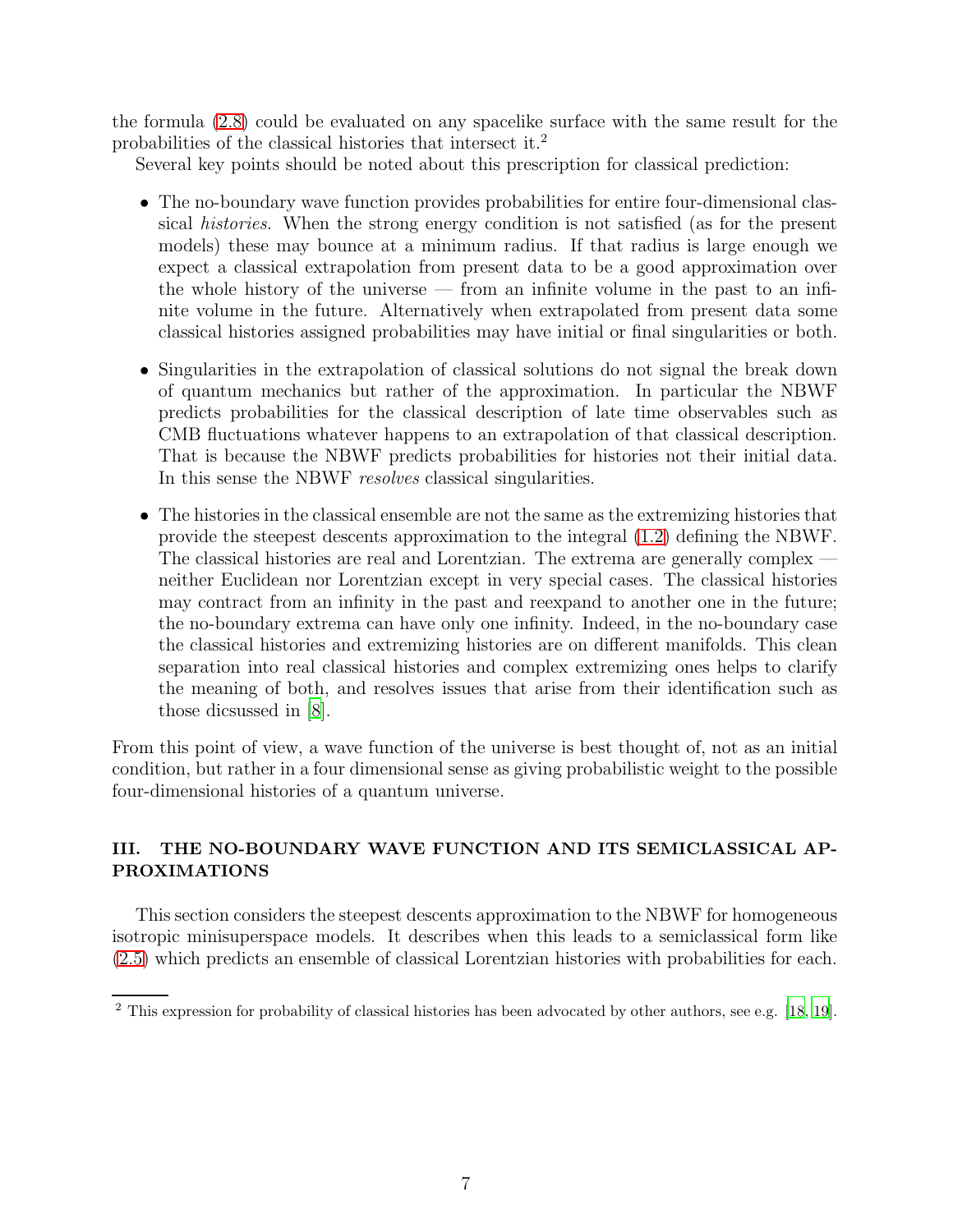the formula (2.8) could be evaluated on any spacelike surface with the same result for the probabilities of the classical histories that intersect it.[2]

Several key points should be noted about this prescription for classical prediction:

- The no-boundary wave function provides probabilities for entire four-dimensional classical *histories*. When the strong energy condition is not satisfied (as for the present models) these may bounce at a minimum radius. If that radius is large enough we expect a classical extrapolation from present data to be a good approximation over the whole history of the universe — from an infinite volume in the past to an infinite volume in the future. Alternatively when extrapolated from present data some classical histories assigned probabilities may have initial or final singularities or both.

- Singularities in the extrapolation of classical solutions do not signal the break down of quantum mechanics but rather of the approximation. In particular the NBWF predicts probabilities for the classical description of late time observables such as CMB fluctuations whatever happens to an extrapolation of that classical description. That is because the NBWF predicts probabilities for histories not their initial data. In this sense the NBWF *resolves* classical singularities.

- The histories in the classical ensemble are not the same as the extremizing histories that provide the steepest descents approximation to the integral (1.2) defining the NBWF. The classical histories are real and Lorentzian. The extrema are generally complex — neither Euclidean nor Lorentzian except in very special cases. The classical histories may contract from an infinity in the past and reexpand to another one in the future; the no-boundary extrema can have only one infinity. Indeed, in the no-boundary case the classical histories and extremizing histories are on different manifolds. This clean separation into real classical histories and complex extremizing ones helps to clarify the meaning of both, and resolves issues that arise from their identification such as those dicsussed in [8].

From this point of view, a wave function of the universe is best thought of, not as an initial condition, but rather in a four dimensional sense as giving probabilistic weight to the possible four-dimensional histories of a quantum universe.

## III. THE NO-BOUNDARY WAVE FUNCTION AND ITS SEMICLASSICAL APPROXIMATIONS

This section considers the steepest descents approximation to the NBWF for homogeneous isotropic minisuperspace models. It describes when this leads to a semiclassical form like (2.5) which predicts an ensemble of classical Lorentzian histories with probabilities for each.

[2] This expression for probability of classical histories has been advocated by other authors, see e.g. [18, 19].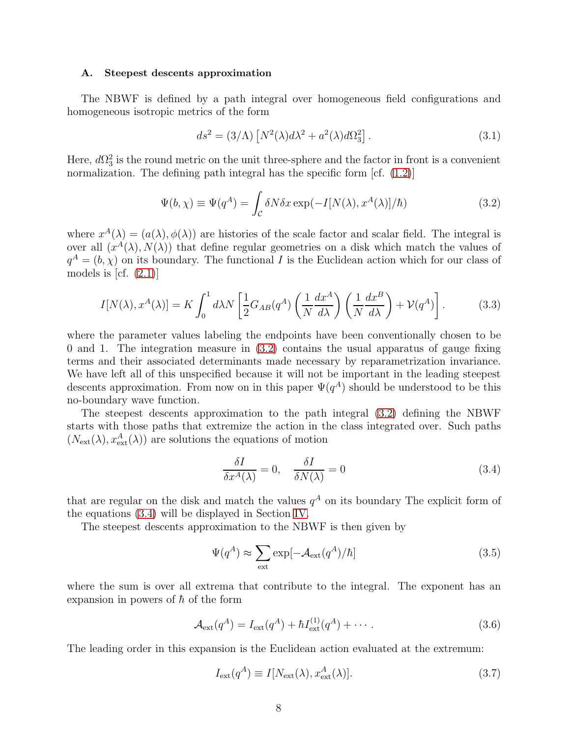### A. Steepest descents approximation

The NBWF is defined by a path integral over homogeneous field configurations and homogeneous isotropic metrics of the form

$$ds^2 = (3/\Lambda)\left[N^2(\lambda)d\lambda^2 + a^2(\lambda)d\Omega_3^2\right]. \tag{3.1}$$

Here, $d\Omega_3^2$ is the round metric on the unit three-sphere and the factor in front is a convenient normalization. The defining path integral has the specific form [cf. (1.2)]

$$\Psi(b,\chi) \equiv \Psi(q^A) = \int_{\mathcal{C}} \delta N \delta x \exp(-I[N(\lambda), x^A(\lambda)]/\hbar) \tag{3.2}$$

where $x^A(\lambda) = (a(\lambda), \phi(\lambda))$ are histories of the scale factor and scalar field. The integral is over all $(x^A(\lambda), N(\lambda))$ that define regular geometries on a disk which match the values of $q^A = (b, \chi)$ on its boundary. The functional $I$ is the Euclidean action which for our class of models is [cf. (2.1)]

$$I[N(\lambda), x^A(\lambda)] = K\int_0^1 d\lambda N\left[\frac{1}{2}G_{AB}(q^A)\left(\frac{1}{N}\frac{dx^A}{d\lambda}\right)\left(\frac{1}{N}\frac{dx^B}{d\lambda}\right) + \mathcal{V}(q^A)\right]. \tag{3.3}$$

where the parameter values labeling the endpoints have been conventionally chosen to be 0 and 1. The integration measure in (3.2) contains the usual apparatus of gauge fixing terms and their associated determinants made necessary by reparametrization invariance. We have left all of this unspecified because it will not be important in the leading steepest descents approximation. From now on in this paper $\Psi(q^A)$ should be understood to be this no-boundary wave function.

The steepest descents approximation to the path integral (3.2) defining the NBWF starts with those paths that extremize the action in the class integrated over. Such paths $(N_{\rm ext}(\lambda), x^A_{\rm ext}(\lambda))$ are solutions the equations of motion

$$\frac{\delta I}{\delta x^A(\lambda)} = 0, \quad \frac{\delta I}{\delta N(\lambda)} = 0 \tag{3.4}$$

that are regular on the disk and match the values $q^A$ on its boundary The explicit form of the equations (3.4) will be displayed in Section IV.

The steepest descents approximation to the NBWF is then given by

$$\Psi(q^A) \approx \sum_{\rm ext} \exp[-\mathcal{A}_{\rm ext}(q^A)/\hbar] \tag{3.5}$$

where the sum is over all extrema that contribute to the integral. The exponent has an expansion in powers of $\hbar$ of the form

$$\mathcal{A}_{\rm ext}(q^A) = I_{\rm ext}(q^A) + \hbar I^{(1)}_{\rm ext}(q^A) + \cdots. \tag{3.6}$$

The leading order in this expansion is the Euclidean action evaluated at the extremum:

$$I_{\rm ext}(q^A) \equiv I[N_{\rm ext}(\lambda), x^A_{\rm ext}(\lambda)]. \tag{3.7}$$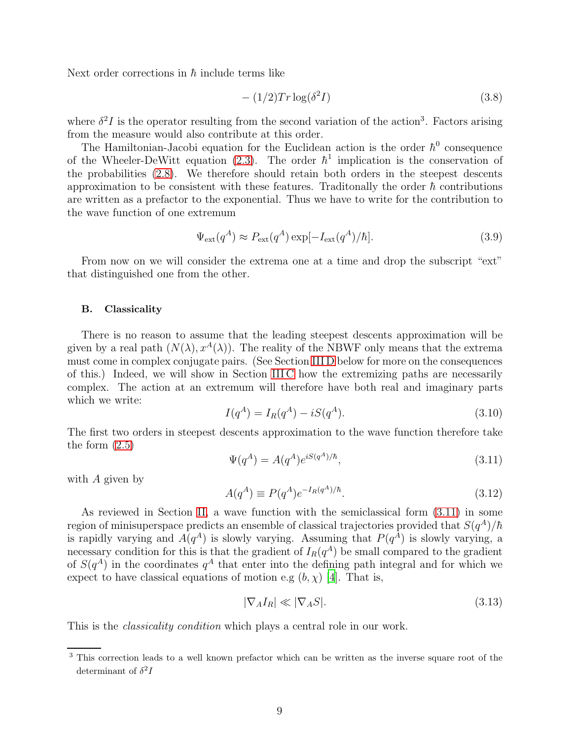Next order corrections in $\hbar$ include terms like

$$- (1/2) Tr \log(\delta^2 I) \tag{3.8}$$

where $\delta^2 I$ is the operator resulting from the second variation of the action[3]. Factors arising from the measure would also contribute at this order.

The Hamiltonian-Jacobi equation for the Euclidean action is the order $\hbar^0$ consequence of the Wheeler-DeWitt equation (2.3). The order $\hbar^1$ implication is the conservation of the probabilities (2.8). We therefore should retain both orders in the steepest descents approximation to be consistent with these features. Traditonally the order $\hbar$ contributions are written as a prefactor to the exponential. Thus we have to write for the contribution to the wave function of one extremum

$$\Psi_{\rm ext}(q^A) \approx P_{\rm ext}(q^A) \exp[-I_{\rm ext}(q^A)/\hbar]. \tag{3.9}$$

From now on we will consider the extrema one at a time and drop the subscript "ext" that distinguished one from the other.

### B. Classicality

There is no reason to assume that the leading steepest descents approximation will be given by a real path $(N(\lambda), x^A(\lambda))$. The reality of the NBWF only means that the extrema must come in complex conjugate pairs. (See Section III D below for more on the consequences of this.) Indeed, we will show in Section III C how the extremizing paths are necessarily complex. The action at an extremum will therefore have both real and imaginary parts which we write:

$$I(q^A) = I_R(q^A) - iS(q^A). \tag{3.10}$$

The first two orders in steepest descents approximation to the wave function therefore take the form (2.5)

$$\Psi(q^A) = A(q^A) e^{iS(q^A)/\hbar}, \tag{3.11}$$

with $A$ given by

$$A(q^A) \equiv P(q^A) e^{-I_R(q^A)/\hbar}. \tag{3.12}$$

As reviewed in Section II, a wave function with the semiclassical form (3.11) in some region of minisuperspace predicts an ensemble of classical trajectories provided that $S(q^A)/\hbar$ is rapidly varying and $A(q^A)$ is slowly varying. Assuming that $P(q^A)$ is slowly varying, a necessary condition for this is that the gradient of $I_R(q^A)$ be small compared to the gradient of $S(q^A)$ in the coordinates $q^A$ that enter into the defining path integral and for which we expect to have classical equations of motion e.g $(b, \chi)$ [4]. That is,

$$|\nabla_A I_R| \ll |\nabla_A S|. \tag{3.13}$$

This is the *classicality condition* which plays a central role in our work.

[3] This correction leads to a well known prefactor which can be written as the inverse square root of the determinant of $\delta^2 I$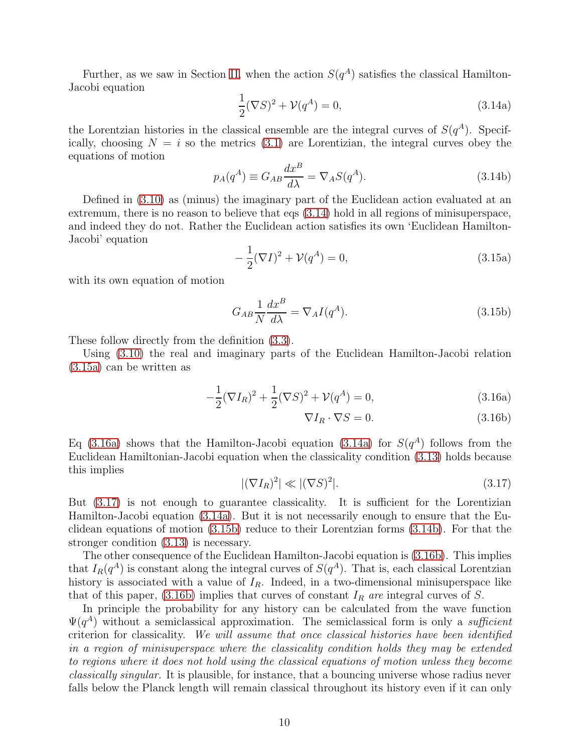Further, as we saw in Section II, when the action $S(q^A)$ satisfies the classical Hamilton-Jacobi equation

$$\frac{1}{2}(\nabla S)^2 + \mathcal{V}(q^A) = 0, \tag{3.14a}$$

the Lorentzian histories in the classical ensemble are the integral curves of $S(q^A)$. Specifically, choosing $N = i$ so the metrics (3.1) are Lorentzian, the integral curves obey the equations of motion

$$p_A(q^A) \equiv G_{AB}\frac{dx^B}{d\lambda} = \nabla_A S(q^A). \tag{3.14b}$$

Defined in (3.10) as (minus) the imaginary part of the Euclidean action evaluated at an extremum, there is no reason to believe that eqs (3.14) hold in all regions of minisuperspace, and indeed they do not. Rather the Euclidean action satisfies its own 'Euclidean Hamilton-Jacobi' equation

$$-\frac{1}{2}(\nabla I)^2 + \mathcal{V}(q^A) = 0, \tag{3.15a}$$

with its own equation of motion

$$G_{AB}\frac{1}{N}\frac{dx^B}{d\lambda} = \nabla_A I(q^A). \tag{3.15b}$$

These follow directly from the definition (3.3).

Using (3.10) the real and imaginary parts of the Euclidean Hamilton-Jacobi relation (3.15a) can be written as

$$-\frac{1}{2}(\nabla I_R)^2 + \frac{1}{2}(\nabla S)^2 + \mathcal{V}(q^A) = 0, \tag{3.16a}$$

$$\nabla I_R \cdot \nabla S = 0. \tag{3.16b}$$

Eq (3.16a) shows that the Hamilton-Jacobi equation (3.14a) for $S(q^A)$ follows from the Euclidean Hamiltonian-Jacobi equation when the classicality condition (3.13) holds because this implies

$$|(\nabla I_R)^2| \ll |(\nabla S)^2|. \tag{3.17}$$

But (3.17) is not enough to guarantee classicality. It is sufficient for the Lorentzian Hamilton-Jacobi equation (3.14a). But it is not necessarily enough to ensure that the Euclidean equations of motion (3.15b) reduce to their Lorentzian forms (3.14b). For that the stronger condition (3.13) is necessary.

The other consequence of the Euclidean Hamilton-Jacobi equation is (3.16b). This implies that $I_R(q^A)$ is constant along the integral curves of $S(q^A)$. That is, each classical Lorentzian history is associated with a value of $I_R$. Indeed, in a two-dimensional minisuperspace like that of this paper, (3.16b) implies that curves of constant $I_R$ *are* integral curves of $S$.

In principle the probability for any history can be calculated from the wave function $\Psi(q^A)$ without a semiclassical approximation. The semiclassical form is only a *sufficient* criterion for classicality. *We will assume that once classical histories have been identified in a region of minisuperspace where the classicality condition holds they may be extended to regions where it does not hold using the classical equations of motion unless they become classically singular.* It is plausible, for instance, that a bouncing universe whose radius never falls below the Planck length will remain classical throughout its history even if it can only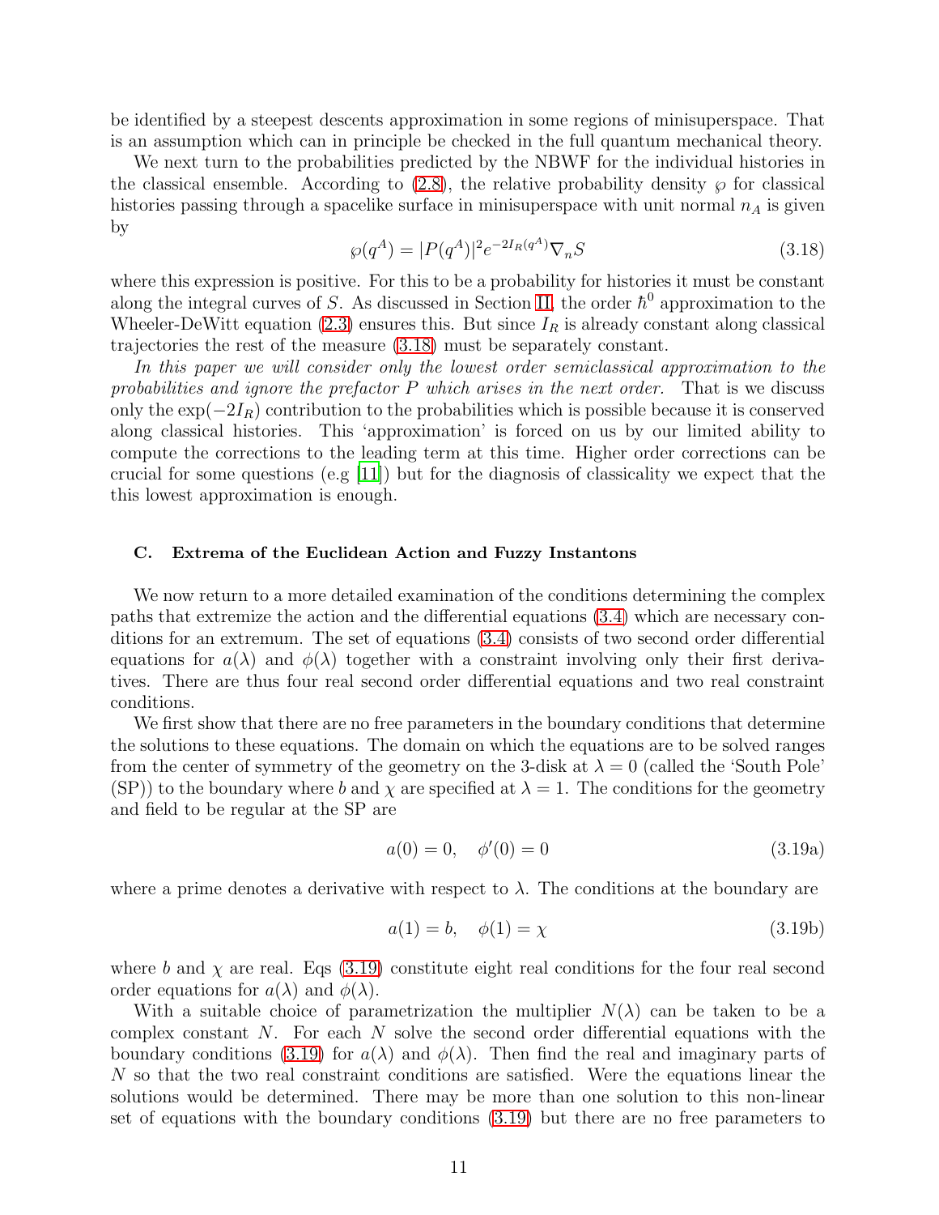be identified by a steepest descents approximation in some regions of minisuperspace. That is an assumption which can in principle be checked in the full quantum mechanical theory.

We next turn to the probabilities predicted by the NBWF for the individual histories in the classical ensemble. According to (2.8), the relative probability density $\wp$ for classical histories passing through a spacelike surface in minisuperspace with unit normal $n_A$ is given by

$$\wp(q^A) = |P(q^A)|^2 e^{-2I_R(q^A)} \nabla_n S \tag{3.18}$$

where this expression is positive. For this to be a probability for histories it must be constant along the integral curves of $S$. As discussed in Section II, the order $\hbar^0$ approximation to the Wheeler-DeWitt equation (2.3) ensures this. But since $I_R$ is already constant along classical trajectories the rest of the measure (3.18) must be separately constant.

*In this paper we will consider only the lowest order semiclassical approximation to the probabilities and ignore the prefactor $P$ which arises in the next order.* That is we discuss only the $\exp(-2I_R)$ contribution to the probabilities which is possible because it is conserved along classical histories. This 'approximation' is forced on us by our limited ability to compute the corrections to the leading term at this time. Higher order corrections can be crucial for some questions (e.g [11]) but for the diagnosis of classicality we expect that the this lowest approximation is enough.

### C. Extrema of the Euclidean Action and Fuzzy Instantons

We now return to a more detailed examination of the conditions determining the complex paths that extremize the action and the differential equations (3.4) which are necessary conditions for an extremum. The set of equations (3.4) consists of two second order differential equations for $a(\lambda)$ and $\phi(\lambda)$ together with a constraint involving only their first derivatives. There are thus four real second order differential equations and two real constraint conditions.

We first show that there are no free parameters in the boundary conditions that determine the solutions to these equations. The domain on which the equations are to be solved ranges from the center of symmetry of the geometry on the 3-disk at $\lambda = 0$ (called the 'South Pole' (SP)) to the boundary where $b$ and $\chi$ are specified at $\lambda = 1$. The conditions for the geometry and field to be regular at the SP are

$$a(0) = 0, \quad \phi'(0) = 0 \tag{3.19a}$$

where a prime denotes a derivative with respect to $\lambda$. The conditions at the boundary are

$$a(1) = b, \quad \phi(1) = \chi \tag{3.19b}$$

where $b$ and $\chi$ are real. Eqs (3.19) constitute eight real conditions for the four real second order equations for $a(\lambda)$ and $\phi(\lambda)$.

With a suitable choice of parametrization the multiplier $N(\lambda)$ can be taken to be a complex constant $N$. For each $N$ solve the second order differential equations with the boundary conditions (3.19) for $a(\lambda)$ and $\phi(\lambda)$. Then find the real and imaginary parts of $N$ so that the two real constraint conditions are satisfied. Were the equations linear the solutions would be determined. There may be more than one solution to this non-linear set of equations with the boundary conditions (3.19) but there are no free parameters to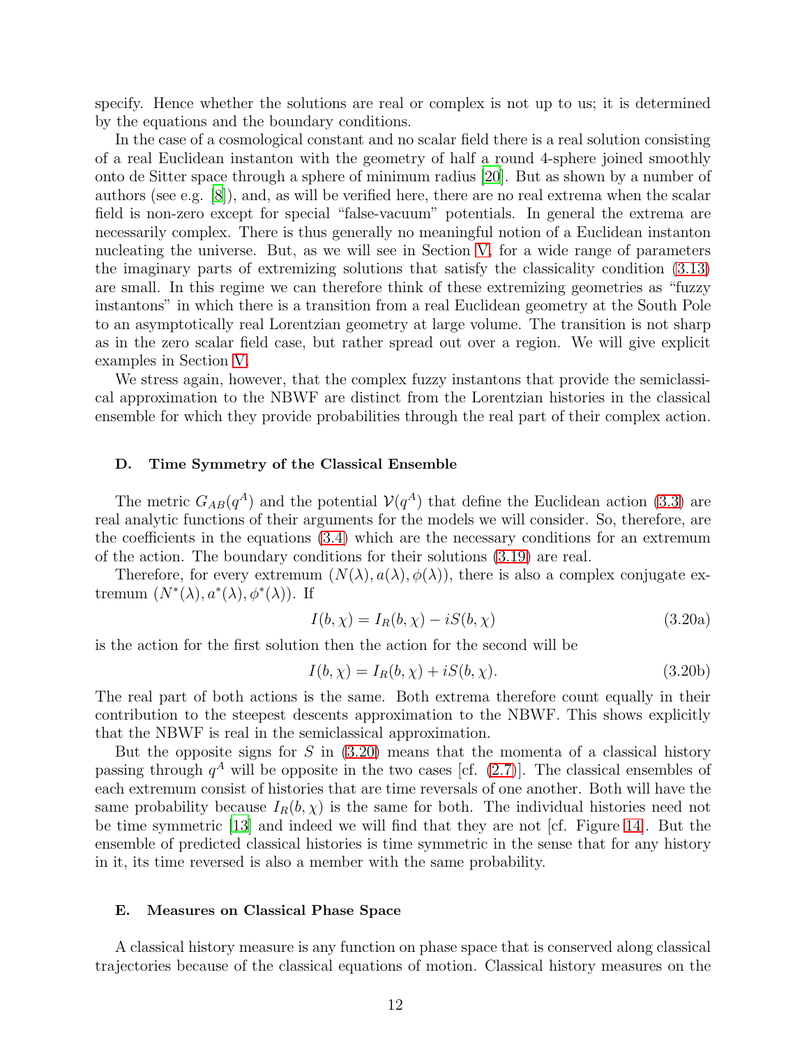specify. Hence whether the solutions are real or complex is not up to us; it is determined by the equations and the boundary conditions.

In the case of a cosmological constant and no scalar field there is a real solution consisting of a real Euclidean instanton with the geometry of half a round 4-sphere joined smoothly onto de Sitter space through a sphere of minimum radius [20]. But as shown by a number of authors (see e.g. [8]), and, as will be verified here, there are no real extrema when the scalar field is non-zero except for special "false-vacuum" potentials. In general the extrema are necessarily complex. There is thus generally no meaningful notion of a Euclidean instanton nucleating the universe. But, as we will see in Section V, for a wide range of parameters the imaginary parts of extremizing solutions that satisfy the classicality condition (3.13) are small. In this regime we can therefore think of these extremizing geometries as "fuzzy instantons" in which there is a transition from a real Euclidean geometry at the South Pole to an asymptotically real Lorentzian geometry at large volume. The transition is not sharp as in the zero scalar field case, but rather spread out over a region. We will give explicit examples in Section V.

We stress again, however, that the complex fuzzy instantons that provide the semiclassical approximation to the NBWF are distinct from the Lorentzian histories in the classical ensemble for which they provide probabilities through the real part of their complex action.

### D. Time Symmetry of the Classical Ensemble

The metric $G_{AB}(q^A)$ and the potential $\mathcal{V}(q^A)$ that define the Euclidean action (3.3) are real analytic functions of their arguments for the models we will consider. So, therefore, are the coefficients in the equations (3.4) which are the necessary conditions for an extremum of the action. The boundary conditions for their solutions (3.19) are real.

Therefore, for every extremum $(N(\lambda), a(\lambda), \phi(\lambda))$, there is also a complex conjugate extremum $(N^*(\lambda), a^*(\lambda), \phi^*(\lambda))$. If

$$I(b, \chi) = I_R(b, \chi) - iS(b, \chi) \tag{3.20a}$$

is the action for the first solution then the action for the second will be

$$I(b, \chi) = I_R(b, \chi) + iS(b, \chi). \tag{3.20b}$$

The real part of both actions is the same. Both extrema therefore count equally in their contribution to the steepest descents approximation to the NBWF. This shows explicitly that the NBWF is real in the semiclassical approximation.

But the opposite signs for $S$ in (3.20) means that the momenta of a classical history passing through $q^A$ will be opposite in the two cases [cf. (2.7)]. The classical ensembles of each extremum consist of histories that are time reversals of one another. Both will have the same probability because $I_R(b, \chi)$ is the same for both. The individual histories need not be time symmetric [13] and indeed we will find that they are not [cf. Figure 14]. But the ensemble of predicted classical histories is time symmetric in the sense that for any history in it, its time reversed is also a member with the same probability.

### E. Measures on Classical Phase Space

A classical history measure is any function on phase space that is conserved along classical trajectories because of the classical equations of motion. Classical history measures on the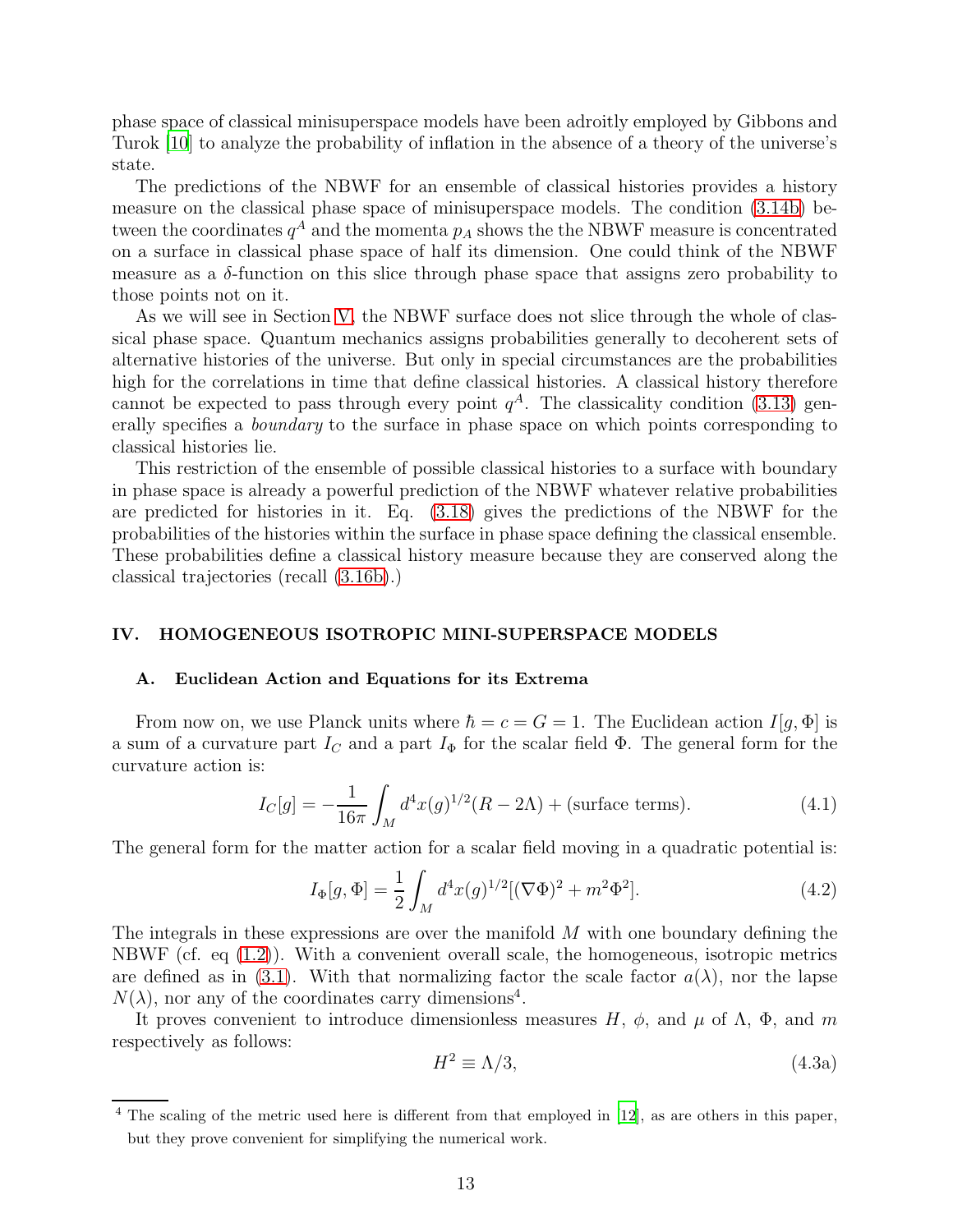phase space of classical minisuperspace models have been adroitly employed by Gibbons and Turok [10] to analyze the probability of inflation in the absence of a theory of the universe's state.

The predictions of the NBWF for an ensemble of classical histories provides a history measure on the classical phase space of minisuperspace models. The condition (3.14b) between the coordinates $q^A$ and the momenta $p_A$ shows the the NBWF measure is concentrated on a surface in classical phase space of half its dimension. One could think of the NBWF measure as a $\delta$-function on this slice through phase space that assigns zero probability to those points not on it.

As we will see in Section V, the NBWF surface does not slice through the whole of classical phase space. Quantum mechanics assigns probabilities generally to decoherent sets of alternative histories of the universe. But only in special circumstances are the probabilities high for the correlations in time that define classical histories. A classical history therefore cannot be expected to pass through every point $q^A$. The classicality condition (3.13) generally specifies a *boundary* to the surface in phase space on which points corresponding to classical histories lie.

This restriction of the ensemble of possible classical histories to a surface with boundary in phase space is already a powerful prediction of the NBWF whatever relative probabilities are predicted for histories in it. Eq. (3.18) gives the predictions of the NBWF for the probabilities of the histories within the surface in phase space defining the classical ensemble. These probabilities define a classical history measure because they are conserved along the classical trajectories (recall (3.16b).)

## IV. HOMOGENEOUS ISOTROPIC MINI-SUPERSPACE MODELS

### A. Euclidean Action and Equations for its Extrema

From now on, we use Planck units where $\hbar = c = G = 1$. The Euclidean action $I[g, \Phi]$ is a sum of a curvature part $I_C$ and a part $I_\Phi$ for the scalar field $\Phi$. The general form for the curvature action is:

$$I_C[g] = -\frac{1}{16\pi}\int_M d^4x(g)^{1/2}(R - 2\Lambda) + (\text{surface terms}). \tag{4.1}$$

The general form for the matter action for a scalar field moving in a quadratic potential is:

$$I_\Phi[g, \Phi] = \frac{1}{2}\int_M d^4x(g)^{1/2}[(\nabla\Phi)^2 + m^2\Phi^2]. \tag{4.2}$$

The integrals in these expressions are over the manifold $M$ with one boundary defining the NBWF (cf. eq (1.2)). With a convenient overall scale, the homogeneous, isotropic metrics are defined as in (3.1). With that normalizing factor the scale factor $a(\lambda)$, nor the lapse $N(\lambda)$, nor any of the coordinates carry dimensions[4].

It proves convenient to introduce dimensionless measures $H$, $\phi$, and $\mu$ of $\Lambda$, $\Phi$, and $m$ respectively as follows:

$$H^2 \equiv \Lambda/3, \tag{4.3a}$$

[4] The scaling of the metric used here is different from that employed in [12], as are others in this paper, but they prove convenient for simplifying the numerical work.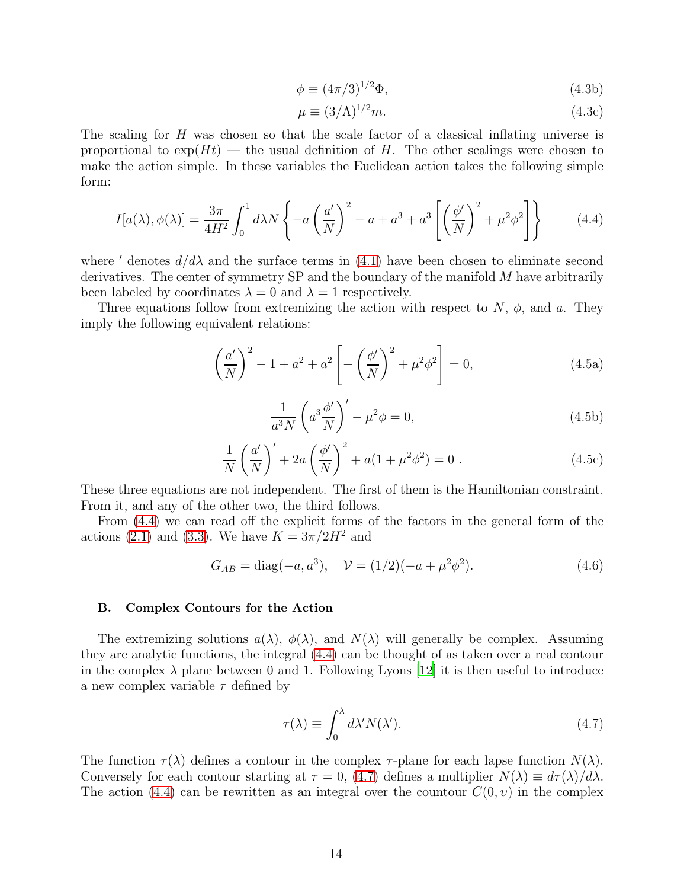$$\phi \equiv (4\pi/3)^{1/2}\Phi, \tag{4.3b}$$

$$\mu \equiv (3/\Lambda)^{1/2} m. \tag{4.3c}$$

The scaling for $H$ was chosen so that the scale factor of a classical inflating universe is proportional to $\exp(Ht)$ — the usual definition of $H$. The other scalings were chosen to make the action simple. In these variables the Euclidean action takes the following simple form:

$$I[a(\lambda), \phi(\lambda)] = \frac{3\pi}{4H^2} \int_0^1 d\lambda N \left\{ -a\left(\frac{a'}{N}\right)^2 - a + a^3 + a^3\left[\left(\frac{\phi'}{N}\right)^2 + \mu^2\phi^2\right]\right\} \tag{4.4}$$

where $'$ denotes $d/d\lambda$ and the surface terms in (4.1) have been chosen to eliminate second derivatives. The center of symmetry SP and the boundary of the manifold $M$ have arbitrarily been labeled by coordinates $\lambda = 0$ and $\lambda = 1$ respectively.

Three equations follow from extremizing the action with respect to $N$, $\phi$, and $a$. They imply the following equivalent relations:

$$\left(\frac{a'}{N}\right)^2 - 1 + a^2 + a^2\left[-\left(\frac{\phi'}{N}\right)^2 + \mu^2\phi^2\right] = 0, \tag{4.5a}$$

$$\frac{1}{a^3 N}\left(a^3 \frac{\phi'}{N}\right)' - \mu^2\phi = 0, \tag{4.5b}$$

$$\frac{1}{N}\left(\frac{a'}{N}\right)' + 2a\left(\frac{\phi'}{N}\right)^2 + a(1+\mu^2\phi^2) = 0\ . \tag{4.5c}$$

These three equations are not independent. The first of them is the Hamiltonian constraint. From it, and any of the other two, the third follows.

From (4.4) we can read off the explicit forms of the factors in the general form of the actions (2.1) and (3.3). We have $K = 3\pi/2H^2$ and

$$G_{AB} = \text{diag}(-a, a^3), \quad \mathcal{V} = (1/2)(-a + \mu^2\phi^2). \tag{4.6}$$

### B. Complex Contours for the Action

The extremizing solutions $a(\lambda)$, $\phi(\lambda)$, and $N(\lambda)$ will generally be complex. Assuming they are analytic functions, the integral (4.4) can be thought of as taken over a real contour in the complex $\lambda$ plane between 0 and 1. Following Lyons [12] it is then useful to introduce a new complex variable $\tau$ defined by

$$\tau(\lambda) \equiv \int_0^\lambda d\lambda' N(\lambda'). \tag{4.7}$$

The function $\tau(\lambda)$ defines a contour in the complex $\tau$-plane for each lapse function $N(\lambda)$. Conversely for each contour starting at $\tau = 0$, (4.7) defines a multiplier $N(\lambda) \equiv d\tau(\lambda)/d\lambda$. The action (4.4) can be rewritten as an integral over the countour $C(0, \upsilon)$ in the complex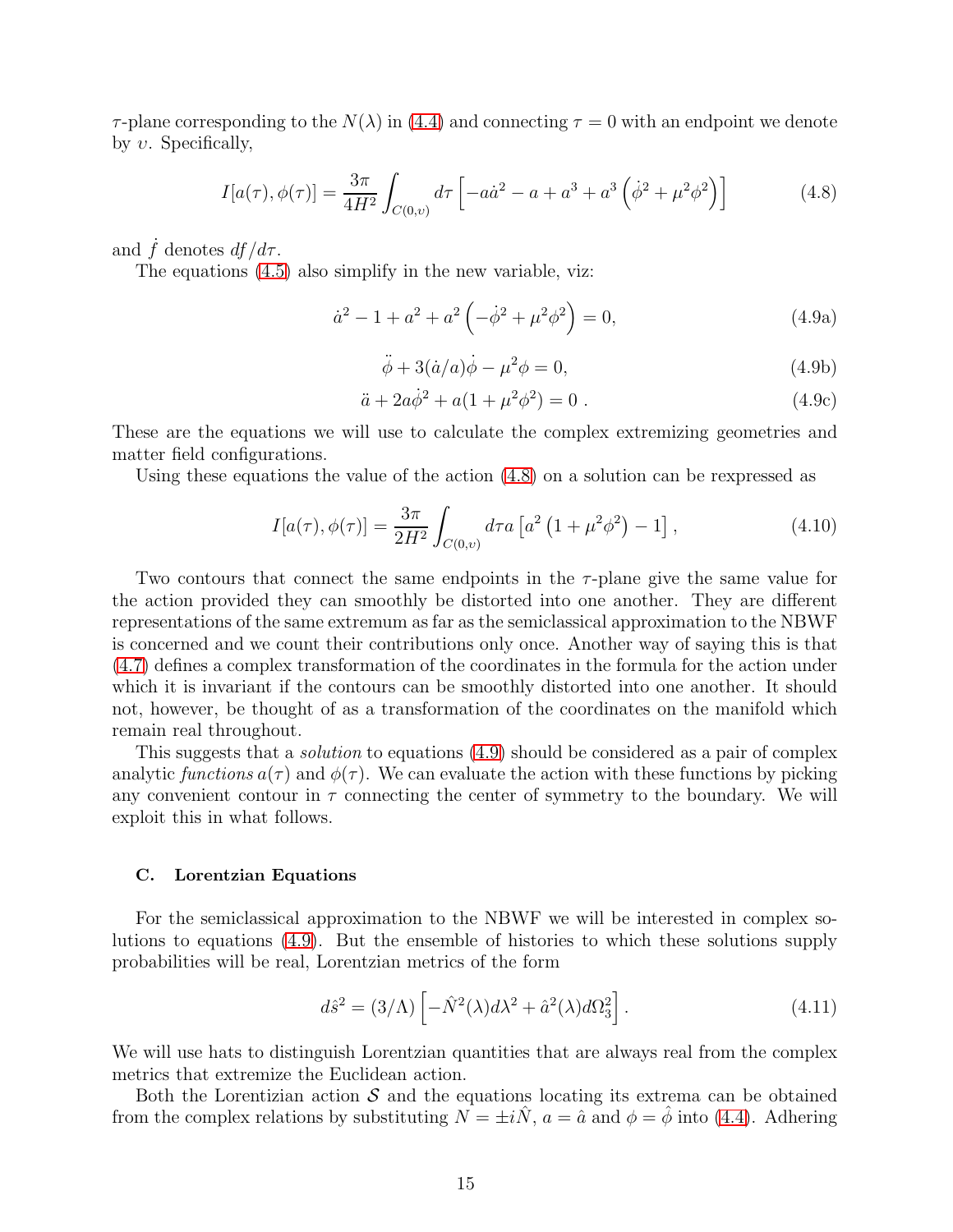$\tau$-plane corresponding to the $N(\lambda)$ in (4.4) and connecting $\tau = 0$ with an endpoint we denote by $\upsilon$. Specifically,

$$I[a(\tau), \phi(\tau)] = \frac{3\pi}{4H^2} \int_{C(0,\upsilon)} d\tau \left[ -a\dot{a}^2 - a + a^3 + a^3 \left( \dot{\phi}^2 + \mu^2 \phi^2 \right) \right] \tag{4.8}$$

and $\dot{f}$ denotes $df/d\tau$.

The equations (4.5) also simplify in the new variable, viz:

$$\dot{a}^2 - 1 + a^2 + a^2 \left( -\dot{\phi}^2 + \mu^2 \phi^2 \right) = 0, \tag{4.9a}$$

$$\ddot{\phi} + 3(\dot{a}/a)\dot{\phi} - \mu^2 \phi = 0, \tag{4.9b}$$

$$\ddot{a} + 2a\dot{\phi}^2 + a(1 + \mu^2 \phi^2) = 0 \; . \tag{4.9c}$$

These are the equations we will use to calculate the complex extremizing geometries and matter field configurations.

Using these equations the value of the action (4.8) on a solution can be rexpressed as

$$I[a(\tau), \phi(\tau)] = \frac{3\pi}{2H^2} \int_{C(0,\upsilon)} d\tau a \left[ a^2 \left( 1 + \mu^2 \phi^2 \right) - 1 \right], \tag{4.10}$$

Two contours that connect the same endpoints in the $\tau$-plane give the same value for the action provided they can smoothly be distorted into one another. They are different representations of the same extremum as far as the semiclassical approximation to the NBWF is concerned and we count their contributions only once. Another way of saying this is that (4.7) defines a complex transformation of the coordinates in the formula for the action under which it is invariant if the contours can be smoothly distorted into one another. It should not, however, be thought of as a transformation of the coordinates on the manifold which remain real throughout.

This suggests that a *solution* to equations (4.9) should be considered as a pair of complex analytic *functions* $a(\tau)$ and $\phi(\tau)$. We can evaluate the action with these functions by picking any convenient contour in $\tau$ connecting the center of symmetry to the boundary. We will exploit this in what follows.

### C. Lorentzian Equations

For the semiclassical approximation to the NBWF we will be interested in complex solutions to equations (4.9). But the ensemble of histories to which these solutions supply probabilities will be real, Lorentzian metrics of the form

$$d\hat{s}^2 = (3/\Lambda) \left[ -\hat{N}^2(\lambda) d\lambda^2 + \hat{a}^2(\lambda) d\Omega_3^2 \right]. \tag{4.11}$$

We will use hats to distinguish Lorentzian quantities that are always real from the complex metrics that extremize the Euclidean action.

Both the Lorentzian action $\mathcal{S}$ and the equations locating its extrema can be obtained from the complex relations by substituting $N = \pm i\hat{N}$, $a = \hat{a}$ and $\phi = \hat{\phi}$ into (4.4). Adhering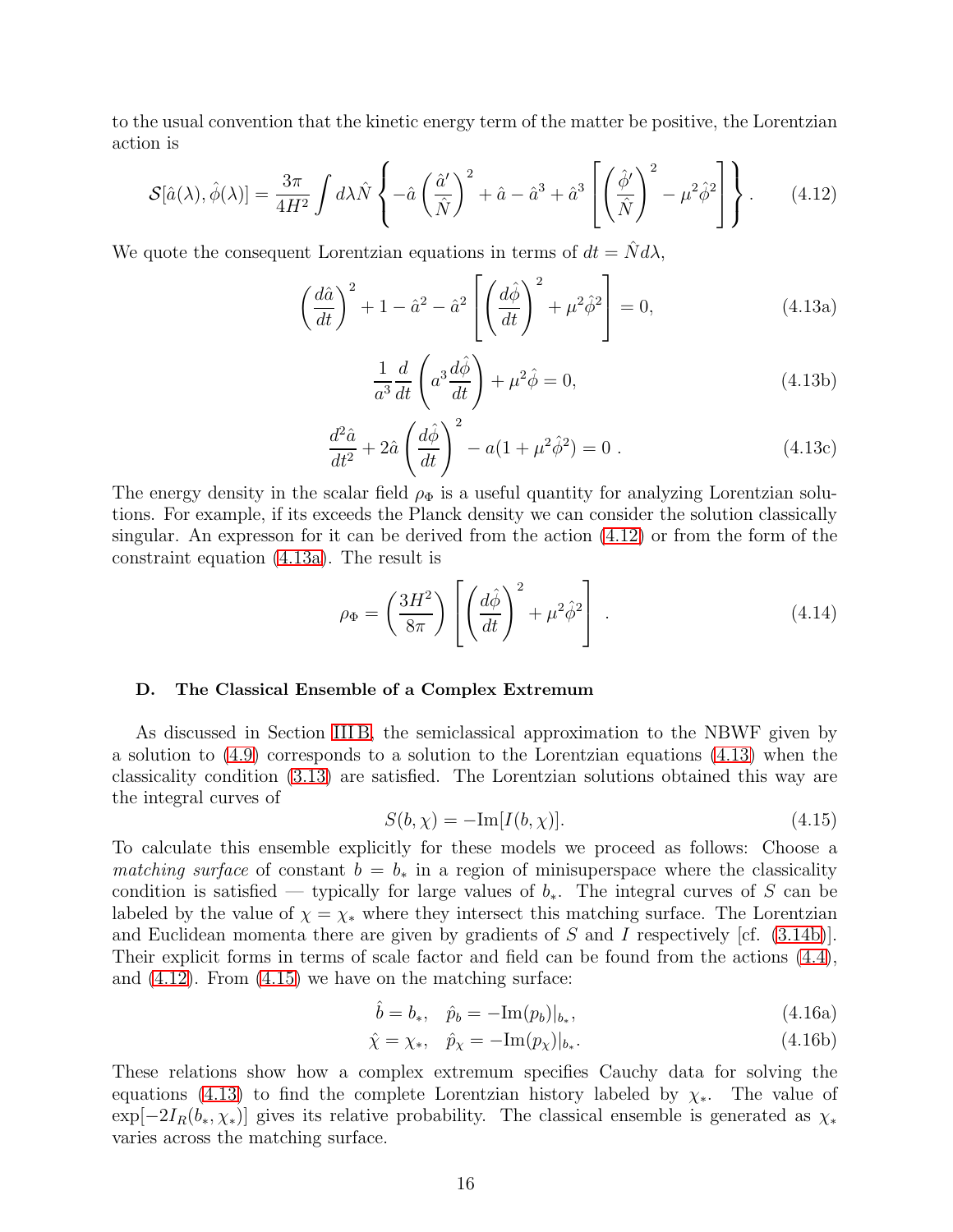to the usual convention that the kinetic energy term of the matter be positive, the Lorentzian action is

$$\mathcal{S}[\hat{a}(\lambda), \hat{\phi}(\lambda)] = \frac{3\pi}{4H^2} \int d\lambda \hat{N} \left\{ -\hat{a} \left( \frac{\hat{a}'}{\hat{N}} \right)^2 + \hat{a} - \hat{a}^3 + \hat{a}^3 \left[ \left( \frac{\hat{\phi}'}{\hat{N}} \right)^2 - \mu^2 \hat{\phi}^2 \right] \right\}. \tag{4.12}$$

We quote the consequent Lorentzian equations in terms of $dt = \hat{N} d\lambda$,

$$\left( \frac{d\hat{a}}{dt} \right)^2 + 1 - \hat{a}^2 - \hat{a}^2 \left[ \left( \frac{d\hat{\phi}}{dt} \right)^2 + \mu^2 \hat{\phi}^2 \right] = 0, \tag{4.13a}$$

$$\frac{1}{a^3} \frac{d}{dt} \left( a^3 \frac{d\hat{\phi}}{dt} \right) + \mu^2 \hat{\phi} = 0, \tag{4.13b}$$

$$\frac{d^2 \hat{a}}{dt^2} + 2\hat{a} \left( \frac{d\hat{\phi}}{dt} \right)^2 - a(1 + \mu^2 \hat{\phi}^2) = 0 \ . \tag{4.13c}$$

The energy density in the scalar field $\rho_\Phi$ is a useful quantity for analyzing Lorentzian solutions. For example, if its exceeds the Planck density we can consider the solution classically singular. An expresson for it can be derived from the action (4.12) or from the form of the constraint equation (4.13a). The result is

$$\rho_\Phi = \left( \frac{3H^2}{8\pi} \right) \left[ \left( \frac{d\hat{\phi}}{dt} \right)^2 + \mu^2 \hat{\phi}^2 \right] \ . \tag{4.14}$$

### D. The Classical Ensemble of a Complex Extremum

As discussed in Section IIIB, the semiclassical approximation to the NBWF given by a solution to (4.9) corresponds to a solution to the Lorentzian equations (4.13) when the classicality condition (3.13) are satisfied. The Lorentzian solutions obtained this way are the integral curves of

$$S(b, \chi) = -\text{Im}[I(b, \chi)]. \tag{4.15}$$

To calculate this ensemble explicitly for these models we proceed as follows: Choose a *matching surface* of constant $b = b_*$ in a region of minisuperspace where the classicality condition is satisfied — typically for large values of $b_*$. The integral curves of $S$ can be labeled by the value of $\chi = \chi_*$ where they intersect this matching surface. The Lorentzian and Euclidean momenta there are given by gradients of $S$ and $I$ respectively [cf. (3.14b)]. Their explicit forms in terms of scale factor and field can be found from the actions (4.4), and (4.12). From (4.15) we have on the matching surface:

$$\hat{b} = b_*, \quad \hat{p}_b = -\text{Im}(p_b)|_{b_*}, \tag{4.16a}$$

$$\hat{\chi} = \chi_*, \quad \hat{p}_\chi = -\text{Im}(p_\chi)|_{b_*}. \tag{4.16b}$$

These relations show how a complex extremum specifies Cauchy data for solving the equations (4.13) to find the complete Lorentzian history labeled by $\chi_*$. The value of $\exp[-2I_R(b_*, \chi_*)]$ gives its relative probability. The classical ensemble is generated as $\chi_*$ varies across the matching surface.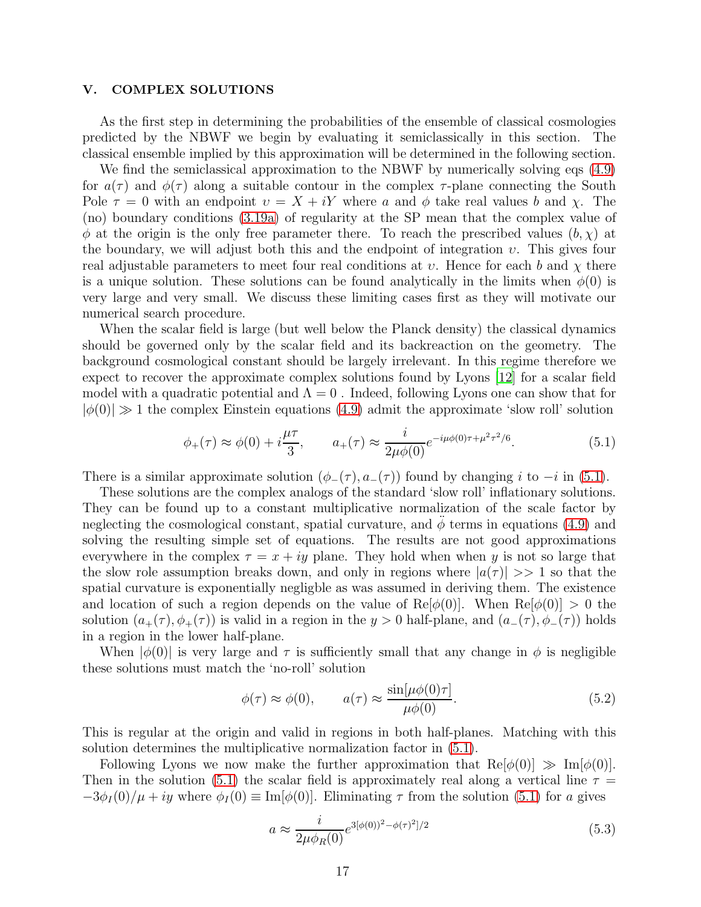## V. COMPLEX SOLUTIONS

As the first step in determining the probabilities of the ensemble of classical cosmologies predicted by the NBWF we begin by evaluating it semiclassically in this section. The classical ensemble implied by this approximation will be determined in the following section.

We find the semiclassical approximation to the NBWF by numerically solving eqs (4.9) for $a(\tau)$ and $\phi(\tau)$ along a suitable contour in the complex $\tau$-plane connecting the South Pole $\tau = 0$ with an endpoint $\upsilon = X + iY$ where $a$ and $\phi$ take real values $b$ and $\chi$. The (no) boundary conditions (3.19a) of regularity at the SP mean that the complex value of $\phi$ at the origin is the only free parameter there. To reach the prescribed values $(b, \chi)$ at the boundary, we will adjust both this and the endpoint of integration $\upsilon$. This gives four real adjustable parameters to meet four real conditions at $\upsilon$. Hence for each $b$ and $\chi$ there is a unique solution. These solutions can be found analytically in the limits when $\phi(0)$ is very large and very small. We discuss these limiting cases first as they will motivate our numerical search procedure.

When the scalar field is large (but well below the Planck density) the classical dynamics should be governed only by the scalar field and its backreaction on the geometry. The background cosmological constant should be largely irrelevant. In this regime therefore we expect to recover the approximate complex solutions found by Lyons [12] for a scalar field model with a quadratic potential and $\Lambda = 0$ . Indeed, following Lyons one can show that for $|\phi(0)| \gg 1$ the complex Einstein equations (4.9) admit the approximate 'slow roll' solution

$$\phi_+(\tau) \approx \phi(0) + i\frac{\mu\tau}{3}, \qquad a_+(\tau) \approx \frac{i}{2\mu\phi(0)} e^{-i\mu\phi(0)\tau + \mu^2\tau^2/6}. \tag{5.1}$$

There is a similar approximate solution $(\phi_-(\tau), a_-(\tau))$ found by changing $i$ to $-i$ in (5.1).

These solutions are the complex analogs of the standard 'slow roll' inflationary solutions. They can be found up to a constant multiplicative normalization of the scale factor by neglecting the cosmological constant, spatial curvature, and $\ddot{\phi}$ terms in equations (4.9) and solving the resulting simple set of equations. The results are not good approximations everywhere in the complex $\tau = x + iy$ plane. They hold when when $y$ is not so large that the slow role assumption breaks down, and only in regions where $|a(\tau)| >> 1$ so that the spatial curvature is exponentially negligible as was assumed in deriving them. The existence and location of such a region depends on the value of $\mathrm{Re}[\phi(0)]$. When $\mathrm{Re}[\phi(0)] > 0$ the solution $(a_+(\tau), \phi_+(\tau))$ is valid in a region in the $y > 0$ half-plane, and $(a_-(\tau), \phi_-(\tau))$ holds in a region in the lower half-plane.

When $|\phi(0)|$ is very large and $\tau$ is sufficiently small that any change in $\phi$ is negligible these solutions must match the 'no-roll' solution

$$\phi(\tau) \approx \phi(0), \qquad a(\tau) \approx \frac{\sin[\mu\phi(0)\tau]}{\mu\phi(0)}. \tag{5.2}$$

This is regular at the origin and valid in regions in both half-planes. Matching with this solution determines the multiplicative normalization factor in (5.1).

Following Lyons we now make the further approximation that $\mathrm{Re}[\phi(0)] \gg \mathrm{Im}[\phi(0)]$. Then in the solution (5.1) the scalar field is approximately real along a vertical line $\tau = -3\phi_I(0)/\mu + iy$ where $\phi_I(0) \equiv \mathrm{Im}[\phi(0)]$. Eliminating $\tau$ from the solution (5.1) for $a$ gives

$$a \approx \frac{i}{2\mu\phi_R(0)} e^{3[\phi(0))^2 - \phi(\tau)^2]/2} \tag{5.3}$$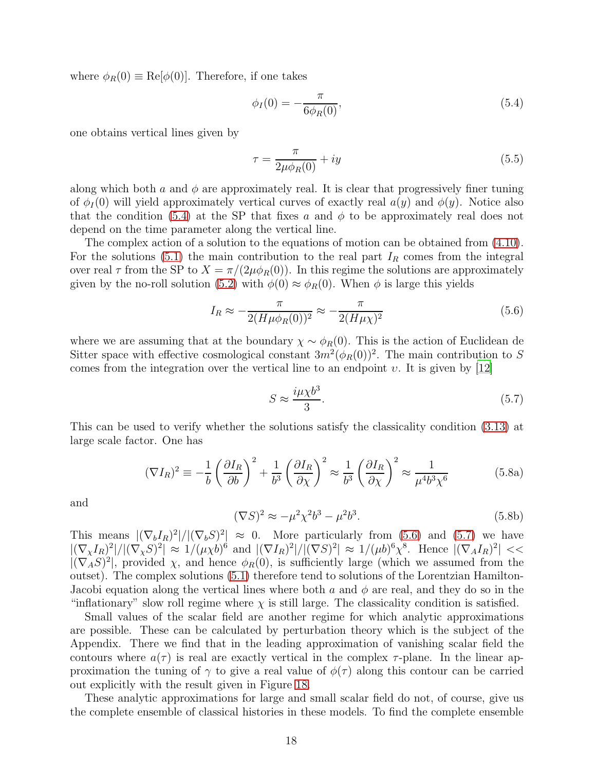where $\phi_R(0) \equiv \text{Re}[\phi(0)]$. Therefore, if one takes

$$\phi_I(0) = -\frac{\pi}{6\phi_R(0)}, \tag{5.4}$$

one obtains vertical lines given by

$$\tau = \frac{\pi}{2\mu\phi_R(0)} + iy \tag{5.5}$$

along which both $a$ and $\phi$ are approximately real. It is clear that progressively finer tuning of $\phi_I(0)$ will yield approximately vertical curves of exactly real $a(y)$ and $\phi(y)$. Notice also that the condition (5.4) at the SP that fixes $a$ and $\phi$ to be approximately real does not depend on the time parameter along the vertical line.

The complex action of a solution to the equations of motion can be obtained from (4.10). For the solutions (5.1) the main contribution to the real part $I_R$ comes from the integral over real $\tau$ from the SP to $X = \pi/(2\mu\phi_R(0))$. In this regime the solutions are approximately given by the no-roll solution (5.2) with $\phi(0) \approx \phi_R(0)$. When $\phi$ is large this yields

$$I_R \approx -\frac{\pi}{2(H\mu\phi_R(0))^2} \approx -\frac{\pi}{2(H\mu\chi)^2} \tag{5.6}$$

where we are assuming that at the boundary $\chi \sim \phi_R(0)$. This is the action of Euclidean de Sitter space with effective cosmological constant $3m^2(\phi_R(0))^2$. The main contribution to $S$ comes from the integration over the vertical line to an endpoint $\upsilon$. It is given by [12]

$$S \approx \frac{i\mu\chi b^3}{3}. \tag{5.7}$$

This can be used to verify whether the solutions satisfy the classicality condition (3.13) at large scale factor. One has

$$(\nabla I_R)^2 \equiv -\frac{1}{b}\left(\frac{\partial I_R}{\partial b}\right)^2 + \frac{1}{b^3}\left(\frac{\partial I_R}{\partial \chi}\right)^2 \approx \frac{1}{b^3}\left(\frac{\partial I_R}{\partial \chi}\right)^2 \approx \frac{1}{\mu^4 b^3 \chi^6} \tag{5.8a}$$

and

$$(\nabla S)^2 \approx -\mu^2\chi^2 b^3 - \mu^2 b^3. \tag{5.8b}$$

This means $|(\nabla_b I_R)^2|/|(\nabla_b S)^2| \approx 0$. More particularly from (5.6) and (5.7) we have $|(\nabla_\chi I_R)^2|/|(\nabla_\chi S)^2| \approx 1/(\mu\chi b)^6$ and $|(\nabla I_R)^2|/|(\nabla S)^2| \approx 1/(\mu b)^6\chi^8$. Hence $|(\nabla_A I_R)^2| << |(\nabla_A S)^2|$, provided $\chi$, and hence $\phi_R(0)$, is sufficiently large (which we assumed from the outset). The complex solutions (5.1) therefore tend to solutions of the Lorentzian Hamilton-Jacobi equation along the vertical lines where both $a$ and $\phi$ are real, and they do so in the "inflationary" slow roll regime where $\chi$ is still large. The classicality condition is satisfied.

Small values of the scalar field are another regime for which analytic approximations are possible. These can be calculated by perturbation theory which is the subject of the Appendix. There we find that in the leading approximation of vanishing scalar field the contours where $a(\tau)$ is real are exactly vertical in the complex $\tau$-plane. In the linear approximation the tuning of $\gamma$ to give a real value of $\phi(\tau)$ along this contour can be carried out explicitly with the result given in Figure 18.

These analytic approximations for large and small scalar field do not, of course, give us the complete ensemble of classical histories in these models. To find the complete ensemble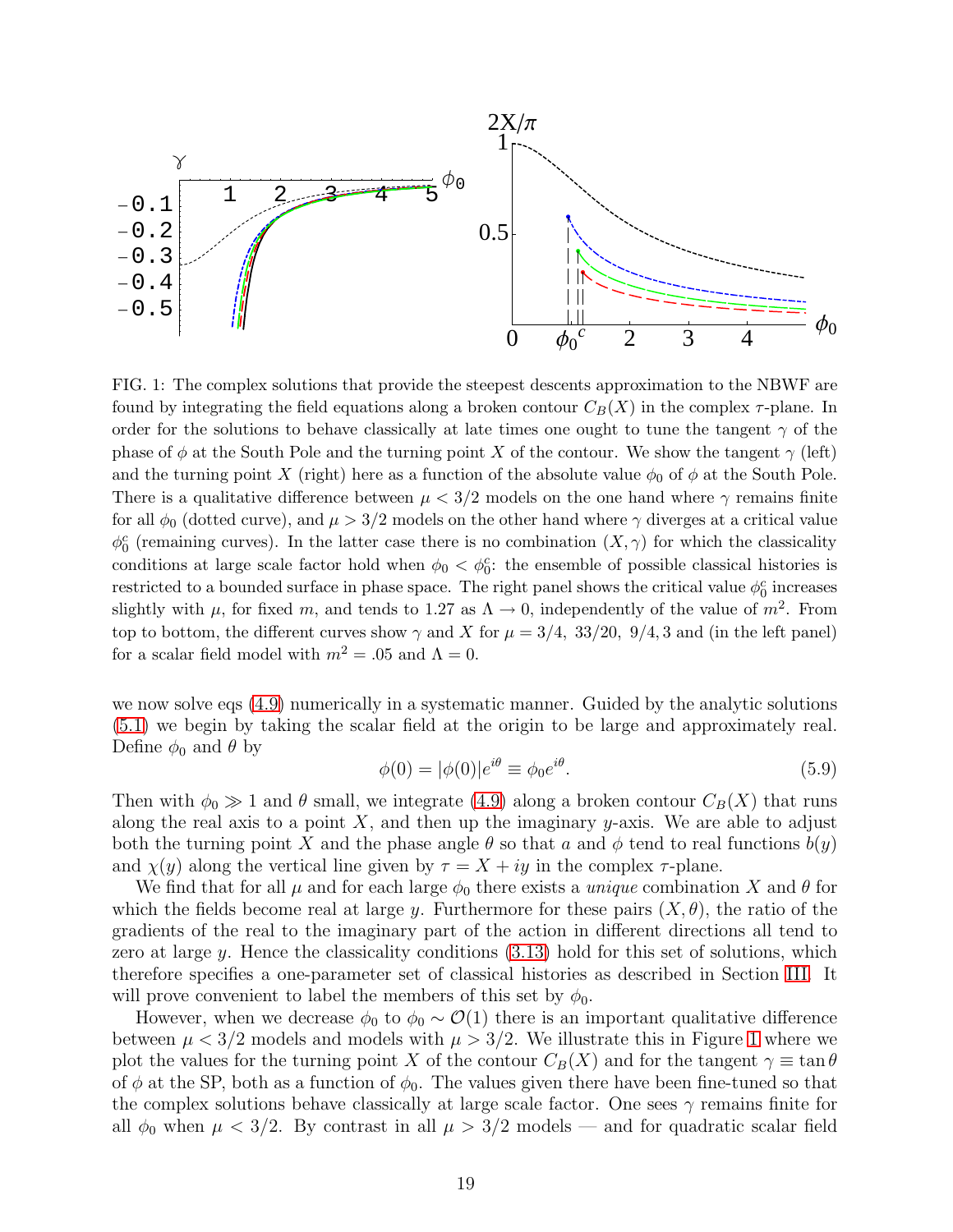FIG. 1: The complex solutions that provide the steepest descents approximation to the NBWF are found by integrating the field equations along a broken contour $C_B(X)$ in the complex $\tau$-plane. In order for the solutions to behave classically at late times one ought to tune the tangent $\gamma$ of the phase of $\phi$ at the South Pole and the turning point $X$ of the contour. We show the tangent $\gamma$ (left) and the turning point $X$ (right) here as a function of the absolute value $\phi_0$ of $\phi$ at the South Pole. There is a qualitative difference between $\mu < 3/2$ models on the one hand where $\gamma$ remains finite for all $\phi_0$ (dotted curve), and $\mu > 3/2$ models on the other hand where $\gamma$ diverges at a critical value $\phi_0^c$ (remaining curves). In the latter case there is no combination $(X, \gamma)$ for which the classicality conditions at large scale factor hold when $\phi_0 < \phi_0^c$: the ensemble of possible classical histories is restricted to a bounded surface in phase space. The right panel shows the critical value $\phi_0^c$ increases slightly with $\mu$, for fixed $m$, and tends to 1.27 as $\Lambda \to 0$, independently of the value of $m^2$. From top to bottom, the different curves show $\gamma$ and $X$ for $\mu = 3/4,\ 33/20,\ 9/4, 3$ and (in the left panel) for a scalar field model with $m^2 = .05$ and $\Lambda = 0$.

we now solve eqs (4.9) numerically in a systematic manner. Guided by the analytic solutions (5.1) we begin by taking the scalar field at the origin to be large and approximately real. Define $\phi_0$ and $\theta$ by

$$\phi(0) = |\phi(0)|e^{i\theta} \equiv \phi_0 e^{i\theta}. \tag{5.9}$$

Then with $\phi_0 \gg 1$ and $\theta$ small, we integrate (4.9) along a broken contour $C_B(X)$ that runs along the real axis to a point $X$, and then up the imaginary $y$-axis. We are able to adjust both the turning point $X$ and the phase angle $\theta$ so that $a$ and $\phi$ tend to real functions $b(y)$ and $\chi(y)$ along the vertical line given by $\tau = X + iy$ in the complex $\tau$-plane.

We find that for all $\mu$ and for each large $\phi_0$ there exists a *unique* combination $X$ and $\theta$ for which the fields become real at large $y$. Furthermore for these pairs $(X, \theta)$, the ratio of the gradients of the real to the imaginary part of the action in different directions all tend to zero at large $y$. Hence the classicality conditions (3.13) hold for this set of solutions, which therefore specifies a one-parameter set of classical histories as described in Section III. It will prove convenient to label the members of this set by $\phi_0$.

However, when we decrease $\phi_0$ to $\phi_0 \sim \mathcal{O}(1)$ there is an important qualitative difference between $\mu < 3/2$ models and models with $\mu > 3/2$. We illustrate this in Figure 1 where we plot the values for the turning point $X$ of the contour $C_B(X)$ and for the tangent $\gamma \equiv \tan\theta$ of $\phi$ at the SP, both as a function of $\phi_0$. The values given there have been fine-tuned so that the complex solutions behave classically at large scale factor. One sees $\gamma$ remains finite for all $\phi_0$ when $\mu < 3/2$. By contrast in all $\mu > 3/2$ models — and for quadratic scalar field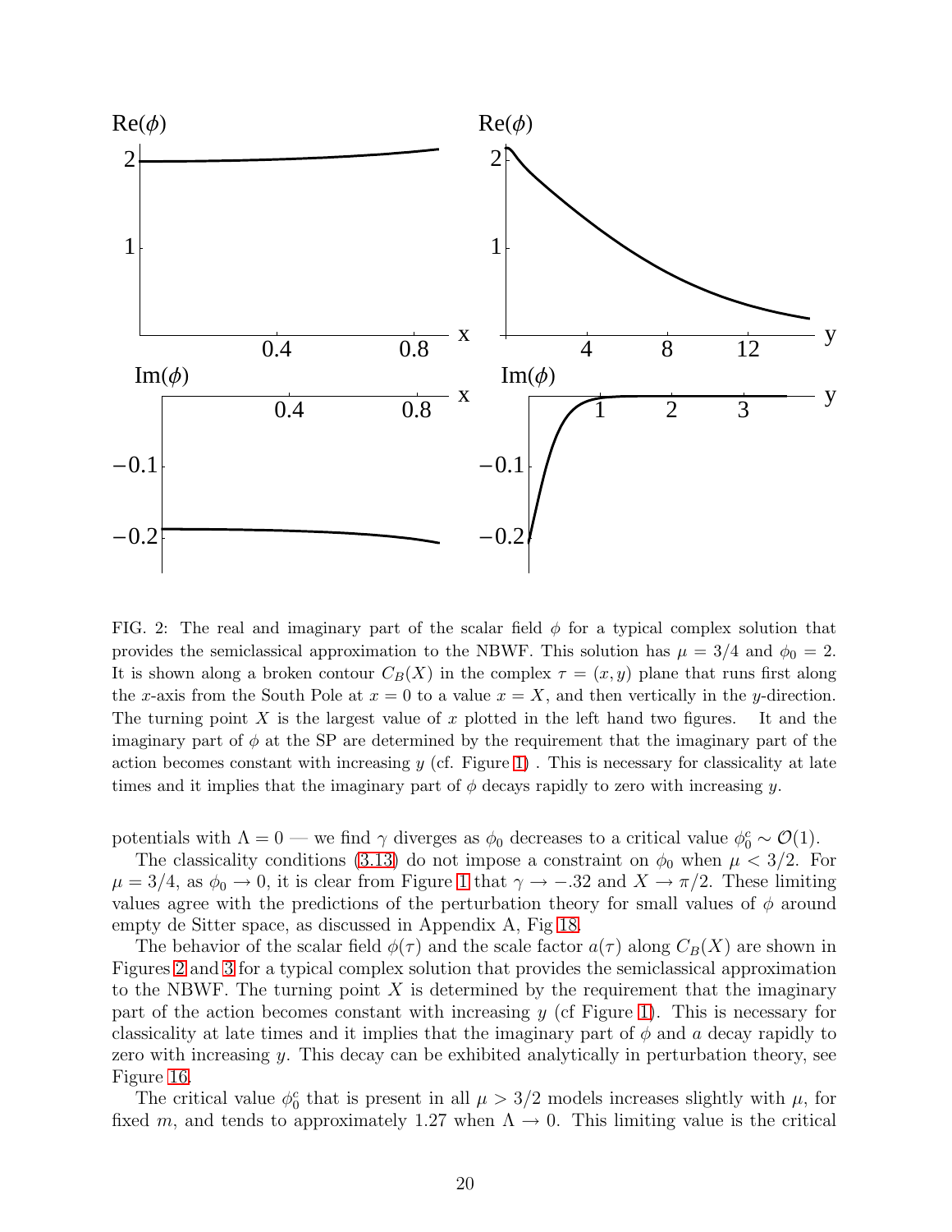FIG. 2: The real and imaginary part of the scalar field $\phi$ for a typical complex solution that provides the semiclassical approximation to the NBWF. This solution has $\mu = 3/4$ and $\phi_0 = 2$. It is shown along a broken contour $C_B(X)$ in the complex $\tau = (x, y)$ plane that runs first along the $x$-axis from the South Pole at $x = 0$ to a value $x = X$, and then vertically in the $y$-direction. The turning point $X$ is the largest value of $x$ plotted in the left hand two figures. It and the imaginary part of $\phi$ at the SP are determined by the requirement that the imaginary part of the action becomes constant with increasing $y$ (cf. Figure 1) . This is necessary for classicality at late times and it implies that the imaginary part of $\phi$ decays rapidly to zero with increasing $y$.

potentials with $\Lambda = 0$ — we find $\gamma$ diverges as $\phi_0$ decreases to a critical value $\phi_0^c \sim \mathcal{O}(1)$.

The classicality conditions (3.13) do not impose a constraint on $\phi_0$ when $\mu < 3/2$. For $\mu = 3/4$, as $\phi_0 \to 0$, it is clear from Figure 1 that $\gamma \to -.32$ and $X \to \pi/2$. These limiting values agree with the predictions of the perturbation theory for small values of $\phi$ around empty de Sitter space, as discussed in Appendix A, Fig 18.

The behavior of the scalar field $\phi(\tau)$ and the scale factor $a(\tau)$ along $C_B(X)$ are shown in Figures 2 and 3 for a typical complex solution that provides the semiclassical approximation to the NBWF. The turning point $X$ is determined by the requirement that the imaginary part of the action becomes constant with increasing $y$ (cf Figure 1). This is necessary for classicality at late times and it implies that the imaginary part of $\phi$ and $a$ decay rapidly to zero with increasing $y$. This decay can be exhibited analytically in perturbation theory, see Figure 16.

The critical value $\phi_0^c$ that is present in all $\mu > 3/2$ models increases slightly with $\mu$, for fixed $m$, and tends to approximately 1.27 when $\Lambda \to 0$. This limiting value is the critical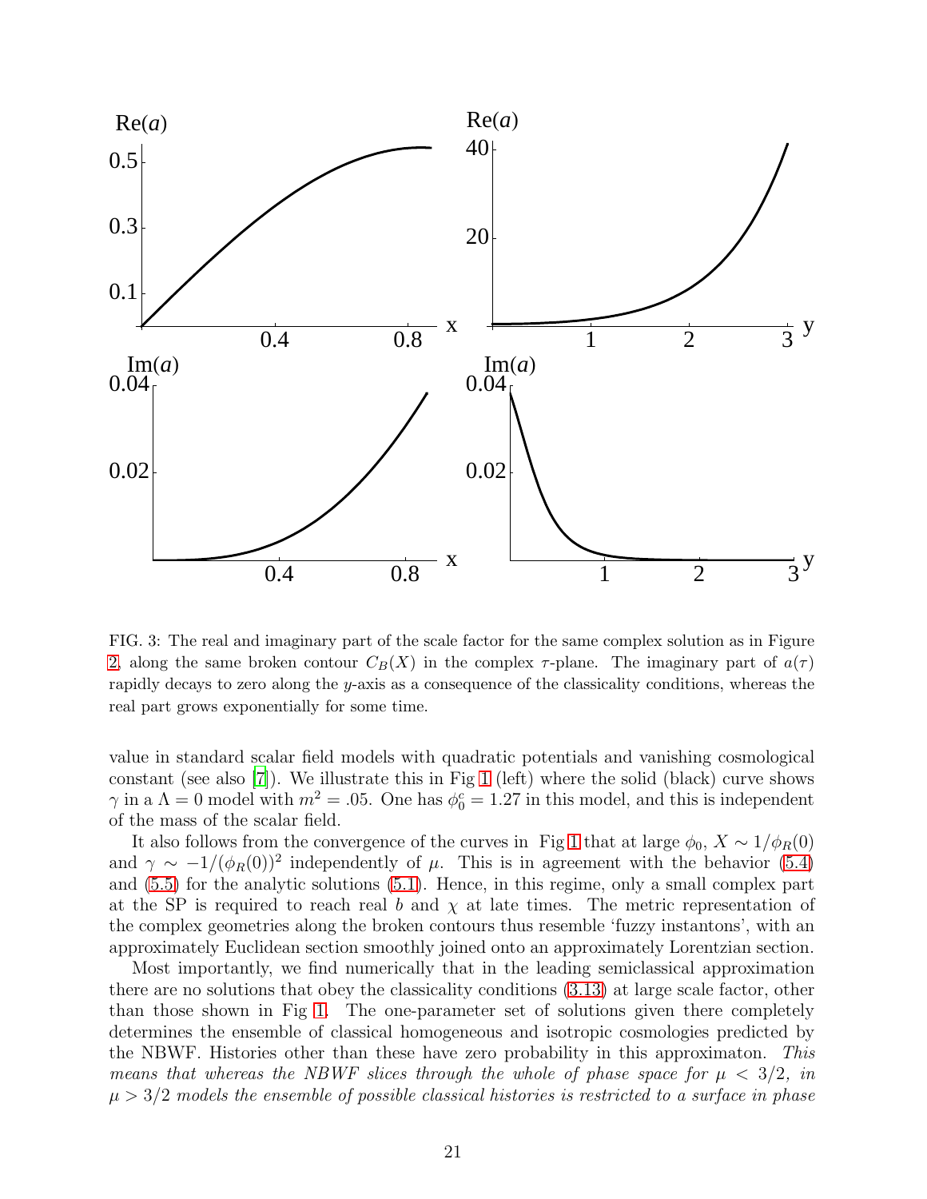FIG. 3: The real and imaginary part of the scale factor for the same complex solution as in Figure 2, along the same broken contour $C_B(X)$ in the complex $\tau$-plane. The imaginary part of $a(\tau)$ rapidly decays to zero along the $y$-axis as a consequence of the classicality conditions, whereas the real part grows exponentially for some time.

value in standard scalar field models with quadratic potentials and vanishing cosmological constant (see also [7]). We illustrate this in Fig 1 (left) where the solid (black) curve shows $\gamma$ in a $\Lambda = 0$ model with $m^2 = .05$. One has $\phi_0^c = 1.27$ in this model, and this is independent of the mass of the scalar field.

It also follows from the convergence of the curves in Fig 1 that at large $\phi_0$, $X \sim 1/\phi_R(0)$ and $\gamma \sim -1/(\phi_R(0))^2$ independently of $\mu$. This is in agreement with the behavior (5.4) and (5.5) for the analytic solutions (5.1). Hence, in this regime, only a small complex part at the SP is required to reach real $b$ and $\chi$ at late times. The metric representation of the complex geometries along the broken contours thus resemble 'fuzzy instantons', with an approximately Euclidean section smoothly joined onto an approximately Lorentzian section.

Most importantly, we find numerically that in the leading semiclassical approximation there are no solutions that obey the classicality conditions (3.13) at large scale factor, other than those shown in Fig 1. The one-parameter set of solutions given there completely determines the ensemble of classical homogeneous and isotropic cosmologies predicted by the NBWF. Histories other than these have zero probability in this approximaton. *This means that whereas the NBWF slices through the whole of phase space for $\mu < 3/2$, in $\mu > 3/2$ models the ensemble of possible classical histories is restricted to a surface in phase*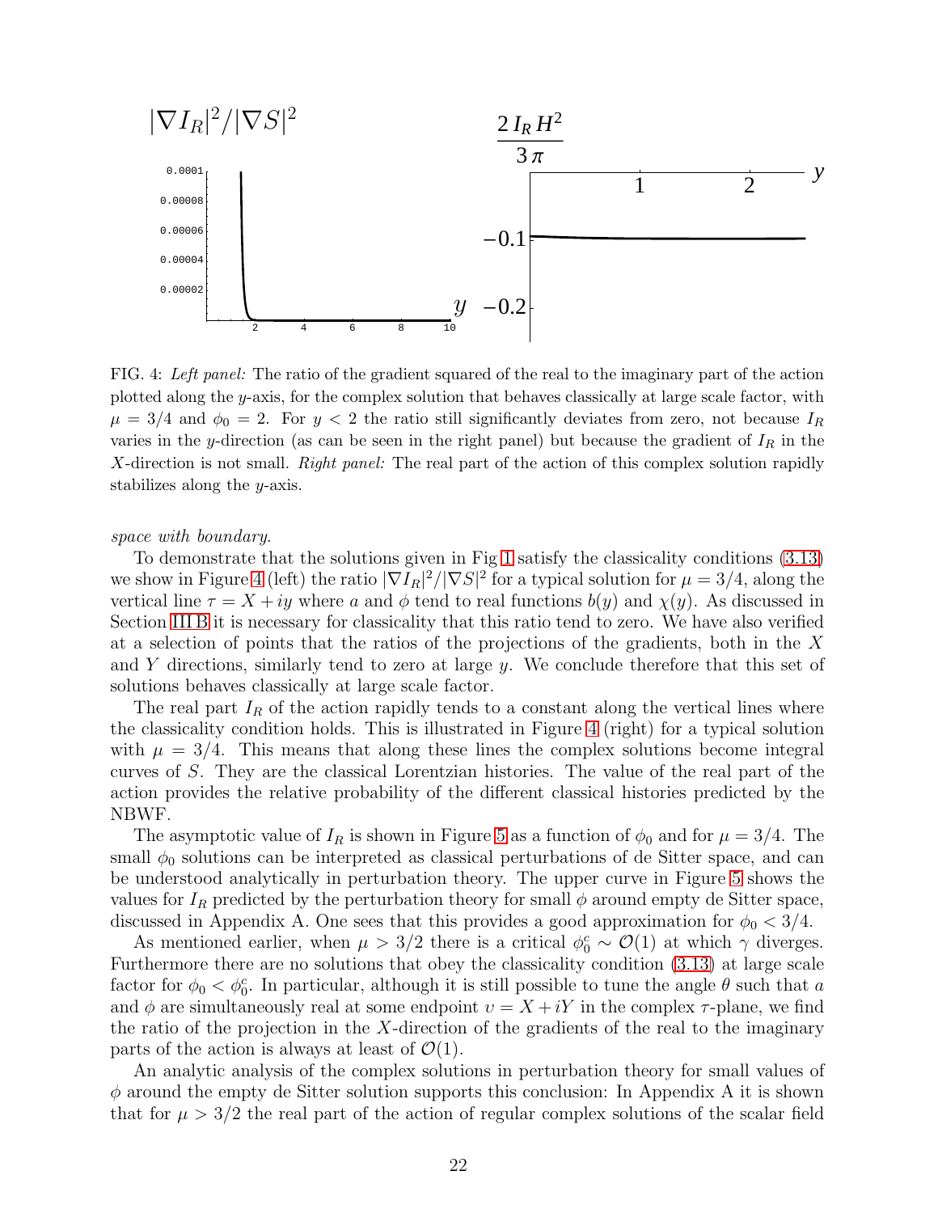FIG. 4: *Left panel:* The ratio of the gradient squared of the real to the imaginary part of the action plotted along the $y$-axis, for the complex solution that behaves classically at large scale factor, with $\mu = 3/4$ and $\phi_0 = 2$. For $y < 2$ the ratio still significantly deviates from zero, not because $I_R$ varies in the $y$-direction (as can be seen in the right panel) but because the gradient of $I_R$ in the $X$-direction is not small. *Right panel:* The real part of the action of this complex solution rapidly stabilizes along the $y$-axis.

*space with boundary.*

To demonstrate that the solutions given in Fig 1 satisfy the classicality conditions (3.13) we show in Figure 4 (left) the ratio $|\nabla I_R|^2/|\nabla S|^2$ for a typical solution for $\mu = 3/4$, along the vertical line $\tau = X + iy$ where $a$ and $\phi$ tend to real functions $b(y)$ and $\chi(y)$. As discussed in Section III B it is necessary for classicality that this ratio tend to zero. We have also verified at a selection of points that the ratios of the projections of the gradients, both in the $X$ and $Y$ directions, similarly tend to zero at large $y$. We conclude therefore that this set of solutions behaves classically at large scale factor.

The real part $I_R$ of the action rapidly tends to a constant along the vertical lines where the classicality condition holds. This is illustrated in Figure 4 (right) for a typical solution with $\mu = 3/4$. This means that along these lines the complex solutions become integral curves of $S$. They are the classical Lorentzian histories. The value of the real part of the action provides the relative probability of the different classical histories predicted by the NBWF.

The asymptotic value of $I_R$ is shown in Figure 5 as a function of $\phi_0$ and for $\mu = 3/4$. The small $\phi_0$ solutions can be interpreted as classical perturbations of de Sitter space, and can be understood analytically in perturbation theory. The upper curve in Figure 5 shows the values for $I_R$ predicted by the perturbation theory for small $\phi$ around empty de Sitter space, discussed in Appendix A. One sees that this provides a good approximation for $\phi_0 < 3/4$.

As mentioned earlier, when $\mu > 3/2$ there is a critical $\phi_0^c \sim \mathcal{O}(1)$ at which $\gamma$ diverges. Furthermore there are no solutions that obey the classicality condition (3.13) at large scale factor for $\phi_0 < \phi_0^c$. In particular, although it is still possible to tune the angle $\theta$ such that $a$ and $\phi$ are simultaneously real at some endpoint $\upsilon = X + iY$ in the complex $\tau$-plane, we find the ratio of the projection in the $X$-direction of the gradients of the real to the imaginary parts of the action is always at least of $\mathcal{O}(1)$.

An analytic analysis of the complex solutions in perturbation theory for small values of $\phi$ around the empty de Sitter solution supports this conclusion: In Appendix A it is shown that for $\mu > 3/2$ the real part of the action of regular complex solutions of the scalar field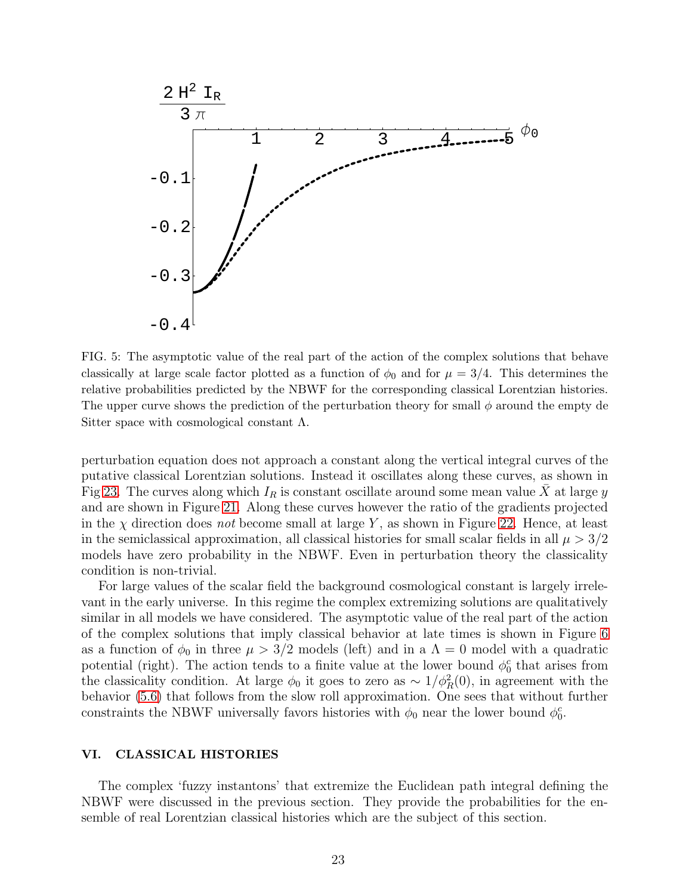FIG. 5: The asymptotic value of the real part of the action of the complex solutions that behave classically at large scale factor plotted as a function of $\phi_0$ and for $\mu = 3/4$. This determines the relative probabilities predicted by the NBWF for the corresponding classical Lorentzian histories. The upper curve shows the prediction of the perturbation theory for small $\phi$ around the empty de Sitter space with cosmological constant $\Lambda$.

perturbation equation does not approach a constant along the vertical integral curves of the putative classical Lorentzian solutions. Instead it oscillates along these curves, as shown in Fig 23. The curves along which $I_R$ is constant oscillate around some mean value $\bar{X}$ at large $y$ and are shown in Figure 21. Along these curves however the ratio of the gradients projected in the $\chi$ direction does *not* become small at large $Y$, as shown in Figure 22. Hence, at least in the semiclassical approximation, all classical histories for small scalar fields in all $\mu > 3/2$ models have zero probability in the NBWF. Even in perturbation theory the classicality condition is non-trivial.

For large values of the scalar field the background cosmological constant is largely irrelevant in the early universe. In this regime the complex extremizing solutions are qualitatively similar in all models we have considered. The asymptotic value of the real part of the action of the complex solutions that imply classical behavior at late times is shown in Figure 6 as a function of $\phi_0$ in three $\mu > 3/2$ models (left) and in a $\Lambda = 0$ model with a quadratic potential (right). The action tends to a finite value at the lower bound $\phi_0^c$ that arises from the classicality condition. At large $\phi_0$ it goes to zero as $\sim 1/\phi_R^2(0)$, in agreement with the behavior (5.6) that follows from the slow roll approximation. One sees that without further constraints the NBWF universally favors histories with $\phi_0$ near the lower bound $\phi_0^c$.

## VI. CLASSICAL HISTORIES

The complex 'fuzzy instantons' that extremize the Euclidean path integral defining the NBWF were discussed in the previous section. They provide the probabilities for the ensemble of real Lorentzian classical histories which are the subject of this section.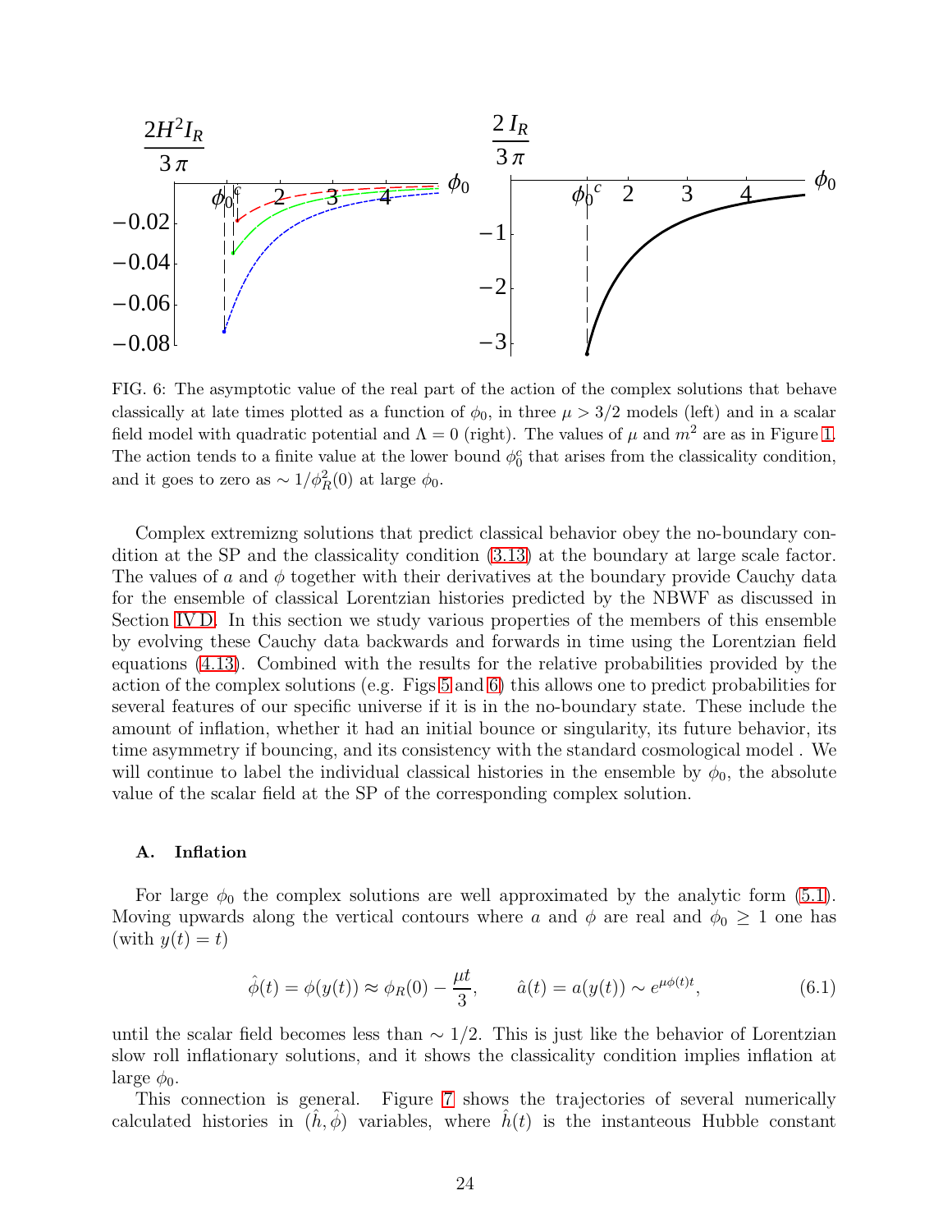FIG. 6: The asymptotic value of the real part of the action of the complex solutions that behave classically at late times plotted as a function of $\phi_0$, in three $\mu > 3/2$ models (left) and in a scalar field model with quadratic potential and $\Lambda = 0$ (right). The values of $\mu$ and $m^2$ are as in Figure 1. The action tends to a finite value at the lower bound $\phi_0^c$ that arises from the classicality condition, and it goes to zero as $\sim 1/\phi_R^2(0)$ at large $\phi_0$.

Complex extremizng solutions that predict classical behavior obey the no-boundary condition at the SP and the classicality condition (3.13) at the boundary at large scale factor. The values of $a$ and $\phi$ together with their derivatives at the boundary provide Cauchy data for the ensemble of classical Lorentzian histories predicted by the NBWF as discussed in Section IV D. In this section we study various properties of the members of this ensemble by evolving these Cauchy data backwards and forwards in time using the Lorentzian field equations (4.13). Combined with the results for the relative probabilities provided by the action of the complex solutions (e.g. Figs 5 and 6) this allows one to predict probabilities for several features of our specific universe if it is in the no-boundary state. These include the amount of inflation, whether it had an initial bounce or singularity, its future behavior, its time asymmetry if bouncing, and its consistency with the standard cosmological model . We will continue to label the individual classical histories in the ensemble by $\phi_0$, the absolute value of the scalar field at the SP of the corresponding complex solution.

### A. Inflation

For large $\phi_0$ the complex solutions are well approximated by the analytic form (5.1). Moving upwards along the vertical contours where $a$ and $\phi$ are real and $\phi_0 \geq 1$ one has (with $y(t) = t$)

$$\hat{\phi}(t) = \phi(y(t)) \approx \phi_R(0) - \frac{\mu t}{3}, \qquad \hat{a}(t) = a(y(t)) \sim e^{\mu\phi(t)t}, \tag{6.1}$$

until the scalar field becomes less than $\sim 1/2$. This is just like the behavior of Lorentzian slow roll inflationary solutions, and it shows the classicality condition implies inflation at large $\phi_0$.

This connection is general. Figure 7 shows the trajectories of several numerically calculated histories in $(\hat{h}, \hat{\phi})$ variables, where $\hat{h}(t)$ is the instantaneous Hubble constant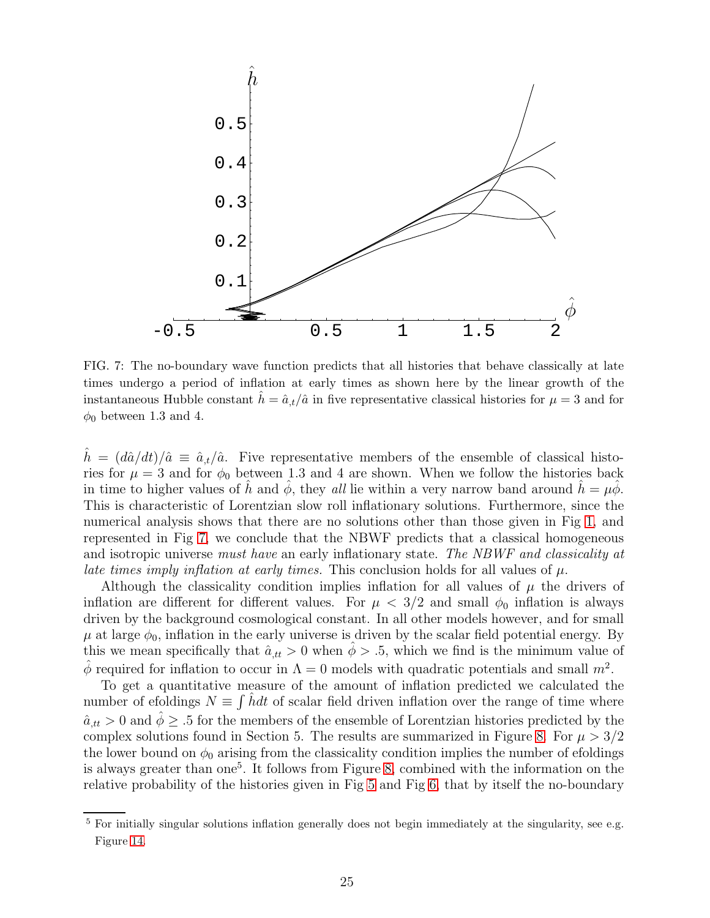FIG. 7: The no-boundary wave function predicts that all histories that behave classically at late times undergo a period of inflation at early times as shown here by the linear growth of the instantaneous Hubble constant $\hat{h} = \hat{a}_{,t}/\hat{a}$ in five representative classical histories for $\mu = 3$ and for $\phi_0$ between 1.3 and 4.

$\hat{h} = (d\hat{a}/dt)/\hat{a} \equiv \hat{a}_{,t}/\hat{a}$. Five representative members of the ensemble of classical histories for $\mu = 3$ and for $\phi_0$ between 1.3 and 4 are shown. When we follow the histories back in time to higher values of $\hat{h}$ and $\hat{\phi}$, they *all* lie within a very narrow band around $\hat{h} = \mu\hat{\phi}$. This is characteristic of Lorentzian slow roll inflationary solutions. Furthermore, since the numerical analysis shows that there are no solutions other than those given in Fig 1, and represented in Fig 7, we conclude that the NBWF predicts that a classical homogeneous and isotropic universe *must have* an early inflationary state. *The NBWF and classicality at late times imply inflation at early times.* This conclusion holds for all values of $\mu$.

Although the classicality condition implies inflation for all values of $\mu$ the drivers of inflation are different for different values. For $\mu < 3/2$ and small $\phi_0$ inflation is always driven by the background cosmological constant. In all other models however, and for small $\mu$ at large $\phi_0$, inflation in the early universe is driven by the scalar field potential energy. By this we mean specifically that $\hat{a}_{,tt} > 0$ when $\hat{\phi} > .5$, which we find is the minimum value of $\hat{\phi}$ required for inflation to occur in $\Lambda = 0$ models with quadratic potentials and small $m^2$.

To get a quantitative measure of the amount of inflation predicted we calculated the number of efoldings $N \equiv \int \hat{h} dt$ of scalar field driven inflation over the range of time where $\hat{a}_{,tt} > 0$ and $\hat{\phi} \geq .5$ for the members of the ensemble of Lorentzian histories predicted by the complex solutions found in Section 5. The results are summarized in Figure 8. For $\mu > 3/2$ the lower bound on $\phi_0$ arising from the classicality condition implies the number of efoldings is always greater than one[5]. It follows from Figure 8, combined with the information on the relative probability of the histories given in Fig 5 and Fig 6, that by itself the no-boundary

[5] For initially singular solutions inflation generally does not begin immediately at the singularity, see e.g. Figure 14.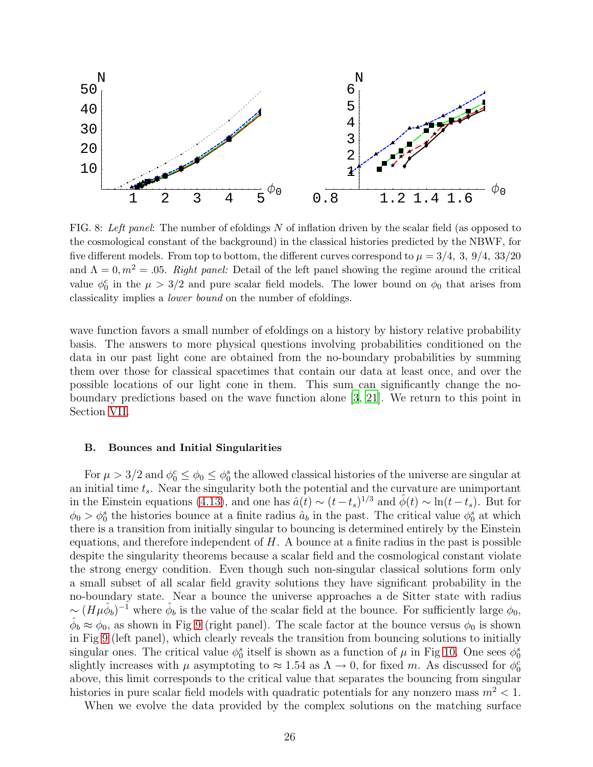FIG. 8: *Left panel*: The number of efoldings $N$ of inflation driven by the scalar field (as opposed to the cosmological constant of the background) in the classical histories predicted by the NBWF, for five different models. From top to bottom, the different curves correspond to $\mu = 3/4,\ 3,\ 9/4,\ 33/20$ and $\Lambda = 0, m^2 = .05$. *Right panel:* Detail of the left panel showing the regime around the critical value $\phi_0^c$ in the $\mu > 3/2$ and pure scalar field models. The lower bound on $\phi_0$ that arises from classicality implies a *lower bound* on the number of efoldings.

wave function favors a small number of efoldings on a history by history relative probability basis. The answers to more physical questions involving probabilities conditioned on the data in our past light cone are obtained from the no-boundary probabilities by summing them over those for classical spacetimes that contain our data at least once, and over the possible locations of our light cone in them. This sum can significantly change the no-boundary predictions based on the wave function alone [3, 21]. We return to this point in Section VII.

### B. Bounces and Initial Singularities

For $\mu > 3/2$ and $\phi_0^c \leq \phi_0 \leq \phi_0^s$ the allowed classical histories of the universe are singular at an initial time $t_s$. Near the singularity both the potential and the curvature are unimportant in the Einstein equations (4.13), and one has $\hat{a}(t) \sim (t - t_s)^{1/3}$ and $\hat{\phi}(t) \sim \ln(t - t_s)$. But for $\phi_0 > \phi_0^s$ the histories bounce at a finite radius $\hat{a}_b$ in the past. The critical value $\phi_0^s$ at which there is a transition from initially singular to bouncing is determined entirely by the Einstein equations, and therefore independent of $H$. A bounce at a finite radius in the past is possible despite the singularity theorems because a scalar field and the cosmological constant violate the strong energy condition. Even though such non-singular classical solutions form only a small subset of all scalar field gravity solutions they have significant probability in the no-boundary state. Near a bounce the universe approaches a de Sitter state with radius $\sim (H\mu\hat{\phi}_b)^{-1}$ where $\hat{\phi}_b$ is the value of the scalar field at the bounce. For sufficiently large $\phi_0$, $\hat{\phi}_b \approx \phi_0$, as shown in Fig 9 (right panel). The scale factor at the bounce versus $\phi_0$ is shown in Fig 9 (left panel), which clearly reveals the transition from bouncing solutions to initially singular ones. The critical value $\phi_0^s$ itself is shown as a function of $\mu$ in Fig 10. One sees $\phi_0^s$ slightly increases with $\mu$ asymptoting to $\approx 1.54$ as $\Lambda \to 0$, for fixed $m$. As discussed for $\phi_0^c$ above, this limit corresponds to the critical value that separates the bouncing from singular histories in pure scalar field models with quadratic potentials for any nonzero mass $m^2 < 1$.

When we evolve the data provided by the complex solutions on the matching surface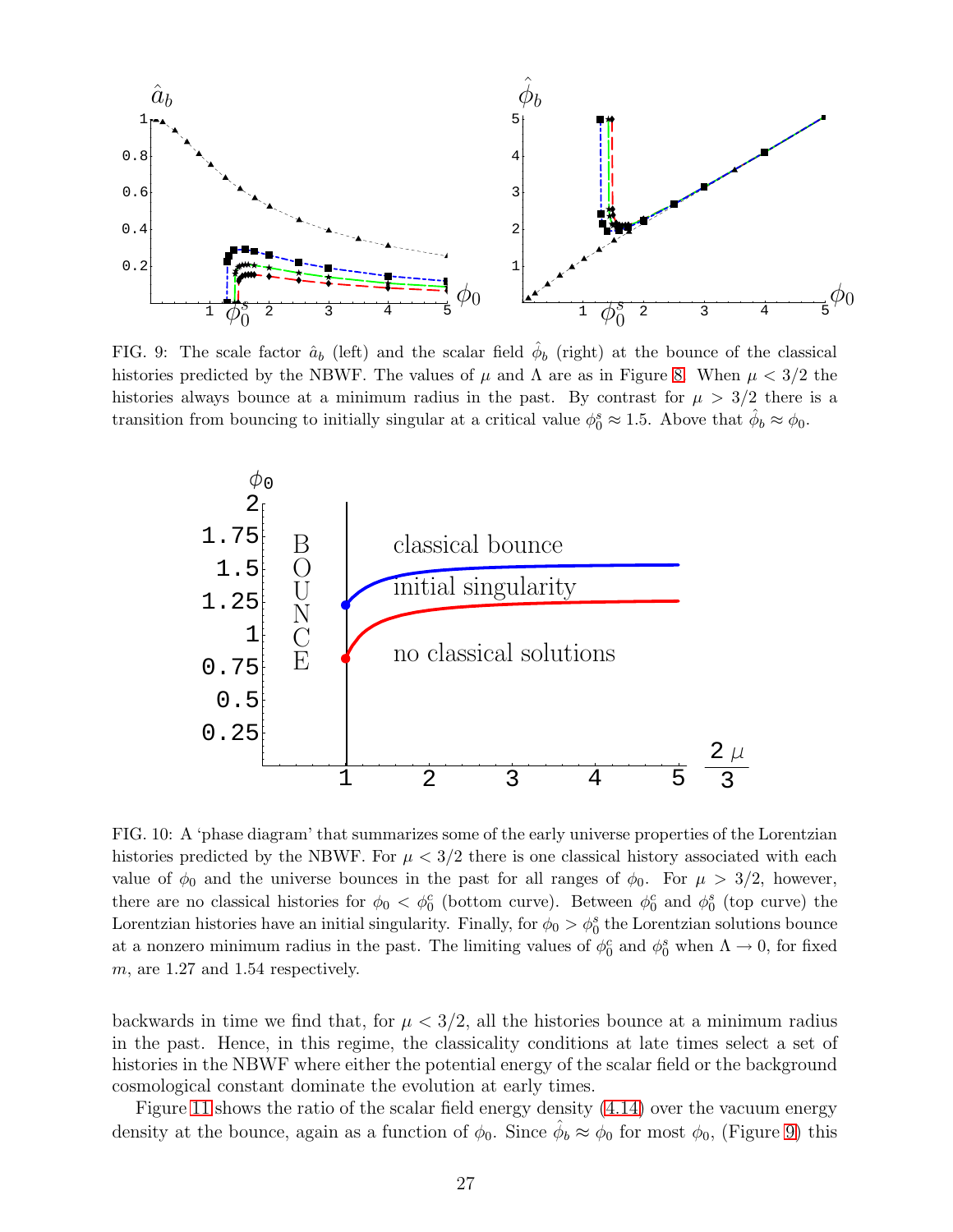FIG. 9: The scale factor $\hat{a}_b$ (left) and the scalar field $\hat{\phi}_b$ (right) at the bounce of the classical histories predicted by the NBWF. The values of $\mu$ and $\Lambda$ are as in Figure 8. When $\mu < 3/2$ the histories always bounce at a minimum radius in the past. By contrast for $\mu > 3/2$ there is a transition from bouncing to initially singular at a critical value $\phi_0^s \approx 1.5$. Above that $\hat{\phi}_b \approx \phi_0$.

FIG. 10: A 'phase diagram' that summarizes some of the early universe properties of the Lorentzian histories predicted by the NBWF. For $\mu < 3/2$ there is one classical history associated with each value of $\phi_0$ and the universe bounces in the past for all ranges of $\phi_0$. For $\mu > 3/2$, however, there are no classical histories for $\phi_0 < \phi_0^c$ (bottom curve). Between $\phi_0^c$ and $\phi_0^s$ (top curve) the Lorentzian histories have an initial singularity. Finally, for $\phi_0 > \phi_0^s$ the Lorentzian solutions bounce at a nonzero minimum radius in the past. The limiting values of $\phi_0^c$ and $\phi_0^s$ when $\Lambda \to 0$, for fixed $m$, are 1.27 and 1.54 respectively.

backwards in time we find that, for $\mu < 3/2$, all the histories bounce at a minimum radius in the past. Hence, in this regime, the classicality conditions at late times select a set of histories in the NBWF where either the potential energy of the scalar field or the background cosmological constant dominate the evolution at early times.

Figure 11 shows the ratio of the scalar field energy density (4.14) over the vacuum energy density at the bounce, again as a function of $\phi_0$. Since $\hat{\phi}_b \approx \phi_0$ for most $\phi_0$, (Figure 9) this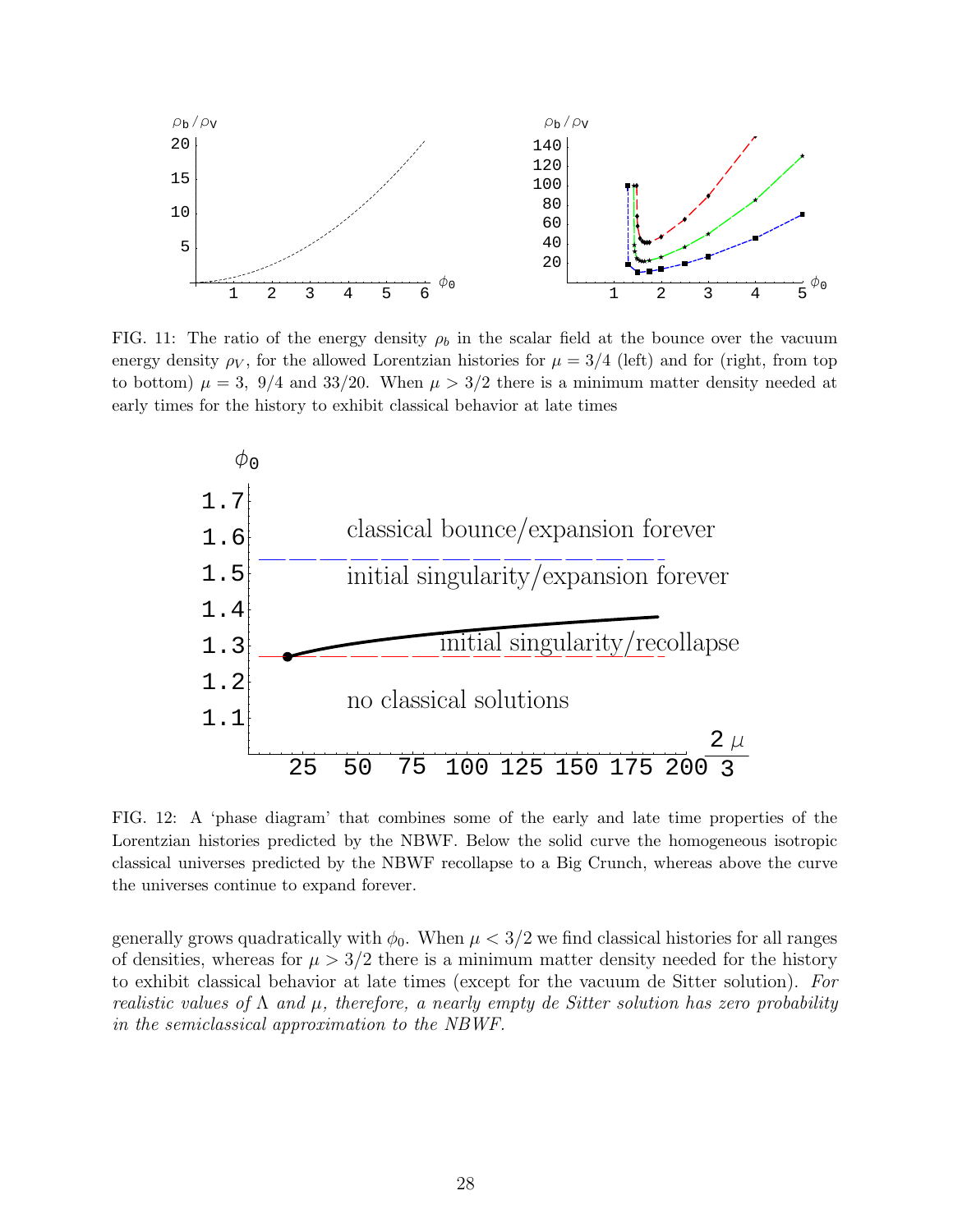FIG. 11: The ratio of the energy density $\rho_b$ in the scalar field at the bounce over the vacuum energy density $\rho_V$, for the allowed Lorentzian histories for $\mu = 3/4$ (left) and for (right, from top to bottom) $\mu = 3,\ 9/4$ and $33/20$. When $\mu > 3/2$ there is a minimum matter density needed at early times for the history to exhibit classical behavior at late times

FIG. 12: A 'phase diagram' that combines some of the early and late time properties of the Lorentzian histories predicted by the NBWF. Below the solid curve the homogeneous isotropic classical universes predicted by the NBWF recollapse to a Big Crunch, whereas above the curve the universes continue to expand forever.

generally grows quadratically with $\phi_0$. When $\mu < 3/2$ we find classical histories for all ranges of densities, whereas for $\mu > 3/2$ there is a minimum matter density needed for the history to exhibit classical behavior at late times (except for the vacuum de Sitter solution). *For realistic values of $\Lambda$ and $\mu$, therefore, a nearly empty de Sitter solution has zero probability in the semiclassical approximation to the NBWF.*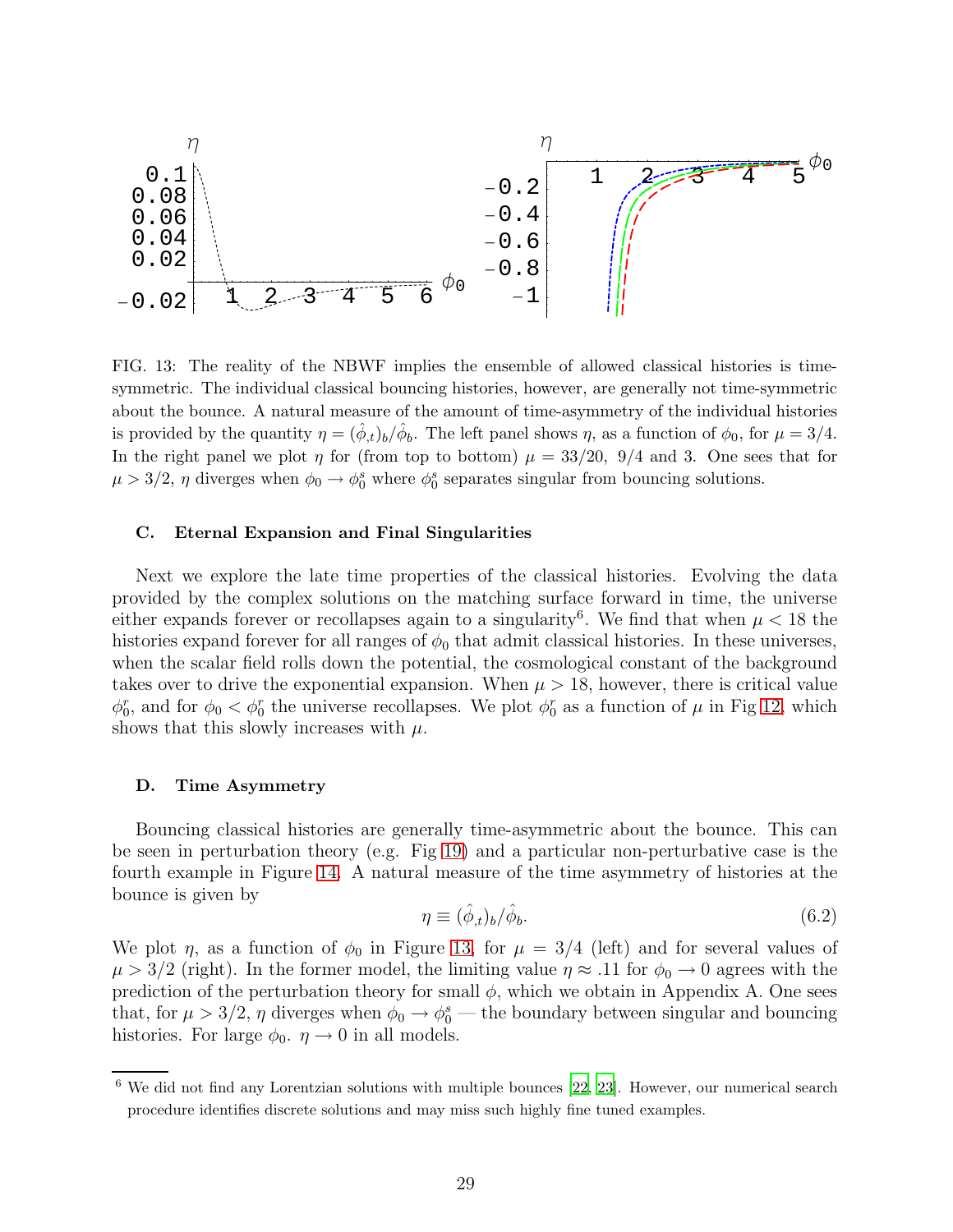FIG. 13: The reality of the NBWF implies the ensemble of allowed classical histories is time-symmetric. The individual classical bouncing histories, however, are generally not time-symmetric about the bounce. A natural measure of the amount of time-asymmetry of the individual histories is provided by the quantity $\eta = (\hat{\phi}_{,t})_b/\hat{\phi}_b$. The left panel shows $\eta$, as a function of $\phi_0$, for $\mu = 3/4$. In the right panel we plot $\eta$ for (from top to bottom) $\mu = 33/20,\ 9/4$ and $3$. One sees that for $\mu > 3/2$, $\eta$ diverges when $\phi_0 \to \phi_0^s$ where $\phi_0^s$ separates singular from bouncing solutions.

### C. Eternal Expansion and Final Singularities

Next we explore the late time properties of the classical histories. Evolving the data provided by the complex solutions on the matching surface forward in time, the universe either expands forever or recollapses again to a singularity[6]. We find that when $\mu < 18$ the histories expand forever for all ranges of $\phi_0$ that admit classical histories. In these universes, when the scalar field rolls down the potential, the cosmological constant of the background takes over to drive the exponential expansion. When $\mu > 18$, however, there is critical value $\phi_0^r$, and for $\phi_0 < \phi_0^r$ the universe recollapses. We plot $\phi_0^r$ as a function of $\mu$ in Fig 12, which shows that this slowly increases with $\mu$.

### D. Time Asymmetry

Bouncing classical histories are generally time-asymmetric about the bounce. This can be seen in perturbation theory (e.g. Fig 19) and a particular non-perturbative case is the fourth example in Figure 14. A natural measure of the time asymmetry of histories at the bounce is given by

$$\eta \equiv (\hat{\phi}_{,t})_b/\hat{\phi}_b. \tag{6.2}$$

We plot $\eta$, as a function of $\phi_0$ in Figure 13, for $\mu = 3/4$ (left) and for several values of $\mu > 3/2$ (right). In the former model, the limiting value $\eta \approx .11$ for $\phi_0 \to 0$ agrees with the prediction of the perturbation theory for small $\phi$, which we obtain in Appendix A. One sees that, for $\mu > 3/2$, $\eta$ diverges when $\phi_0 \to \phi_0^s$ — the boundary between singular and bouncing histories. For large $\phi_0$. $\eta \to 0$ in all models.

---

[6] We did not find any Lorentzian solutions with multiple bounces [22, 23]. However, our numerical search procedure identifies discrete solutions and may miss such highly fine tuned examples.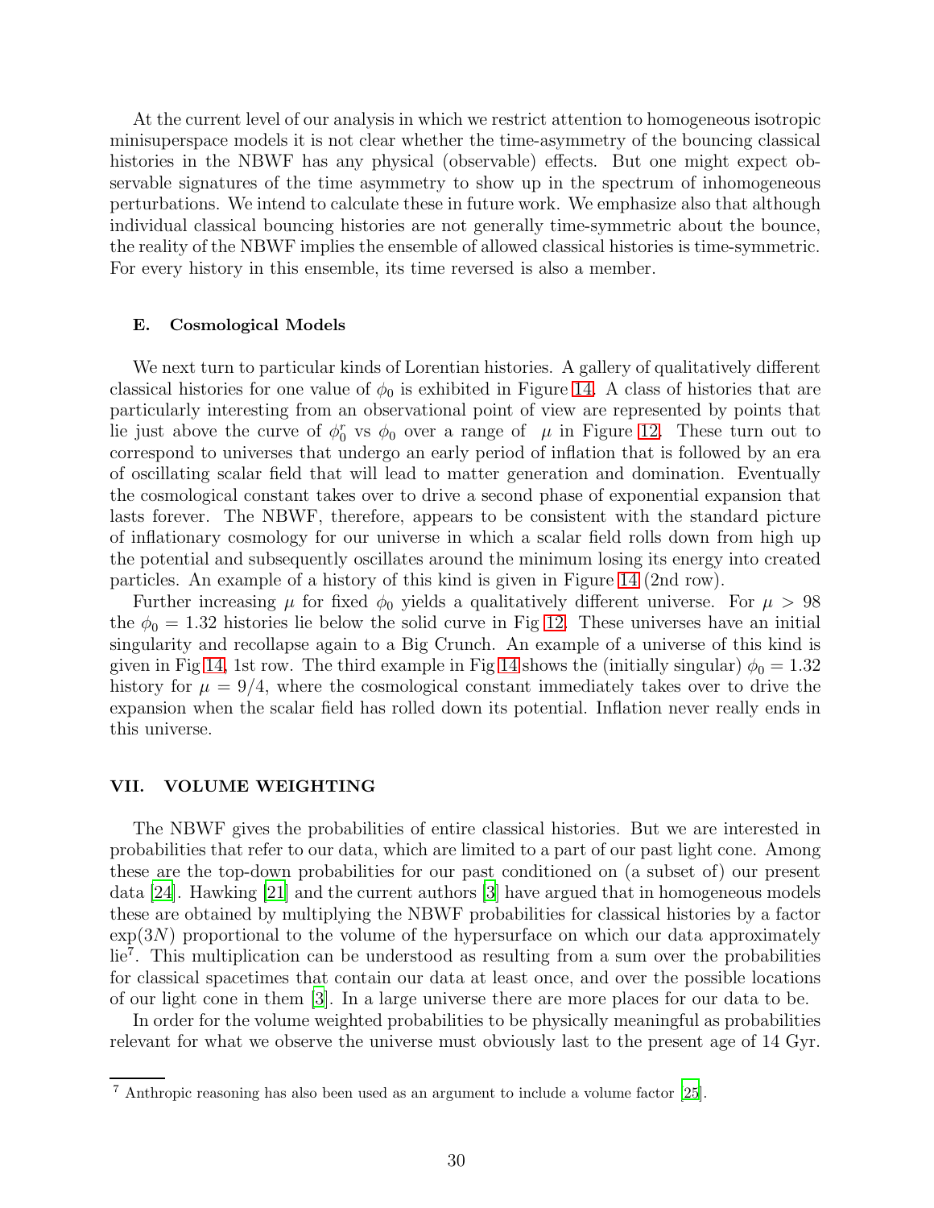At the current level of our analysis in which we restrict attention to homogeneous isotropic minisuperspace models it is not clear whether the time-asymmetry of the bouncing classical histories in the NBWF has any physical (observable) effects. But one might expect observable signatures of the time asymmetry to show up in the spectrum of inhomogeneous perturbations. We intend to calculate these in future work. We emphasize also that although individual classical bouncing histories are not generally time-symmetric about the bounce, the reality of the NBWF implies the ensemble of allowed classical histories is time-symmetric. For every history in this ensemble, its time reversed is also a member.

### E. Cosmological Models

We next turn to particular kinds of Lorentian histories. A gallery of qualitatively different classical histories for one value of $\phi_0$ is exhibited in Figure 14. A class of histories that are particularly interesting from an observational point of view are represented by points that lie just above the curve of $\phi_0^r$ vs $\phi_0$ over a range of $\mu$ in Figure 12. These turn out to correspond to universes that undergo an early period of inflation that is followed by an era of oscillating scalar field that will lead to matter generation and domination. Eventually the cosmological constant takes over to drive a second phase of exponential expansion that lasts forever. The NBWF, therefore, appears to be consistent with the standard picture of inflationary cosmology for our universe in which a scalar field rolls down from high up the potential and subsequently oscillates around the minimum losing its energy into created particles. An example of a history of this kind is given in Figure 14 (2nd row).

Further increasing $\mu$ for fixed $\phi_0$ yields a qualitatively different universe. For $\mu > 98$ the $\phi_0 = 1.32$ histories lie below the solid curve in Fig 12. These universes have an initial singularity and recollapse again to a Big Crunch. An example of a universe of this kind is given in Fig 14, 1st row. The third example in Fig 14 shows the (initially singular) $\phi_0 = 1.32$ history for $\mu = 9/4$, where the cosmological constant immediately takes over to drive the expansion when the scalar field has rolled down its potential. Inflation never really ends in this universe.

## VII. VOLUME WEIGHTING

The NBWF gives the probabilities of entire classical histories. But we are interested in probabilities that refer to our data, which are limited to a part of our past light cone. Among these are the top-down probabilities for our past conditioned on (a subset of) our present data [24]. Hawking [21] and the current authors [3] have argued that in homogeneous models these are obtained by multiplying the NBWF probabilities for classical histories by a factor $\exp(3N)$ proportional to the volume of the hypersurface on which our data approximately lie[7]. This multiplication can be understood as resulting from a sum over the probabilities for classical spacetimes that contain our data at least once, and over the possible locations of our light cone in them [3]. In a large universe there are more places for our data to be.

In order for the volume weighted probabilities to be physically meaningful as probabilities relevant for what we observe the universe must obviously last to the present age of 14 Gyr.

[7] Anthropic reasoning has also been used as an argument to include a volume factor [25].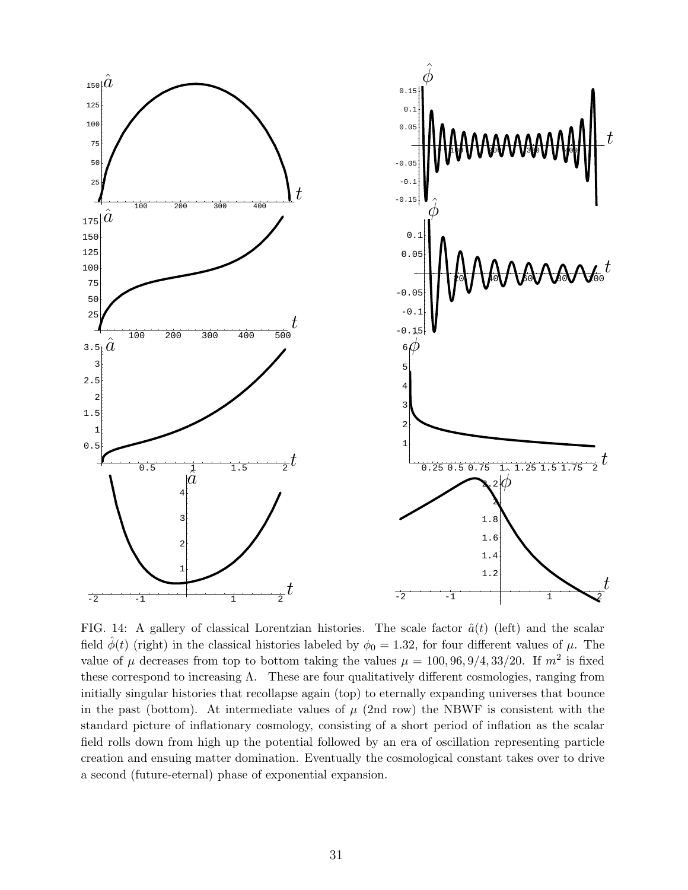FIG. 14: A gallery of classical Lorentzian histories. The scale factor $\hat{a}(t)$ (left) and the scalar field $\hat{\phi}(t)$ (right) in the classical histories labeled by $\phi_0 = 1.32$, for four different values of $\mu$. The value of $\mu$ decreases from top to bottom taking the values $\mu = 100, 96, 9/4, 33/20$. If $m^2$ is fixed these correspond to increasing $\Lambda$. These are four qualitatively different cosmologies, ranging from initially singular histories that recollapse again (top) to eternally expanding universes that bounce in the past (bottom). At intermediate values of $\mu$ (2nd row) the NBWF is consistent with the standard picture of inflationary cosmology, consisting of a short period of inflation as the scalar field rolls down from high up the potential followed by an era of oscillation representing particle creation and ensuing matter domination. Eventually the cosmological constant takes over to drive a second (future-eternal) phase of exponential expansion.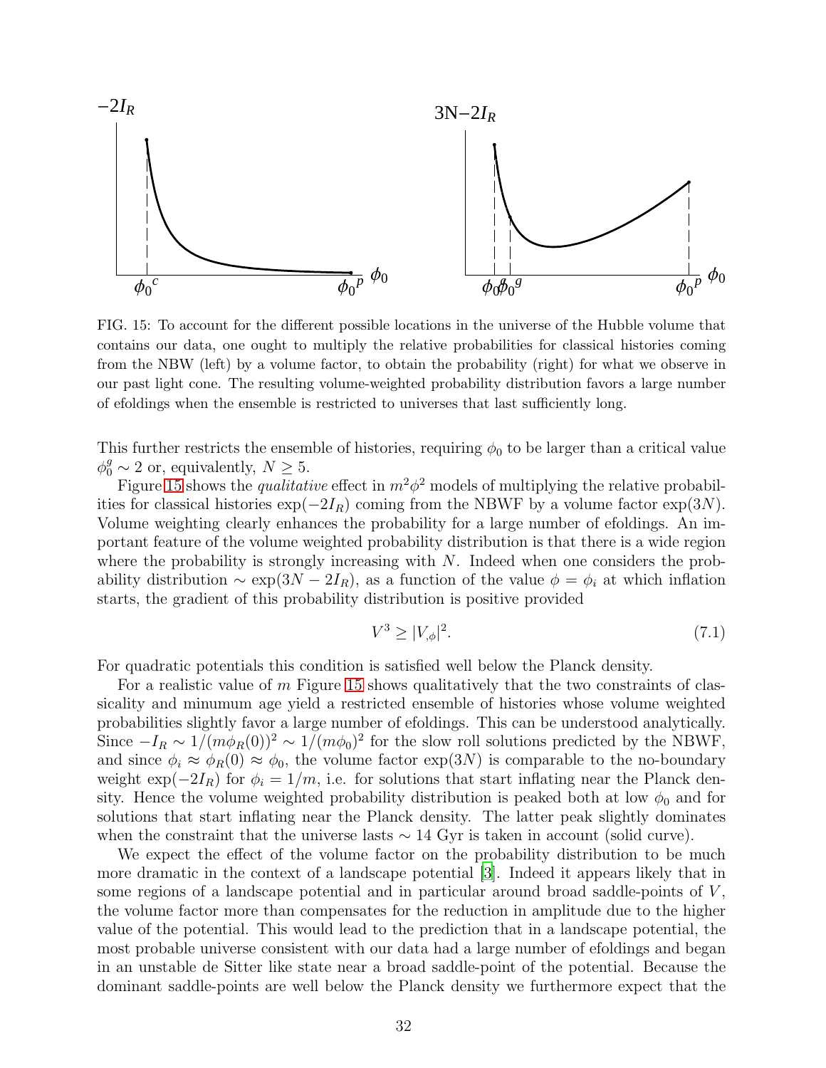FIG. 15: To account for the different possible locations in the universe of the Hubble volume that contains our data, one ought to multiply the relative probabilities for classical histories coming from the NBW (left) by a volume factor, to obtain the probability (right) for what we observe in our past light cone. The resulting volume-weighted probability distribution favors a large number of efoldings when the ensemble is restricted to universes that last sufficiently long.

This further restricts the ensemble of histories, requiring $\phi_0$ to be larger than a critical value $\phi_0^g \sim 2$ or, equivalently, $N \geq 5$.

Figure 15 shows the *qualitative* effect in $m^2\phi^2$ models of multiplying the relative probabilities for classical histories $\exp(-2I_R)$ coming from the NBWF by a volume factor $\exp(3N)$. Volume weighting clearly enhances the probability for a large number of efoldings. An important feature of the volume weighted probability distribution is that there is a wide region where the probability is strongly increasing with $N$. Indeed when one considers the probability distribution $\sim \exp(3N - 2I_R)$, as a function of the value $\phi = \phi_i$ at which inflation starts, the gradient of this probability distribution is positive provided

$$V^3 \geq |V_{,\phi}|^2. \tag{7.1}$$

For quadratic potentials this condition is satisfied well below the Planck density.

For a realistic value of $m$ Figure 15 shows qualitatively that the two constraints of classicality and minumum age yield a restricted ensemble of histories whose volume weighted probabilities slightly favor a large number of efoldings. This can be understood analytically. Since $-I_R \sim 1/(m\phi_R(0))^2 \sim 1/(m\phi_0)^2$ for the slow roll solutions predicted by the NBWF, and since $\phi_i \approx \phi_R(0) \approx \phi_0$, the volume factor $\exp(3N)$ is comparable to the no-boundary weight $\exp(-2I_R)$ for $\phi_i = 1/m$, i.e. for solutions that start inflating near the Planck density. Hence the volume weighted probability distribution is peaked both at low $\phi_0$ and for solutions that start inflating near the Planck density. The latter peak slightly dominates when the constraint that the universe lasts $\sim 14$ Gyr is taken in account (solid curve).

We expect the effect of the volume factor on the probability distribution to be much more dramatic in the context of a landscape potential [3]. Indeed it appears likely that in some regions of a landscape potential and in particular around broad saddle-points of $V$, the volume factor more than compensates for the reduction in amplitude due to the higher value of the potential. This would lead to the prediction that in a landscape potential, the most probable universe consistent with our data had a large number of efoldings and began in an unstable de Sitter like state near a broad saddle-point of the potential. Because the dominant saddle-points are well below the Planck density we furthermore expect that the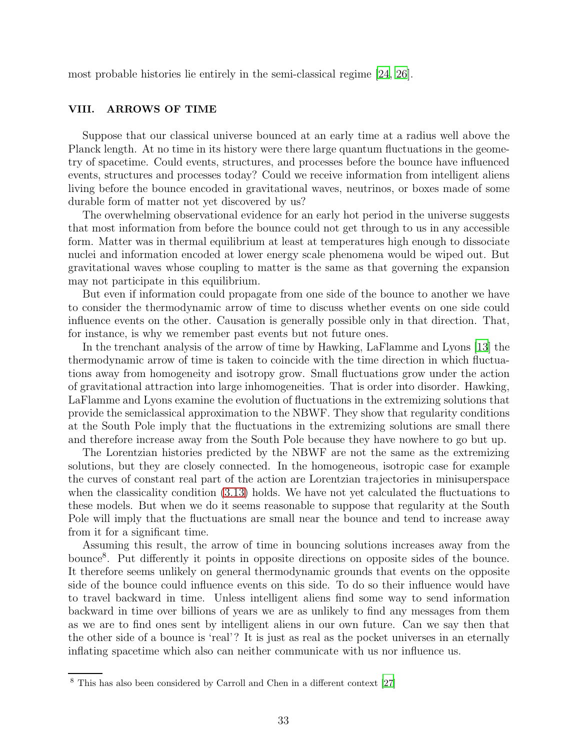most probable histories lie entirely in the semi-classical regime [24, 26].

## VIII. ARROWS OF TIME

Suppose that our classical universe bounced at an early time at a radius well above the Planck length. At no time in its history were there large quantum fluctuations in the geometry of spacetime. Could events, structures, and processes before the bounce have influenced events, structures and processes today? Could we receive information from intelligent aliens living before the bounce encoded in gravitational waves, neutrinos, or boxes made of some durable form of matter not yet discovered by us?

The overwhelming observational evidence for an early hot period in the universe suggests that most information from before the bounce could not get through to us in any accessible form. Matter was in thermal equilibrium at least at temperatures high enough to dissociate nuclei and information encoded at lower energy scale phenomena would be wiped out. But gravitational waves whose coupling to matter is the same as that governing the expansion may not participate in this equilibrium.

But even if information could propagate from one side of the bounce to another we have to consider the thermodynamic arrow of time to discuss whether events on one side could influence events on the other. Causation is generally possible only in that direction. That, for instance, is why we remember past events but not future ones.

In the trenchant analysis of the arrow of time by Hawking, LaFlamme and Lyons [13] the thermodynamic arrow of time is taken to coincide with the time direction in which fluctuations away from homogeneity and isotropy grow. Small fluctuations grow under the action of gravitational attraction into large inhomogeneities. That is order into disorder. Hawking, LaFlamme and Lyons examine the evolution of fluctuations in the extremizing solutions that provide the semiclassical approximation to the NBWF. They show that regularity conditions at the South Pole imply that the fluctuations in the extremizing solutions are small there and therefore increase away from the South Pole because they have nowhere to go but up.

The Lorentzian histories predicted by the NBWF are not the same as the extremizing solutions, but they are closely connected. In the homogeneous, isotropic case for example the curves of constant real part of the action are Lorentzian trajectories in minisuperspace when the classicality condition (3.13) holds. We have not yet calculated the fluctuations to these models. But when we do it seems reasonable to suppose that regularity at the South Pole will imply that the fluctuations are small near the bounce and tend to increase away from it for a significant time.

Assuming this result, the arrow of time in bouncing solutions increases away from the bounce[8]. Put differently it points in opposite directions on opposite sides of the bounce. It therefore seems unlikely on general thermodynamic grounds that events on the opposite side of the bounce could influence events on this side. To do so their influence would have to travel backward in time. Unless intelligent aliens find some way to send information backward in time over billions of years we are as unlikely to find any messages from them as we are to find ones sent by intelligent aliens in our own future. Can we say then that the other side of a bounce is 'real'? It is just as real as the pocket universes in an eternally inflating spacetime which also can neither communicate with us nor influence us.

---

[8] This has also been considered by Carroll and Chen in a different context [27]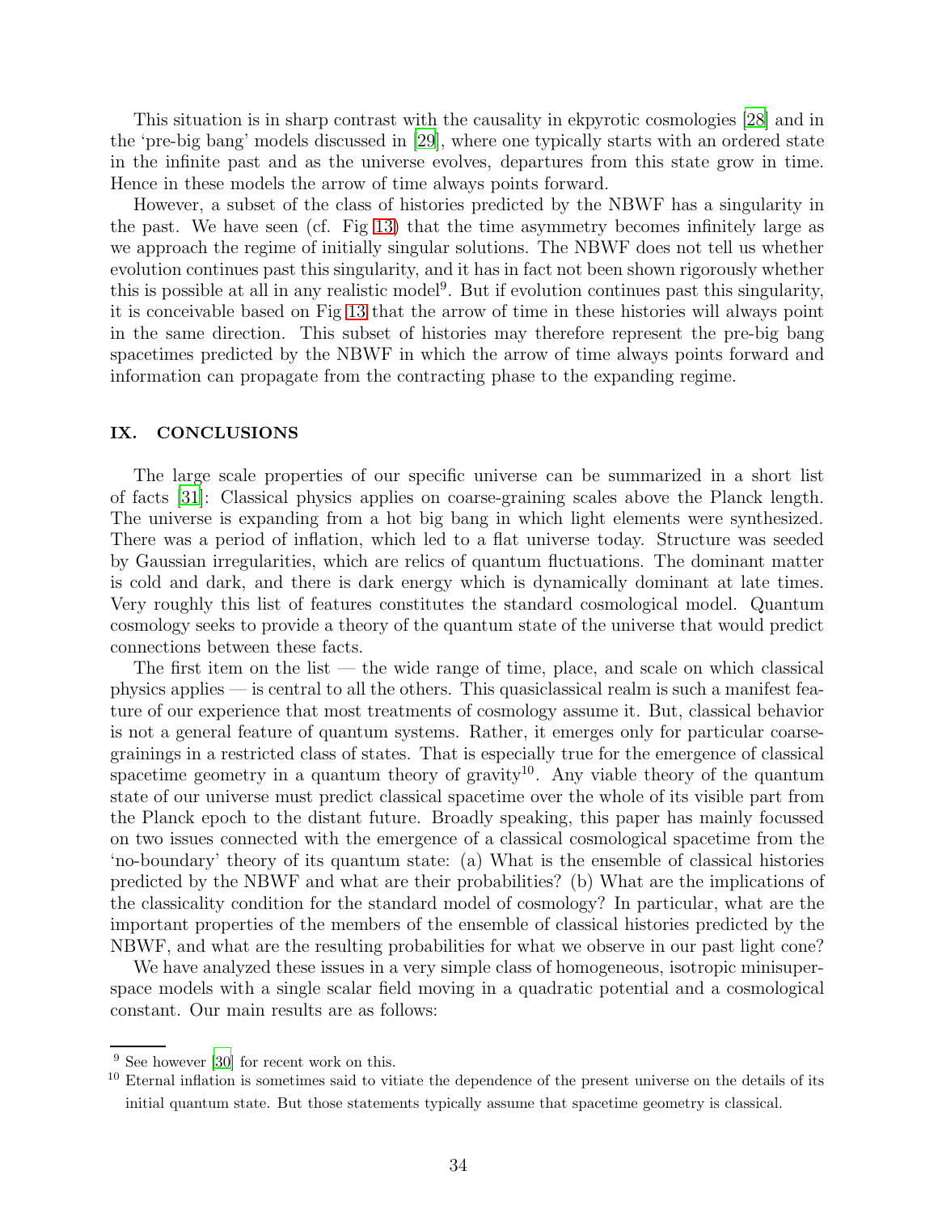This situation is in sharp contrast with the causality in ekpyrotic cosmologies [28] and in the 'pre-big bang' models discussed in [29], where one typically starts with an ordered state in the infinite past and as the universe evolves, departures from this state grow in time. Hence in these models the arrow of time always points forward.

However, a subset of the class of histories predicted by the NBWF has a singularity in the past. We have seen (cf. Fig 13) that the time asymmetry becomes infinitely large as we approach the regime of initially singular solutions. The NBWF does not tell us whether evolution continues past this singularity, and it has in fact not been shown rigorously whether this is possible at all in any realistic model[9]. But if evolution continues past this singularity, it is conceivable based on Fig 13 that the arrow of time in these histories will always point in the same direction. This subset of histories may therefore represent the pre-big bang spacetimes predicted by the NBWF in which the arrow of time always points forward and information can propagate from the contracting phase to the expanding regime.

## IX. CONCLUSIONS

The large scale properties of our specific universe can be summarized in a short list of facts [31]: Classical physics applies on coarse-graining scales above the Planck length. The universe is expanding from a hot big bang in which light elements were synthesized. There was a period of inflation, which led to a flat universe today. Structure was seeded by Gaussian irregularities, which are relics of quantum fluctuations. The dominant matter is cold and dark, and there is dark energy which is dynamically dominant at late times. Very roughly this list of features constitutes the standard cosmological model. Quantum cosmology seeks to provide a theory of the quantum state of the universe that would predict connections between these facts.

The first item on the list — the wide range of time, place, and scale on which classical physics applies — is central to all the others. This quasiclassical realm is such a manifest feature of our experience that most treatments of cosmology assume it. But, classical behavior is not a general feature of quantum systems. Rather, it emerges only for particular coarse-grainings in a restricted class of states. That is especially true for the emergence of classical spacetime geometry in a quantum theory of gravity[10]. Any viable theory of the quantum state of our universe must predict classical spacetime over the whole of its visible part from the Planck epoch to the distant future. Broadly speaking, this paper has mainly focussed on two issues connected with the emergence of a classical cosmological spacetime from the 'no-boundary' theory of its quantum state: (a) What is the ensemble of classical histories predicted by the NBWF and what are their probabilities? (b) What are the implications of the classicality condition for the standard model of cosmology? In particular, what are the important properties of the members of the ensemble of classical histories predicted by the NBWF, and what are the resulting probabilities for what we observe in our past light cone?

We have analyzed these issues in a very simple class of homogeneous, isotropic minisuperspace models with a single scalar field moving in a quadratic potential and a cosmological constant. Our main results are as follows:

---

[9] See however [30] for recent work on this.

[10] Eternal inflation is sometimes said to vitiate the dependence of the present universe on the details of its initial quantum state. But those statements typically assume that spacetime geometry is classical.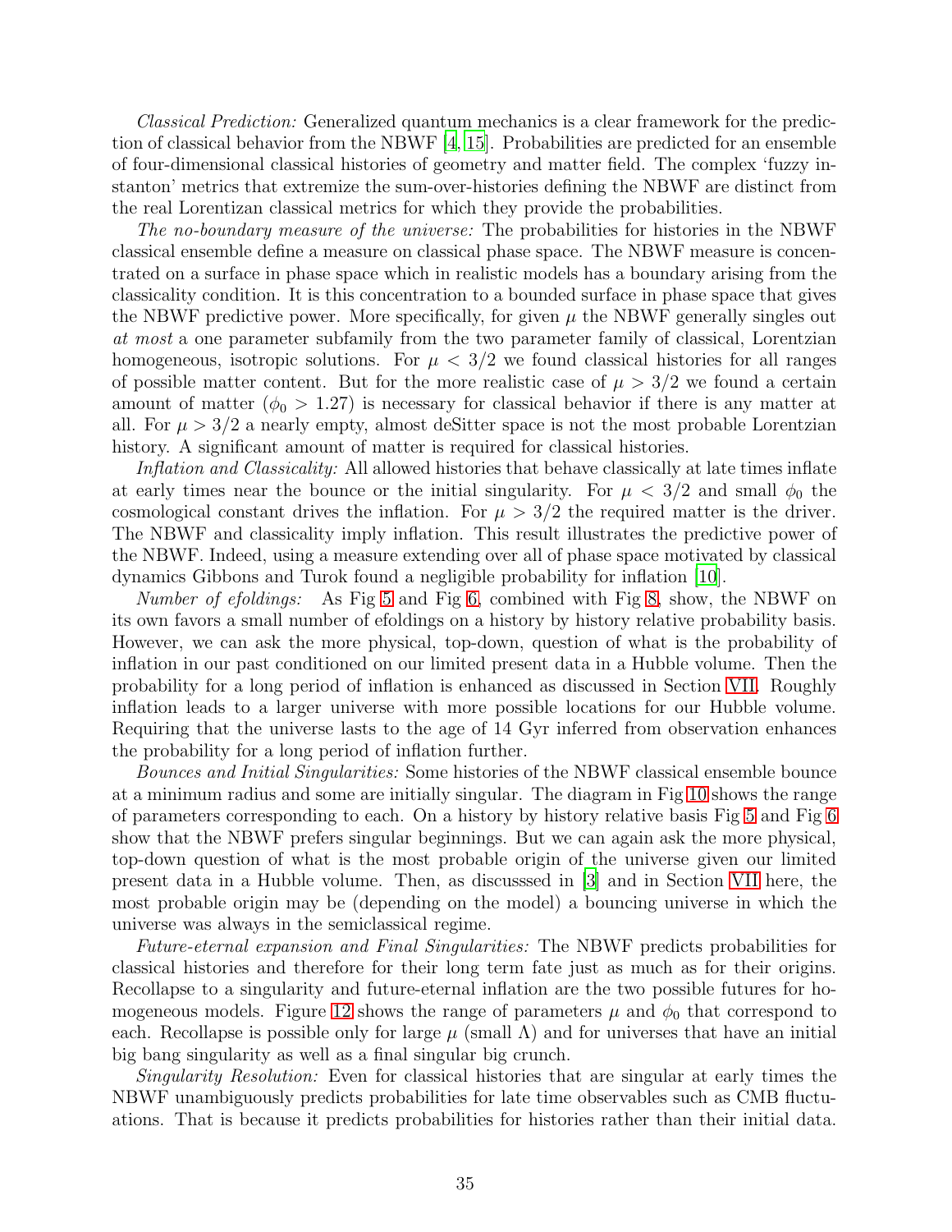*Classical Prediction:* Generalized quantum mechanics is a clear framework for the prediction of classical behavior from the NBWF [4, 15]. Probabilities are predicted for an ensemble of four-dimensional classical histories of geometry and matter field. The complex 'fuzzy instanton' metrics that extremize the sum-over-histories defining the NBWF are distinct from the real Lorentizan classical metrics for which they provide the probabilities.

*The no-boundary measure of the universe:* The probabilities for histories in the NBWF classical ensemble define a measure on classical phase space. The NBWF measure is concentrated on a surface in phase space which in realistic models has a boundary arising from the classicality condition. It is this concentration to a bounded surface in phase space that gives the NBWF predictive power. More specifically, for given $\mu$ the NBWF generally singles out *at most* a one parameter subfamily from the two parameter family of classical, Lorentzian homogeneous, isotropic solutions. For $\mu < 3/2$ we found classical histories for all ranges of possible matter content. But for the more realistic case of $\mu > 3/2$ we found a certain amount of matter ($\phi_0 > 1.27$) is necessary for classical behavior if there is any matter at all. For $\mu > 3/2$ a nearly empty, almost deSitter space is not the most probable Lorentzian history. A significant amount of matter is required for classical histories.

*Inflation and Classicality:* All allowed histories that behave classically at late times inflate at early times near the bounce or the initial singularity. For $\mu < 3/2$ and small $\phi_0$ the cosmological constant drives the inflation. For $\mu > 3/2$ the required matter is the driver. The NBWF and classicality imply inflation. This result illustrates the predictive power of the NBWF. Indeed, using a measure extending over all of phase space motivated by classical dynamics Gibbons and Turok found a negligible probability for inflation [10].

*Number of efoldings:* As Fig 5 and Fig 6, combined with Fig 8, show, the NBWF on its own favors a small number of efoldings on a history by history relative probability basis. However, we can ask the more physical, top-down, question of what is the probability of inflation in our past conditioned on our limited present data in a Hubble volume. Then the probability for a long period of inflation is enhanced as discussed in Section VII. Roughly inflation leads to a larger universe with more possible locations for our Hubble volume. Requiring that the universe lasts to the age of 14 Gyr inferred from observation enhances the probability for a long period of inflation further.

*Bounces and Initial Singularities:* Some histories of the NBWF classical ensemble bounce at a minimum radius and some are initially singular. The diagram in Fig 10 shows the range of parameters corresponding to each. On a history by history relative basis Fig 5 and Fig 6 show that the NBWF prefers singular beginnings. But we can again ask the more physical, top-down question of what is the most probable origin of the universe given our limited present data in a Hubble volume. Then, as discusssed in [3] and in Section VII here, the most probable origin may be (depending on the model) a bouncing universe in which the universe was always in the semiclassical regime.

*Future-eternal expansion and Final Singularities:* The NBWF predicts probabilities for classical histories and therefore for their long term fate just as much as for their origins. Recollapse to a singularity and future-eternal inflation are the two possible futures for homogeneous models. Figure 12 shows the range of parameters $\mu$ and $\phi_0$ that correspond to each. Recollapse is possible only for large $\mu$ (small $\Lambda$) and for universes that have an initial big bang singularity as well as a final singular big crunch.

*Singularity Resolution:* Even for classical histories that are singular at early times the NBWF unambiguously predicts probabilities for late time observables such as CMB fluctuations. That is because it predicts probabilities for histories rather than their initial data.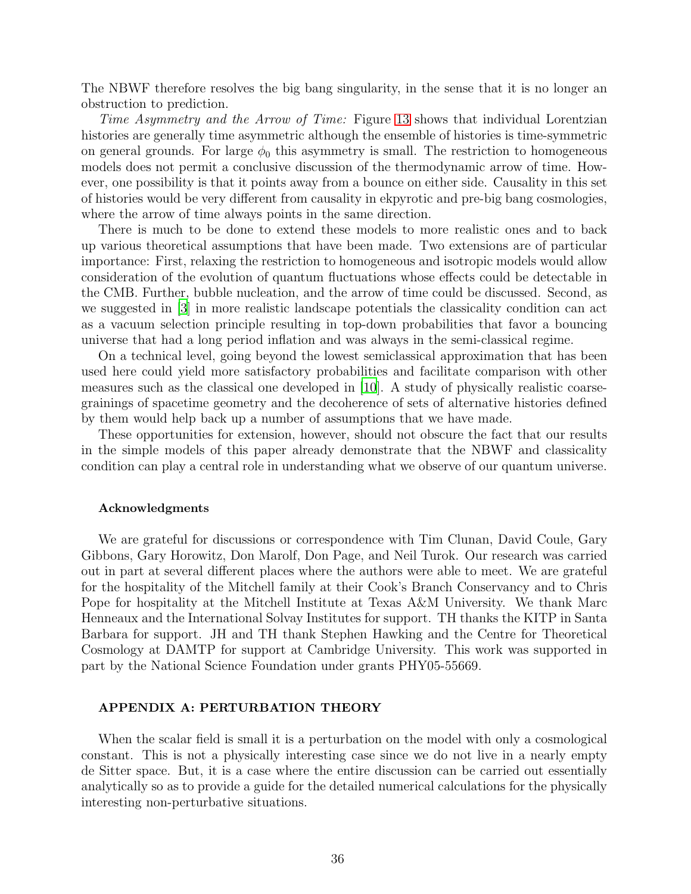The NBWF therefore resolves the big bang singularity, in the sense that it is no longer an obstruction to prediction.

*Time Asymmetry and the Arrow of Time:* Figure 13 shows that individual Lorentzian histories are generally time asymmetric although the ensemble of histories is time-symmetric on general grounds. For large $\phi_0$ this asymmetry is small. The restriction to homogeneous models does not permit a conclusive discussion of the thermodynamic arrow of time. However, one possibility is that it points away from a bounce on either side. Causality in this set of histories would be very different from causality in ekpyrotic and pre-big bang cosmologies, where the arrow of time always points in the same direction.

There is much to be done to extend these models to more realistic ones and to back up various theoretical assumptions that have been made. Two extensions are of particular importance: First, relaxing the restriction to homogeneous and isotropic models would allow consideration of the evolution of quantum fluctuations whose effects could be detectable in the CMB. Further, bubble nucleation, and the arrow of time could be discussed. Second, as we suggested in [3] in more realistic landscape potentials the classicality condition can act as a vacuum selection principle resulting in top-down probabilities that favor a bouncing universe that had a long period inflation and was always in the semi-classical regime.

On a technical level, going beyond the lowest semiclassical approximation that has been used here could yield more satisfactory probabilities and facilitate comparison with other measures such as the classical one developed in [10]. A study of physically realistic coarse-grainings of spacetime geometry and the decoherence of sets of alternative histories defined by them would help back up a number of assumptions that we have made.

These opportunities for extension, however, should not obscure the fact that our results in the simple models of this paper already demonstrate that the NBWF and classicality condition can play a central role in understanding what we observe of our quantum universe.

#### Acknowledgments

We are grateful for discussions or correspondence with Tim Clunan, David Coule, Gary Gibbons, Gary Horowitz, Don Marolf, Don Page, and Neil Turok. Our research was carried out in part at several different places where the authors were able to meet. We are grateful for the hospitality of the Mitchell family at their Cook's Branch Conservancy and to Chris Pope for hospitality at the Mitchell Institute at Texas A&M University. We thank Marc Henneaux and the International Solvay Institutes for support. TH thanks the KITP in Santa Barbara for support. JH and TH thank Stephen Hawking and the Centre for Theoretical Cosmology at DAMTP for support at Cambridge University. This work was supported in part by the National Science Foundation under grants PHY05-55669.

#### APPENDIX A: PERTURBATION THEORY

When the scalar field is small it is a perturbation on the model with only a cosmological constant. This is not a physically interesting case since we do not live in a nearly empty de Sitter space. But, it is a case where the entire discussion can be carried out essentially analytically so as to provide a guide for the detailed numerical calculations for the physically interesting non-perturbative situations.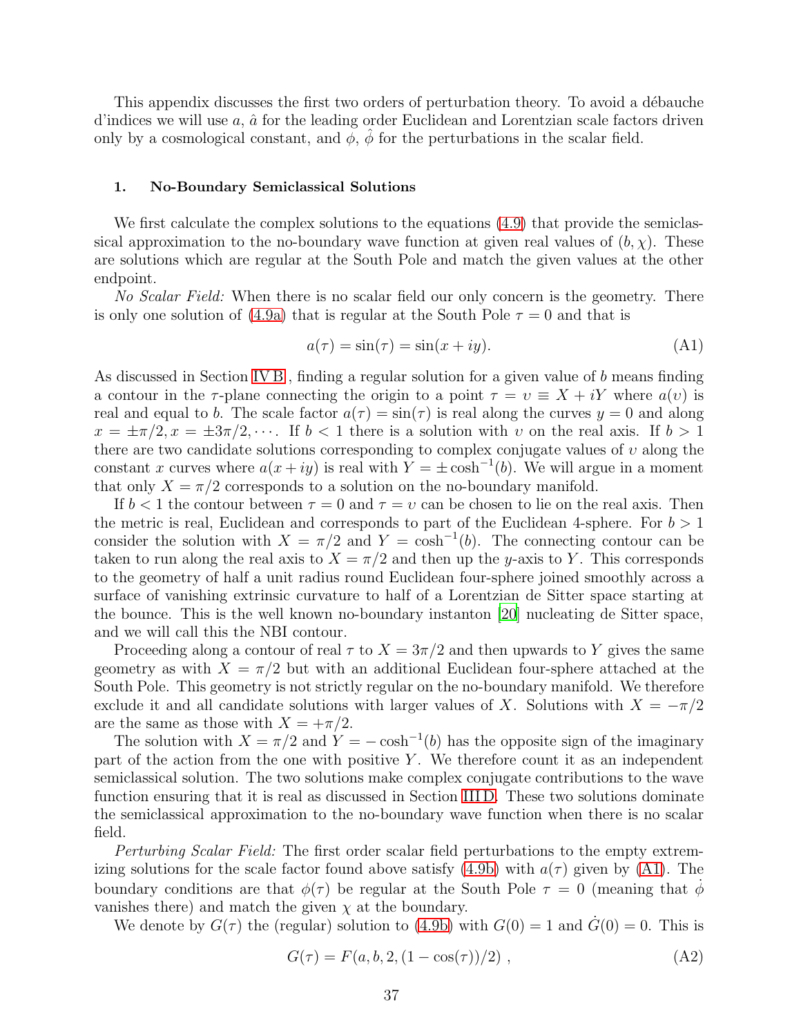This appendix discusses the first two orders of perturbation theory. To avoid a débauche d'indices we will use $a$, $\hat{a}$ for the leading order Euclidean and Lorentzian scale factors driven only by a cosmological constant, and $\phi$, $\hat{\phi}$ for the perturbations in the scalar field.

### 1. No-Boundary Semiclassical Solutions

We first calculate the complex solutions to the equations (4.9) that provide the semiclassical approximation to the no-boundary wave function at given real values of $(b, \chi)$. These are solutions which are regular at the South Pole and match the given values at the other endpoint.

*No Scalar Field:* When there is no scalar field our only concern is the geometry. There is only one solution of (4.9a) that is regular at the South Pole $\tau = 0$ and that is

$$a(\tau) = \sin(\tau) = \sin(x + iy). \tag{A1}$$

As discussed in Section IV B , finding a regular solution for a given value of $b$ means finding a contour in the $\tau$-plane connecting the origin to a point $\tau = \upsilon \equiv X + iY$ where $a(\upsilon)$ is real and equal to $b$. The scale factor $a(\tau) = \sin(\tau)$ is real along the curves $y = 0$ and along $x = \pm\pi/2, x = \pm 3\pi/2, \cdots$. If $b < 1$ there is a solution with $\upsilon$ on the real axis. If $b > 1$ there are two candidate solutions corresponding to complex conjugate values of $\upsilon$ along the constant $x$ curves where $a(x + iy)$ is real with $Y = \pm\cosh^{-1}(b)$. We will argue in a moment that only $X = \pi/2$ corresponds to a solution on the no-boundary manifold.

If $b < 1$ the contour between $\tau = 0$ and $\tau = \upsilon$ can be chosen to lie on the real axis. Then the metric is real, Euclidean and corresponds to part of the Euclidean 4-sphere. For $b > 1$ consider the solution with $X = \pi/2$ and $Y = \cosh^{-1}(b)$. The connecting contour can be taken to run along the real axis to $X = \pi/2$ and then up the $y$-axis to $Y$. This corresponds to the geometry of half a unit radius round Euclidean four-sphere joined smoothly across a surface of vanishing extrinsic curvature to half of a Lorentzian de Sitter space starting at the bounce. This is the well known no-boundary instanton [20] nucleating de Sitter space, and we will call this the NBI contour.

Proceeding along a contour of real $\tau$ to $X = 3\pi/2$ and then upwards to $Y$ gives the same geometry as with $X = \pi/2$ but with an additional Euclidean four-sphere attached at the South Pole. This geometry is not strictly regular on the no-boundary manifold. We therefore exclude it and all candidate solutions with larger values of $X$. Solutions with $X = -\pi/2$ are the same as those with $X = +\pi/2$.

The solution with $X = \pi/2$ and $Y = -\cosh^{-1}(b)$ has the opposite sign of the imaginary part of the action from the one with positive $Y$. We therefore count it as an independent semiclassical solution. The two solutions make complex conjugate contributions to the wave function ensuring that it is real as discussed in Section III D. These two solutions dominate the semiclassical approximation to the no-boundary wave function when there is no scalar field.

*Perturbing Scalar Field:* The first order scalar field perturbations to the empty extremizing solutions for the scale factor found above satisfy (4.9b) with $a(\tau)$ given by (A1). The boundary conditions are that $\phi(\tau)$ be regular at the South Pole $\tau = 0$ (meaning that $\dot{\phi}$ vanishes there) and match the given $\chi$ at the boundary.

We denote by $G(\tau)$ the (regular) solution to (4.9b) with $G(0) = 1$ and $\dot{G}(0) = 0$. This is

$$G(\tau) = F(a, b, 2, (1 - \cos(\tau))/2)\ , \tag{A2}$$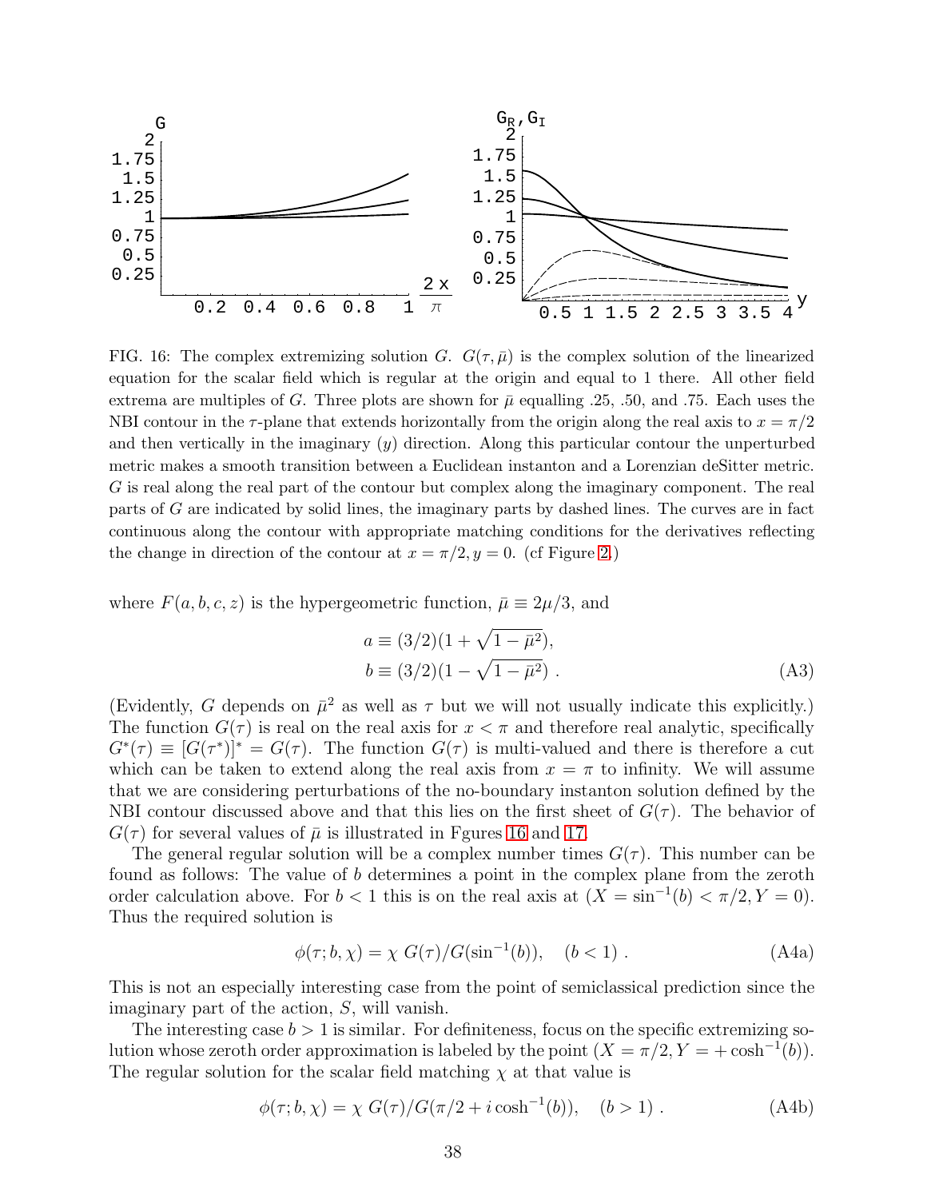FIG. 16: The complex extremizing solution $G$. $G(\tau, \bar{\mu})$ is the complex solution of the linearized equation for the scalar field which is regular at the origin and equal to 1 there. All other field extrema are multiples of $G$. Three plots are shown for $\bar{\mu}$ equalling .25, .50, and .75. Each uses the NBI contour in the $\tau$-plane that extends horizontally from the origin along the real axis to $x = \pi/2$ and then vertically in the imaginary ($y$) direction. Along this particular contour the unperturbed metric makes a smooth transition between a Euclidean instanton and a Lorenzian deSitter metric. $G$ is real along the real part of the contour but complex along the imaginary component. The real parts of $G$ are indicated by solid lines, the imaginary parts by dashed lines. The curves are in fact continuous along the contour with appropriate matching conditions for the derivatives reflecting the change in direction of the contour at $x = \pi/2, y = 0$. (cf Figure 2.)

where $F(a, b, c, z)$ is the hypergeometric function, $\bar{\mu} \equiv 2\mu/3$, and

$$
\begin{aligned}
a &\equiv (3/2)(1 + \sqrt{1 - \bar{\mu}^2}), \\
b &\equiv (3/2)(1 - \sqrt{1 - \bar{\mu}^2}) \ .
\end{aligned}
\tag{A3}
$$

(Evidently, $G$ depends on $\bar{\mu}^2$ as well as $\tau$ but we will not usually indicate this explicitly.) The function $G(\tau)$ is real on the real axis for $x < \pi$ and therefore real analytic, specifically $G^*(\tau) \equiv [G(\tau^*)]^* = G(\tau)$. The function $G(\tau)$ is multi-valued and there is therefore a cut which can be taken to extend along the real axis from $x = \pi$ to infinity. We will assume that we are considering perturbations of the no-boundary instanton solution defined by the NBI contour discussed above and that this lies on the first sheet of $G(\tau)$. The behavior of $G(\tau)$ for several values of $\bar{\mu}$ is illustrated in Fgures 16 and 17.

The general regular solution will be a complex number times $G(\tau)$. This number can be found as follows: The value of $b$ determines a point in the complex plane from the zeroth order calculation above. For $b < 1$ this is on the real axis at $(X = \sin^{-1}(b) < \pi/2, Y = 0)$. Thus the required solution is

$$
\phi(\tau; b, \chi) = \chi \ G(\tau)/G(\sin^{-1}(b)), \quad (b < 1) \ . \tag{A4a}
$$

This is not an especially interesting case from the point of semiclassical prediction since the imaginary part of the action, $S$, will vanish.

The interesting case $b > 1$ is similar. For definiteness, focus on the specific extremizing solution whose zeroth order approximation is labeled by the point $(X = \pi/2, Y = +\cosh^{-1}(b))$. The regular solution for the scalar field matching $\chi$ at that value is

$$
\phi(\tau; b, \chi) = \chi \ G(\tau)/G(\pi/2 + i\cosh^{-1}(b)), \quad (b > 1) \ . \tag{A4b}
$$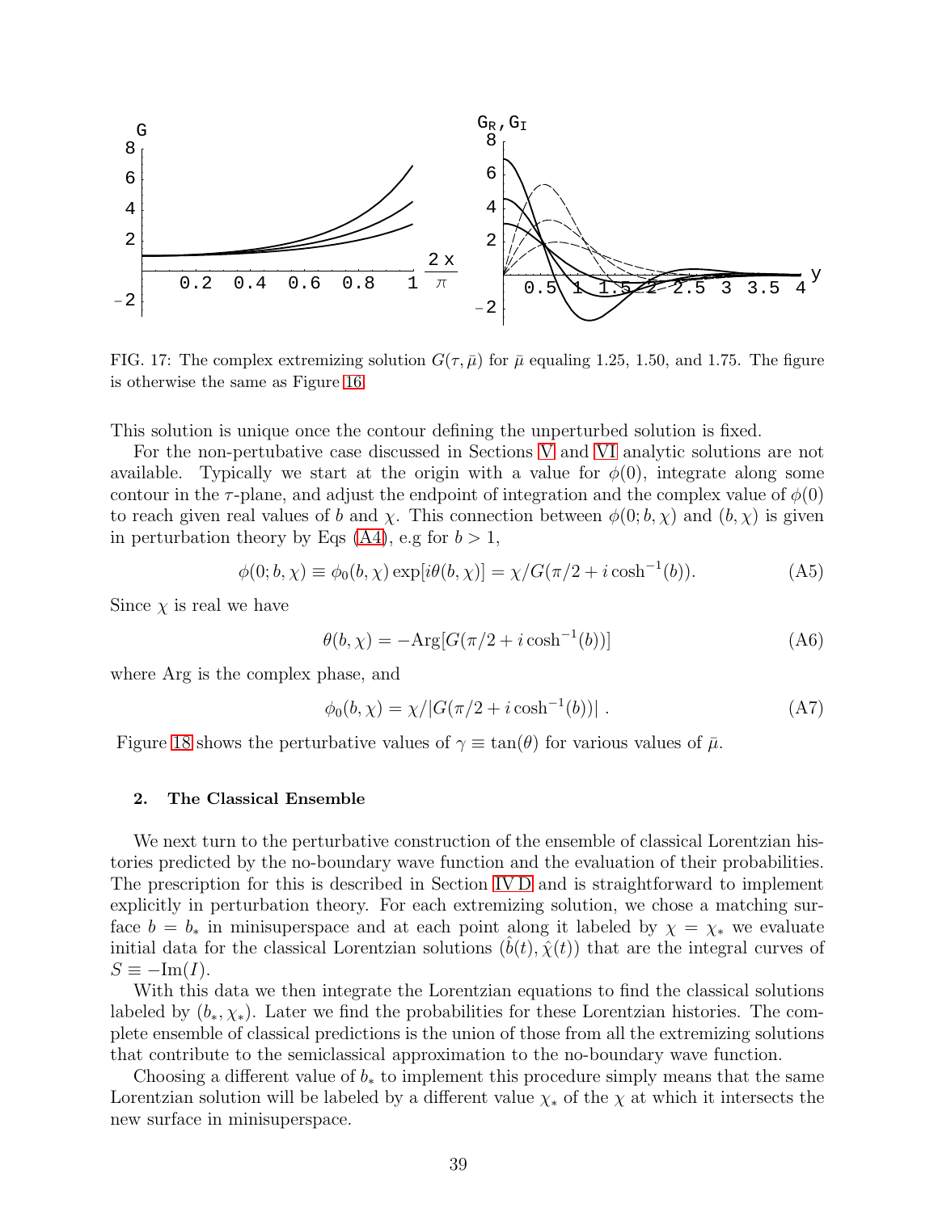FIG. 17: The complex extremizing solution $G(\tau, \bar{\mu})$ for $\bar{\mu}$ equaling 1.25, 1.50, and 1.75. The figure is otherwise the same as Figure 16

This solution is unique once the contour defining the unperturbed solution is fixed.

For the non-pertubative case discussed in Sections V and VI analytic solutions are not available. Typically we start at the origin with a value for $\phi(0)$, integrate along some contour in the $\tau$-plane, and adjust the endpoint of integration and the complex value of $\phi(0)$ to reach given real values of $b$ and $\chi$. This connection between $\phi(0; b, \chi)$ and $(b, \chi)$ is given in perturbation theory by Eqs (A4), e.g for $b > 1$,

$$\phi(0; b, \chi) \equiv \phi_0(b, \chi) \exp[i\theta(b, \chi)] = \chi / G(\pi/2 + i \cosh^{-1}(b)). \tag{A5}$$

Since $\chi$ is real we have

$$\theta(b, \chi) = -\mathrm{Arg}[G(\pi/2 + i \cosh^{-1}(b))] \tag{A6}$$

where Arg is the complex phase, and

$$\phi_0(b, \chi) = \chi / |G(\pi/2 + i \cosh^{-1}(b))| \, . \tag{A7}$$

Figure 18 shows the perturbative values of $\gamma \equiv \tan(\theta)$ for various values of $\bar{\mu}$.

### 2. The Classical Ensemble

We next turn to the perturbative construction of the ensemble of classical Lorentzian histories predicted by the no-boundary wave function and the evaluation of their probabilities. The prescription for this is described in Section IV D and is straightforward to implement explicitly in perturbation theory. For each extremizing solution, we chose a matching surface $b = b_*$ in minisuperspace and at each point along it labeled by $\chi = \chi_*$ we evaluate initial data for the classical Lorentzian solutions $(\hat{b}(t), \hat{\chi}(t))$ that are the integral curves of $S \equiv -\mathrm{Im}(I)$.

With this data we then integrate the Lorentzian equations to find the classical solutions labeled by $(b_*, \chi_*)$. Later we find the probabilities for these Lorentzian histories. The complete ensemble of classical predictions is the union of those from all the extremizing solutions that contribute to the semiclassical approximation to the no-boundary wave function.

Choosing a different value of $b_*$ to implement this procedure simply means that the same Lorentzian solution will be labeled by a different value $\chi_*$ of the $\chi$ at which it intersects the new surface in minisuperspace.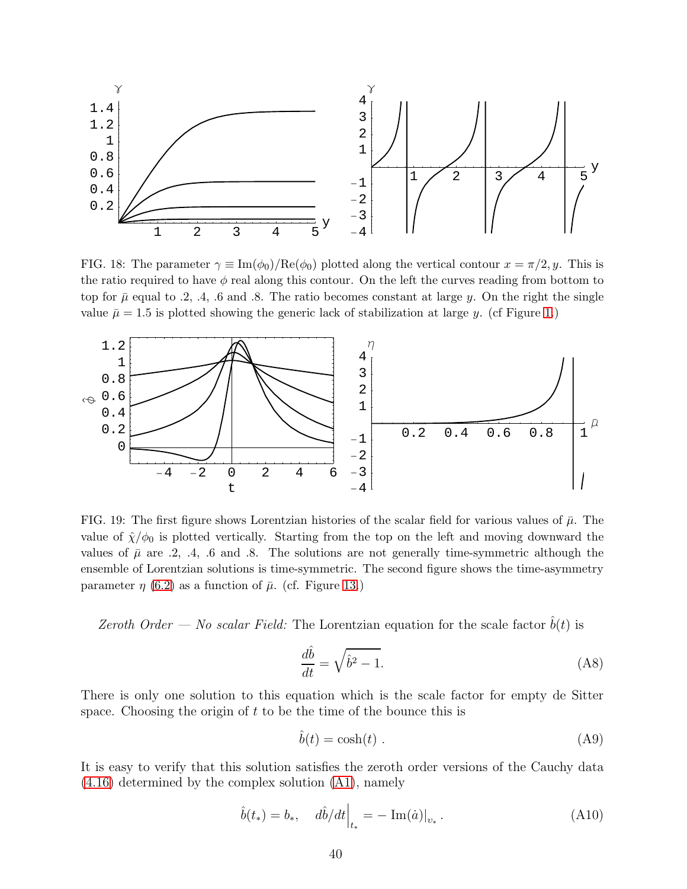FIG. 18: The parameter $\gamma \equiv \mathrm{Im}(\phi_0)/\mathrm{Re}(\phi_0)$ plotted along the vertical contour $x = \pi/2, y$. This is the ratio required to have $\phi$ real along this contour. On the left the curves reading from bottom to top for $\bar{\mu}$ equal to .2, .4, .6 and .8. The ratio becomes constant at large $y$. On the right the single value $\bar{\mu} = 1.5$ is plotted showing the generic lack of stabilization at large $y$. (cf Figure 1.)

FIG. 19: The first figure shows Lorentzian histories of the scalar field for various values of $\bar{\mu}$. The value of $\hat{\chi}/\phi_0$ is plotted vertically. Starting from the top on the left and moving downward the values of $\bar{\mu}$ are .2, .4, .6 and .8. The solutions are not generally time-symmetric although the ensemble of Lorentzian solutions is time-symmetric. The second figure shows the time-asymmetry parameter $\eta$ (6.2) as a function of $\bar{\mu}$. (cf. Figure 13.)

*Zeroth Order — No scalar Field:* The Lorentzian equation for the scale factor $\hat{b}(t)$ is

$$\frac{d\hat{b}}{dt} = \sqrt{\hat{b}^2 - 1}. \tag{A8}$$

There is only one solution to this equation which is the scale factor for empty de Sitter space. Choosing the origin of $t$ to be the time of the bounce this is

$$\hat{b}(t) = \cosh(t)\ . \tag{A9}$$

It is easy to verify that this solution satisfies the zeroth order versions of the Cauchy data (4.16) determined by the complex solution (A1), namely

$$\hat{b}(t_*) = b_*, \quad d\hat{b}/dt\Big|_{t_*} = -\,\mathrm{Im}(\dot{a})|_{v_*}\,. \tag{A10}$$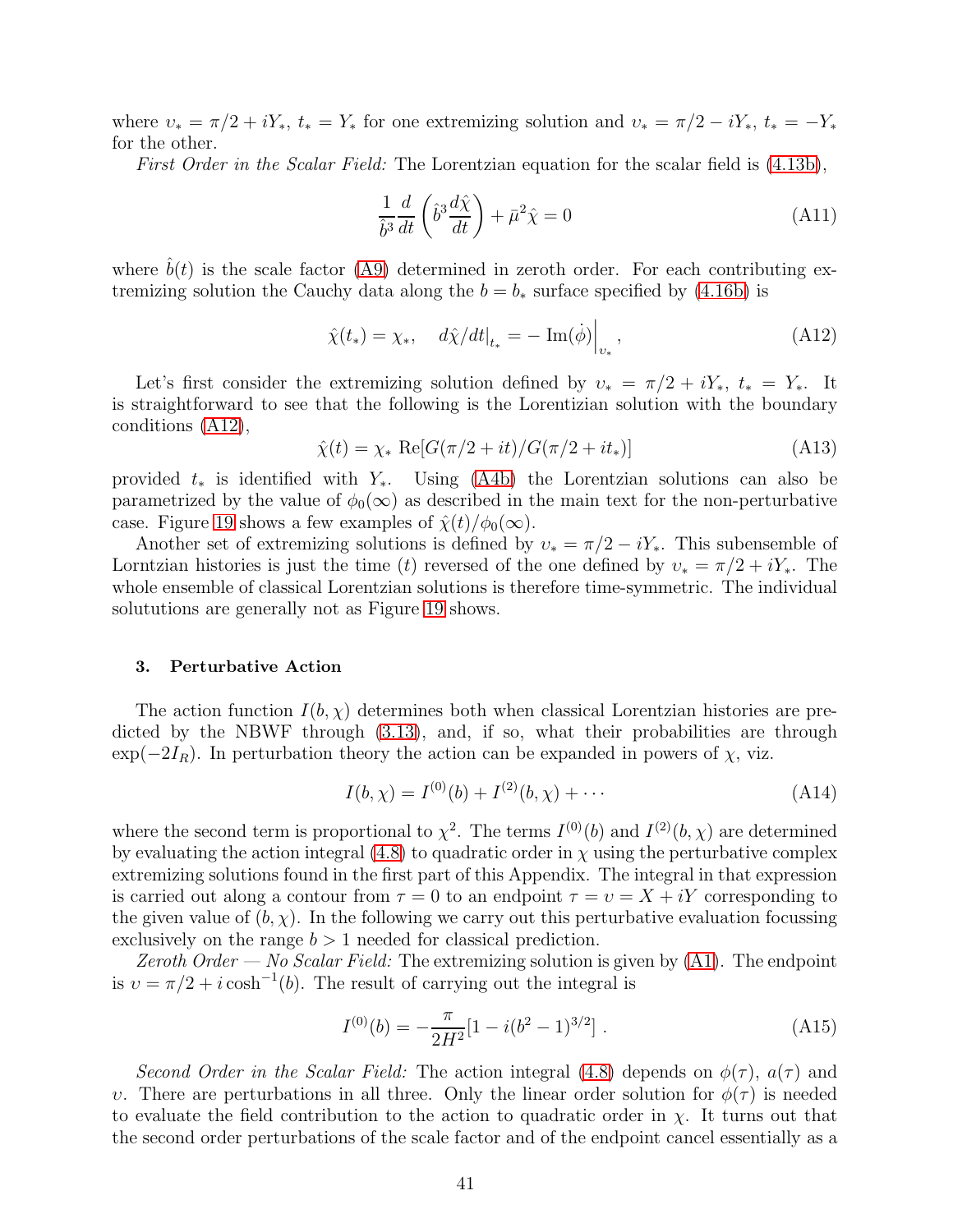where $\upsilon_* = \pi/2 + iY_*$, $t_* = Y_*$ for one extremizing solution and $\upsilon_* = \pi/2 - iY_*$, $t_* = -Y_*$ for the other.

*First Order in the Scalar Field:* The Lorentzian equation for the scalar field is (4.13b),

$$\frac{1}{\hat{b}^3}\frac{d}{dt}\left(\hat{b}^3\frac{d\hat{\chi}}{dt}\right) + \bar{\mu}^2\hat{\chi} = 0 \tag{A11}$$

where $\hat{b}(t)$ is the scale factor (A9) determined in zeroth order. For each contributing extremizing solution the Cauchy data along the $b = b_*$ surface specified by (4.16b) is

$$\hat{\chi}(t_*) = \chi_*, \quad d\hat{\chi}/dt\big|_{t_*} = -\left.\mathrm{Im}(\dot{\phi})\right|_{\upsilon_*}, \tag{A12}$$

Let's first consider the extremizing solution defined by $\upsilon_* = \pi/2 + iY_*$, $t_* = Y_*$. It is straightforward to see that the following is the Lorentzian solution with the boundary conditions (A12),

$$\hat{\chi}(t) = \chi_* \ \mathrm{Re}[G(\pi/2 + it)/G(\pi/2 + it_*)] \tag{A13}$$

provided $t_*$ is identified with $Y_*$. Using (A4b) the Lorentzian solutions can also be parametrized by the value of $\phi_0(\infty)$ as described in the main text for the non-perturbative case. Figure 19 shows a few examples of $\hat{\chi}(t)/\phi_0(\infty)$.

Another set of extremizing solutions is defined by $\upsilon_* = \pi/2 - iY_*$. This subensemble of Lorntzian histories is just the time ($t$) reversed of the one defined by $\upsilon_* = \pi/2 + iY_*$. The whole ensemble of classical Lorentzian solutions is therefore time-symmetric. The individual solututions are generally not as Figure 19 shows.

### 3. Perturbative Action

The action function $I(b, \chi)$ determines both when classical Lorentzian histories are predicted by the NBWF through (3.13), and, if so, what their probabilities are through $\exp(-2I_R)$. In perturbation theory the action can be expanded in powers of $\chi$, viz.

$$I(b, \chi) = I^{(0)}(b) + I^{(2)}(b, \chi) + \cdots \tag{A14}$$

where the second term is proportional to $\chi^2$. The terms $I^{(0)}(b)$ and $I^{(2)}(b, \chi)$ are determined by evaluating the action integral (4.8) to quadratic order in $\chi$ using the perturbative complex extremizing solutions found in the first part of this Appendix. The integral in that expression is carried out along a contour from $\tau = 0$ to an endpoint $\tau = \upsilon = X + iY$ corresponding to the given value of $(b, \chi)$. In the following we carry out this perturbative evaluation focussing exclusively on the range $b > 1$ needed for classical prediction.

*Zeroth Order — No Scalar Field:* The extremizing solution is given by (A1). The endpoint is $\upsilon = \pi/2 + i\cosh^{-1}(b)$. The result of carrying out the integral is

$$I^{(0)}(b) = -\frac{\pi}{2H^2}[1 - i(b^2 - 1)^{3/2}] \, . \tag{A15}$$

*Second Order in the Scalar Field:* The action integral (4.8) depends on $\phi(\tau)$, $a(\tau)$ and $\upsilon$. There are perturbations in all three. Only the linear order solution for $\phi(\tau)$ is needed to evaluate the field contribution to the action to quadratic order in $\chi$. It turns out that the second order perturbations of the scale factor and of the endpoint cancel essentially as a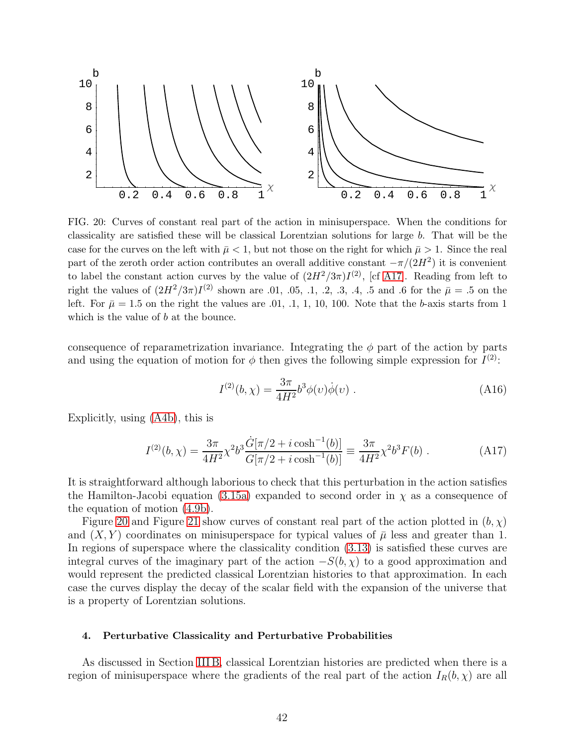FIG. 20: Curves of constant real part of the action in minisuperspace. When the conditions for classicality are satisfied these will be classical Lorentzian solutions for large $b$. That will be the case for the curves on the left with $\bar{\mu} < 1$, but not those on the right for which $\bar{\mu} > 1$. Since the real part of the zeroth order action contributes an overall additive constant $-\pi/(2H^2)$ it is convenient to label the constant action curves by the value of $(2H^2/3\pi)I^{(2)}$, [cf A17]. Reading from left to right the values of $(2H^2/3\pi)I^{(2)}$ shown are .01, .05, .1, .2, .3, .4, .5 and .6 for the $\bar{\mu} = .5$ on the left. For $\bar{\mu} = 1.5$ on the right the values are .01, .1, 1, 10, 100. Note that the $b$-axis starts from 1 which is the value of $b$ at the bounce.

consequence of reparametrization invariance. Integrating the $\phi$ part of the action by parts and using the equation of motion for $\phi$ then gives the following simple expression for $I^{(2)}$:

$$I^{(2)}(b, \chi) = \frac{3\pi}{4H^2} b^3 \phi(\upsilon)\dot{\phi}(\upsilon) \ . \tag{A16}$$

Explicitly, using (A4b), this is

$$I^{(2)}(b, \chi) = \frac{3\pi}{4H^2} \chi^2 b^3 \frac{\dot{G}[\pi/2 + i\cosh^{-1}(b)]}{G[\pi/2 + i\cosh^{-1}(b)]} \equiv \frac{3\pi}{4H^2}\chi^2 b^3 F(b) \ . \tag{A17}$$

It is straightforward although laborious to check that this perturbation in the action satisfies the Hamilton-Jacobi equation (3.15a) expanded to second order in $\chi$ as a consequence of the equation of motion (4.9b).

Figure 20 and Figure 21 show curves of constant real part of the action plotted in $(b, \chi)$ and $(X, Y)$ coordinates on minisuperspace for typical values of $\bar{\mu}$ less and greater than 1. In regions of superspace where the classicality condition (3.13) is satisfied these curves are integral curves of the imaginary part of the action $-S(b, \chi)$ to a good approximation and would represent the predicted classical Lorentzian histories to that approximation. In each case the curves display the decay of the scalar field with the expansion of the universe that is a property of Lorentzian solutions.

#### 4. Perturbative Classicality and Perturbative Probabilities

As discussed in Section III B, classical Lorentzian histories are predicted when there is a region of minisuperspace where the gradients of the real part of the action $I_R(b, \chi)$ are all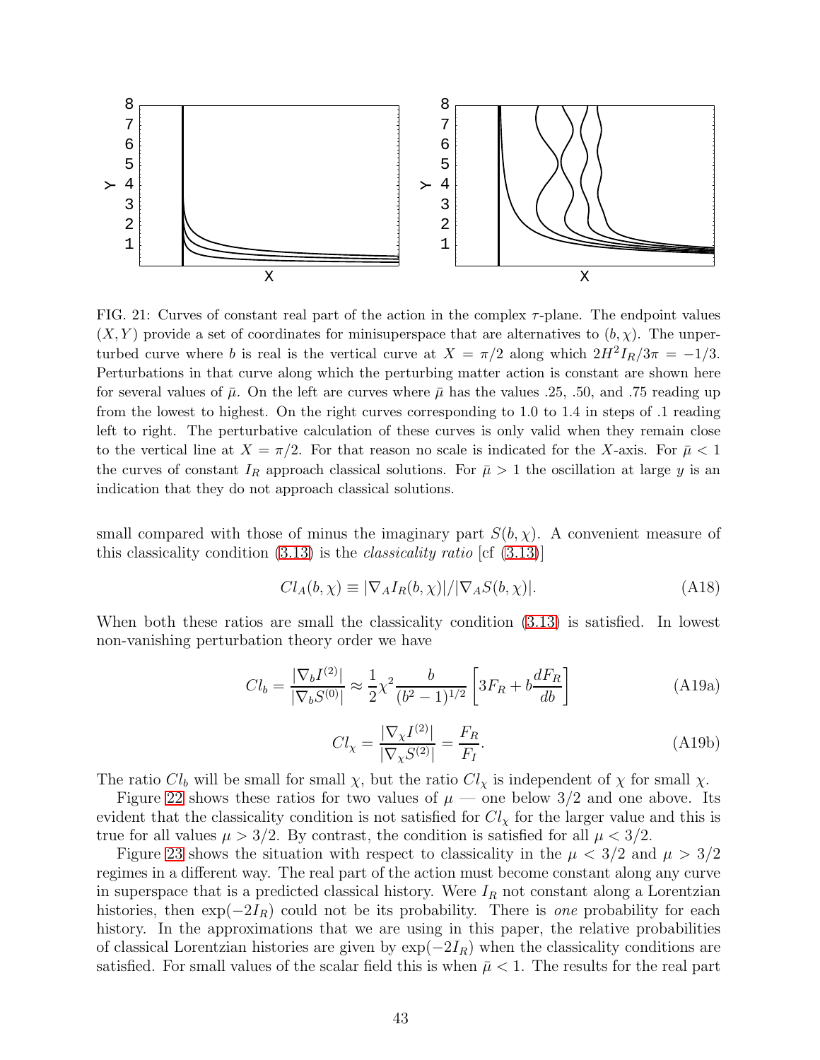FIG. 21: Curves of constant real part of the action in the complex $\tau$-plane. The endpoint values $(X, Y)$ provide a set of coordinates for minisuperspace that are alternatives to $(b, \chi)$. The unperturbed curve where $b$ is real is the vertical curve at $X = \pi/2$ along which $2H^2 I_R/3\pi = -1/3$. Perturbations in that curve along which the perturbing matter action is constant are shown here for several values of $\bar{\mu}$. On the left are curves where $\bar{\mu}$ has the values .25, .50, and .75 reading up from the lowest to highest. On the right curves corresponding to 1.0 to 1.4 in steps of .1 reading left to right. The perturbative calculation of these curves is only valid when they remain close to the vertical line at $X = \pi/2$. For that reason no scale is indicated for the $X$-axis. For $\bar{\mu} < 1$ the curves of constant $I_R$ approach classical solutions. For $\bar{\mu} > 1$ the oscillation at large $y$ is an indication that they do not approach classical solutions.

small compared with those of minus the imaginary part $S(b, \chi)$. A convenient measure of this classicality condition (3.13) is the *classicality ratio* [cf (3.13)]

$$Cl_A(b, \chi) \equiv |\nabla_A I_R(b, \chi)|/|\nabla_A S(b, \chi)|. \tag{A18}$$

When both these ratios are small the classicality condition (3.13) is satisfied. In lowest non-vanishing perturbation theory order we have

$$Cl_b = \frac{|\nabla_b I^{(2)}|}{|\nabla_b S^{(0)}|} \approx \frac{1}{2}\chi^2 \frac{b}{(b^2-1)^{1/2}}\left[3F_R + b\frac{dF_R}{db}\right] \tag{A19a}$$

$$Cl_\chi = \frac{|\nabla_\chi I^{(2)}|}{|\nabla_\chi S^{(2)}|} = \frac{F_R}{F_I}. \tag{A19b}$$

The ratio $Cl_b$ will be small for small $\chi$, but the ratio $Cl_\chi$ is independent of $\chi$ for small $\chi$.

Figure 22 shows these ratios for two values of $\mu$ — one below $3/2$ and one above. Its evident that the classicality condition is not satisfied for $Cl_\chi$ for the larger value and this is true for all values $\mu > 3/2$. By contrast, the condition is satisfied for all $\mu < 3/2$.

Figure 23 shows the situation with respect to classicality in the $\mu < 3/2$ and $\mu > 3/2$ regimes in a different way. The real part of the action must become constant along any curve in superspace that is a predicted classical history. Were $I_R$ not constant along a Lorentzian histories, then $\exp(-2I_R)$ could not be its probability. There is *one* probability for each history. In the approximations that we are using in this paper, the relative probabilities of classical Lorentzian histories are given by $\exp(-2I_R)$ when the classicality conditions are satisfied. For small values of the scalar field this is when $\bar{\mu} < 1$. The results for the real part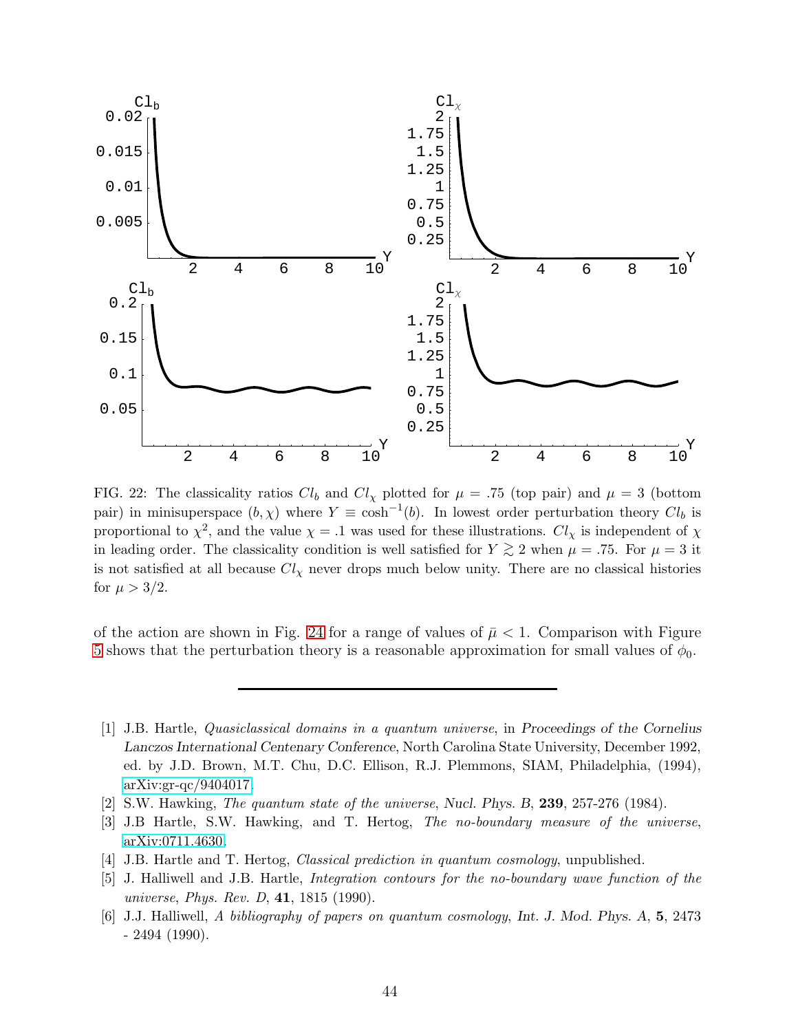FIG. 22: The classicality ratios $Cl_b$ and $Cl_\chi$ plotted for $\mu = .75$ (top pair) and $\mu = 3$ (bottom pair) in minisuperspace $(b, \chi)$ where $Y \equiv \cosh^{-1}(b)$. In lowest order perturbation theory $Cl_b$ is proportional to $\chi^2$, and the value $\chi = .1$ was used for these illustrations. $Cl_\chi$ is independent of $\chi$ in leading order. The classicality condition is well satisfied for $Y \gtrsim 2$ when $\mu = .75$. For $\mu = 3$ it is not satisfied at all because $Cl_\chi$ never drops much below unity. There are no classical histories for $\mu > 3/2$.

of the action are shown in Fig. 24 for a range of values of $\bar{\mu} < 1$. Comparison with Figure 5 shows that the perturbation theory is a reasonable approximation for small values of $\phi_0$.

---

[1] J.B. Hartle, *Quasiclassical domains in a quantum universe*, in *Proceedings of the Cornelius Lanczos International Centenary Conference*, North Carolina State University, December 1992, ed. by J.D. Brown, M.T. Chu, D.C. Ellison, R.J. Plemmons, SIAM, Philadelphia, (1994), arXiv:gr-qc/9404017.

[2] S.W. Hawking, *The quantum state of the universe*, *Nucl. Phys. B*, **239**, 257-276 (1984).

[3] J.B Hartle, S.W. Hawking, and T. Hertog, *The no-boundary measure of the universe*, arXiv:0711.4630.

[4] J.B. Hartle and T. Hertog, *Classical prediction in quantum cosmology*, unpublished.

[5] J. Halliwell and J.B. Hartle, *Integration contours for the no-boundary wave function of the universe*, *Phys. Rev. D*, **41**, 1815 (1990).

[6] J.J. Halliwell, *A bibliography of papers on quantum cosmology*, *Int. J. Mod. Phys. A*, **5**, 2473 - 2494 (1990).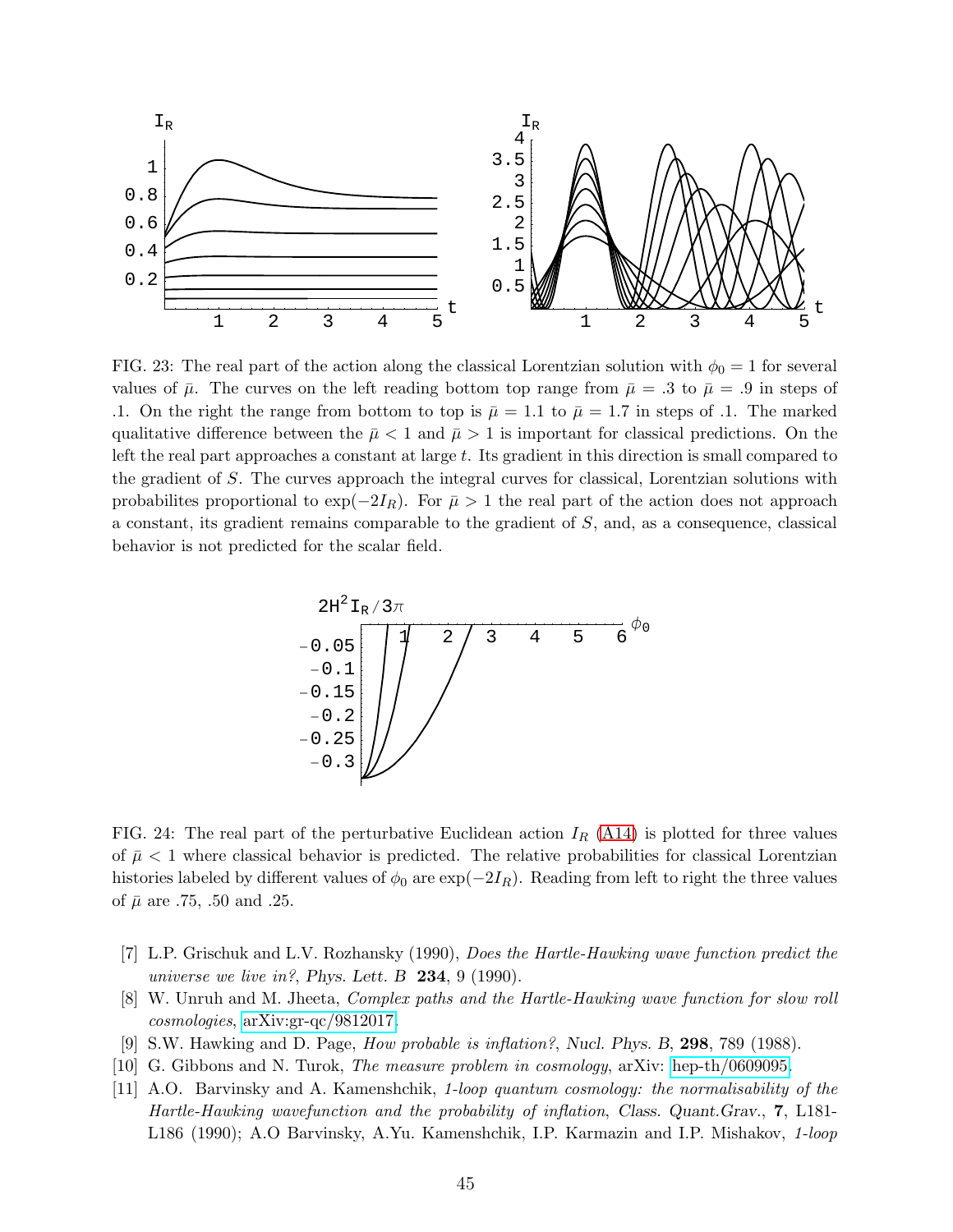FIG. 23: The real part of the action along the classical Lorentzian solution with $\phi_0 = 1$ for several values of $\bar{\mu}$. The curves on the left reading bottom top range from $\bar{\mu} = .3$ to $\bar{\mu} = .9$ in steps of .1. On the right the range from bottom to top is $\bar{\mu} = 1.1$ to $\bar{\mu} = 1.7$ in steps of .1. The marked qualitative difference between the $\bar{\mu} < 1$ and $\bar{\mu} > 1$ is important for classical predictions. On the left the real part approaches a constant at large $t$. Its gradient in this direction is small compared to the gradient of $S$. The curves approach the integral curves for classical, Lorentzian solutions with probabilites proportional to $\exp(-2I_R)$. For $\bar{\mu} > 1$ the real part of the action does not approach a constant, its gradient remains comparable to the gradient of $S$, and, as a consequence, classical behavior is not predicted for the scalar field.

FIG. 24: The real part of the perturbative Euclidean action $I_R$ (A14) is plotted for three values of $\bar{\mu} < 1$ where classical behavior is predicted. The relative probabilities for classical Lorentzian histories labeled by different values of $\phi_0$ are $\exp(-2I_R)$. Reading from left to right the three values of $\bar{\mu}$ are .75, .50 and .25.

[7] L.P. Grischuk and L.V. Rozhansky (1990), *Does the Hartle-Hawking wave function predict the universe we live in?*, Phys. Lett. B **234**, 9 (1990).

[8] W. Unruh and M. Jheeta, *Complex paths and the Hartle-Hawking wave function for slow roll cosmologies*, arXiv:gr-qc/9812017.

[9] S.W. Hawking and D. Page, *How probable is inflation?*, Nucl. Phys. B, **298**, 789 (1988).

[10] G. Gibbons and N. Turok, *The measure problem in cosmology*, arXiv: hep-th/0609095.

[11] A.O. Barvinsky and A. Kamenshchik, *1-loop quantum cosmology: the normalisability of the Hartle-Hawking wavefunction and the probability of inflation*, Class. Quant.Grav., **7**, L181-L186 (1990); A.O Barvinsky, A.Yu. Kamenshchik, I.P. Karmazin and I.P. Mishakov, *1-loop*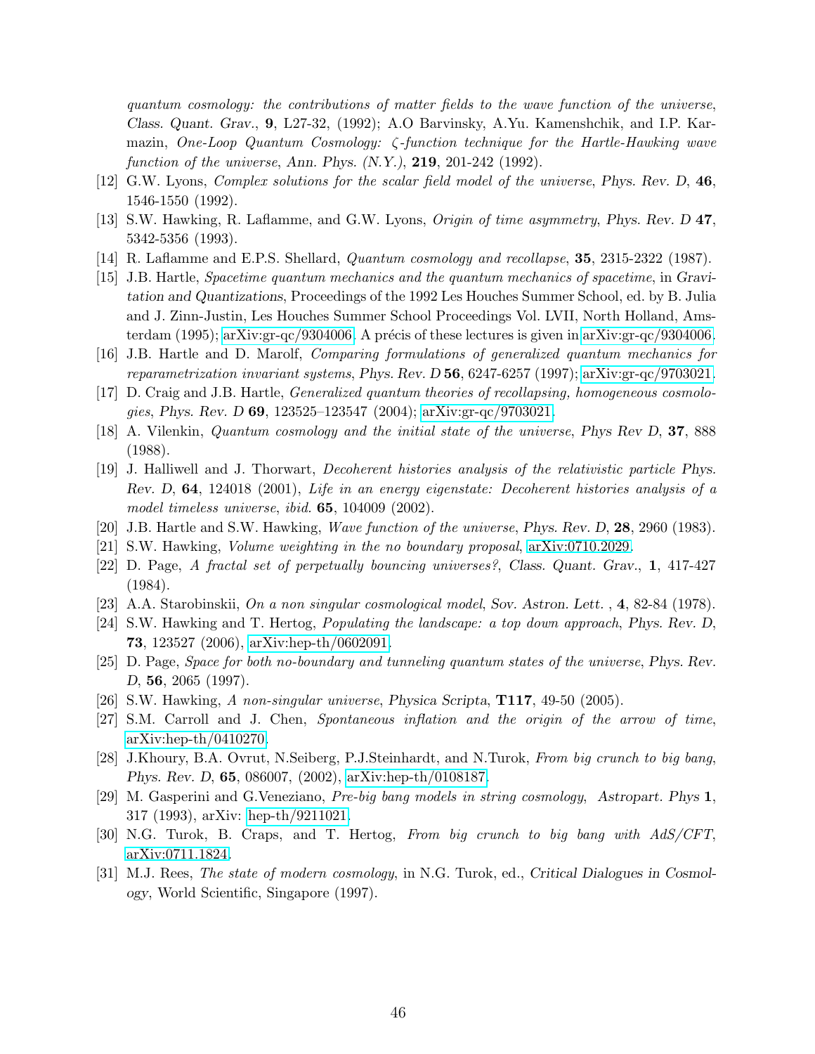*quantum cosmology: the contributions of matter fields to the wave function of the universe*, Class. Quant. Grav., **9**, L27-32, (1992); A.O Barvinsky, A.Yu. Kamenshchik, and I.P. Karmazin, *One-Loop Quantum Cosmology: $\zeta$-function technique for the Hartle-Hawking wave function of the universe*, Ann. Phys. (N.Y.), **219**, 201-242 (1992).

[12] G.W. Lyons, *Complex solutions for the scalar field model of the universe*, Phys. Rev. D, **46**, 1546-1550 (1992).

[13] S.W. Hawking, R. Laflamme, and G.W. Lyons, *Origin of time asymmetry*, Phys. Rev. D **47**, 5342-5356 (1993).

[14] R. Laflamme and E.P.S. Shellard, *Quantum cosmology and recollapse*, **35**, 2315-2322 (1987).

[15] J.B. Hartle, *Spacetime quantum mechanics and the quantum mechanics of spacetime*, in Gravitation and Quantizations, Proceedings of the 1992 Les Houches Summer School, ed. by B. Julia and J. Zinn-Justin, Les Houches Summer School Proceedings Vol. LVII, North Holland, Amsterdam (1995); arXiv:gr-qc/9304006. A précis of these lectures is given in arXiv:gr-qc/9304006.

[16] J.B. Hartle and D. Marolf, *Comparing formulations of generalized quantum mechanics for reparametrization invariant systems*, Phys. Rev. D **56**, 6247-6257 (1997); arXiv:gr-qc/9703021.

[17] D. Craig and J.B. Hartle, *Generalized quantum theories of recollapsing, homogeneous cosmologies*, Phys. Rev. D **69**, 123525–123547 (2004); arXiv:gr-qc/9703021.

[18] A. Vilenkin, *Quantum cosmology and the initial state of the universe*, Phys Rev D, **37**, 888 (1988).

[19] J. Halliwell and J. Thorwart, *Decoherent histories analysis of the relativistic particle Phys. Rev. D*, **64**, 124018 (2001), *Life in an energy eigenstate: Decoherent histories analysis of a model timeless universe*, *ibid.* **65**, 104009 (2002).

[20] J.B. Hartle and S.W. Hawking, *Wave function of the universe*, Phys. Rev. D, **28**, 2960 (1983).

[21] S.W. Hawking, *Volume weighting in the no boundary proposal*, arXiv:0710.2029.

[22] D. Page, *A fractal set of perpetually bouncing universes?*, Class. Quant. Grav., **1**, 417-427 (1984).

[23] A.A. Starobinskii, *On a non singular cosmological model*, Sov. Astron. Lett. , **4**, 82-84 (1978).

[24] S.W. Hawking and T. Hertog, *Populating the landscape: a top down approach*, Phys. Rev. D, **73**, 123527 (2006), arXiv:hep-th/0602091.

[25] D. Page, *Space for both no-boundary and tunneling quantum states of the universe*, Phys. Rev. D, **56**, 2065 (1997).

[26] S.W. Hawking, *A non-singular universe*, Physica Scripta, **T117**, 49-50 (2005).

[27] S.M. Carroll and J. Chen, *Spontaneous inflation and the origin of the arrow of time*, arXiv:hep-th/0410270.

[28] J.Khoury, B.A. Ovrut, N.Seiberg, P.J.Steinhardt, and N.Turok, *From big crunch to big bang*, Phys. Rev. D, **65**, 086007, (2002), arXiv:hep-th/0108187.

[29] M. Gasperini and G.Veneziano, *Pre-big bang models in string cosmology*, Astropart. Phys **1**, 317 (1993), arXiv: hep-th/9211021.

[30] N.G. Turok, B. Craps, and T. Hertog, *From big crunch to big bang with AdS/CFT*, arXiv:0711.1824.

[31] M.J. Rees, *The state of modern cosmology*, in N.G. Turok, ed., Critical Dialogues in Cosmology, World Scientific, Singapore (1997).